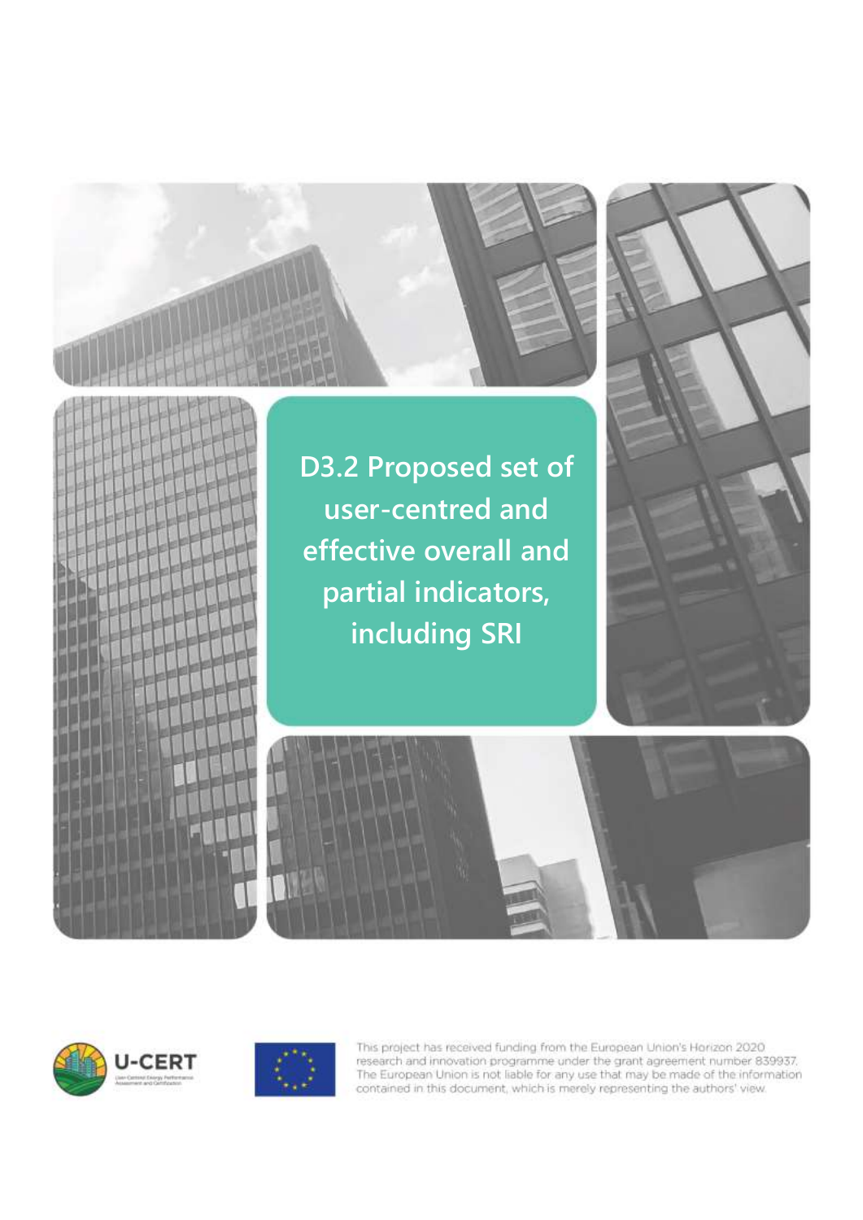# D3.2 Proposed set of user-centred and effective overall and partial indicators, including SRI

U-CERT

This project has received funding from the European Union's Horizon 2020 research and innovation programme under the grant agreement number 839937. The European Union is not liable for any use that may be made of the information contained in this document, which is merely representing the authors' view.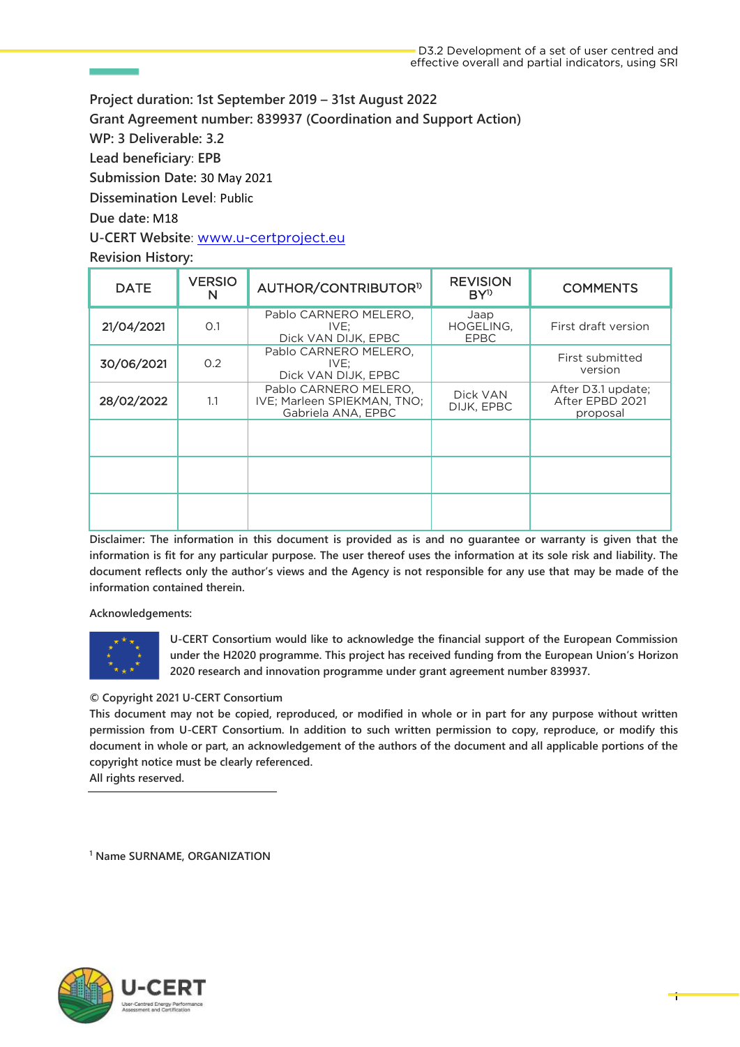Project duration: 1st September 2019 – 31st August 2022
Grant Agreement number: 839937 (Coordination and Support Action)
WP: 3 Deliverable: 3.2
Lead beneficiary: EPB
Submission Date: 30 May 2021
Dissemination Level: Public
Due date: M18
U-CERT Website: www.u-certproject.eu
Revision History:

| DATE | VERSION | AUTHOR/CONTRIBUTOR[1] | REVISION BY[1] | COMMENTS |
|---|---|---|---|---|
| 21/04/2021 | 0.1 | Pablo CARNERO MELERO, IVE; Dick VAN DIJK, EPBC | Jaap HOGELING, EPBC | First draft version |
| 30/06/2021 | 0.2 | Pablo CARNERO MELERO, IVE; Dick VAN DIJK, EPBC | | First submitted version |
| 28/02/2022 | 1.1 | Pablo CARNERO MELERO, IVE; Marleen SPIEKMAN, TNO; Gabriela ANA, EPBC | Dick VAN DIJK, EPBC | After D3.1 update; After EPBD 2021 proposal |
| | | | | |
| | | | | |
| | | | | |

Disclaimer: The information in this document is provided as is and no guarantee or warranty is given that the information is fit for any particular purpose. The user thereof uses the information at its sole risk and liability. The document reflects only the author's views and the Agency is not responsible for any use that may be made of the information contained therein.

Acknowledgements:

U-CERT Consortium would like to acknowledge the financial support of the European Commission under the H2020 programme. This project has received funding from the European Union's Horizon 2020 research and innovation programme under grant agreement number 839937.

© Copyright 2021 U-CERT Consortium
This document may not be copied, reproduced, or modified in whole or in part for any purpose without written permission from U-CERT Consortium. In addition to such written permission to copy, reproduce, or modify this document in whole or part, an acknowledgement of the authors of the document and all applicable portions of the copyright notice must be clearly referenced.
All rights reserved.

[1] Name SURNAME, ORGANIZATION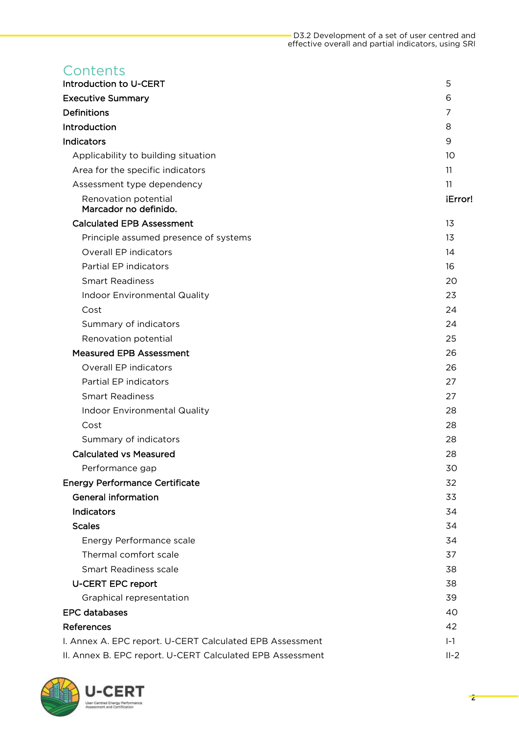# Contents

| | |
|---|---|
| **Introduction to U-CERT** | 5 |
| **Executive Summary** | 6 |
| **Definitions** | 7 |
| **Introduction** | 8 |
| **Indicators** | 9 |
| Applicability to building situation | 10 |
| Area for the specific indicators | 11 |
| Assessment type dependency | 11 |
| Renovation potential **Marcador no definido.** | **¡Error!** |
| **Calculated EPB Assessment** | 13 |
| Principle assumed presence of systems | 13 |
| Overall EP indicators | 14 |
| Partial EP indicators | 16 |
| Smart Readiness | 20 |
| Indoor Environmental Quality | 23 |
| Cost | 24 |
| Summary of indicators | 24 |
| Renovation potential | 25 |
| **Measured EPB Assessment** | 26 |
| Overall EP indicators | 26 |
| Partial EP indicators | 27 |
| Smart Readiness | 27 |
| Indoor Environmental Quality | 28 |
| Cost | 28 |
| Summary of indicators | 28 |
| **Calculated vs Measured** | 28 |
| Performance gap | 30 |
| **Energy Performance Certificate** | 32 |
| **General information** | 33 |
| **Indicators** | 34 |
| **Scales** | 34 |
| Energy Performance scale | 34 |
| Thermal comfort scale | 37 |
| Smart Readiness scale | 38 |
| **U-CERT EPC report** | 38 |
| Graphical representation | 39 |
| **EPC databases** | 40 |
| **References** | 42 |
| I. Annex A. EPC report. U-CERT Calculated EPB Assessment | I-1 |
| II. Annex B. EPC report. U-CERT Calculated EPB Assessment | II-2 |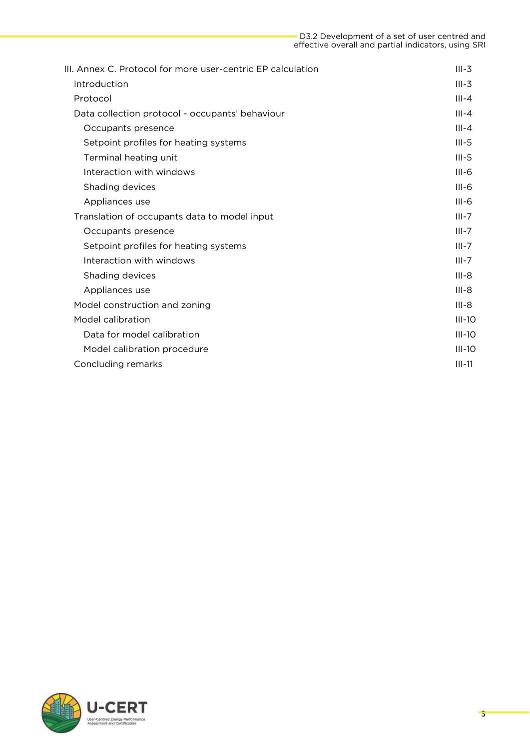| | |
|---|---|
| III. Annex C. Protocol for more user-centric EP calculation | III-3 |
| Introduction | III-3 |
| Protocol | III-4 |
| Data collection protocol - occupants' behaviour | III-4 |
| Occupants presence | III-4 |
| Setpoint profiles for heating systems | III-5 |
| Terminal heating unit | III-5 |
| Interaction with windows | III-6 |
| Shading devices | III-6 |
| Appliances use | III-6 |
| Translation of occupants data to model input | III-7 |
| Occupants presence | III-7 |
| Setpoint profiles for heating systems | III-7 |
| Interaction with windows | III-7 |
| Shading devices | III-8 |
| Appliances use | III-8 |
| Model construction and zoning | III-8 |
| Model calibration | III-10 |
| Data for model calibration | III-10 |
| Model calibration procedure | III-10 |
| Concluding remarks | III-11 |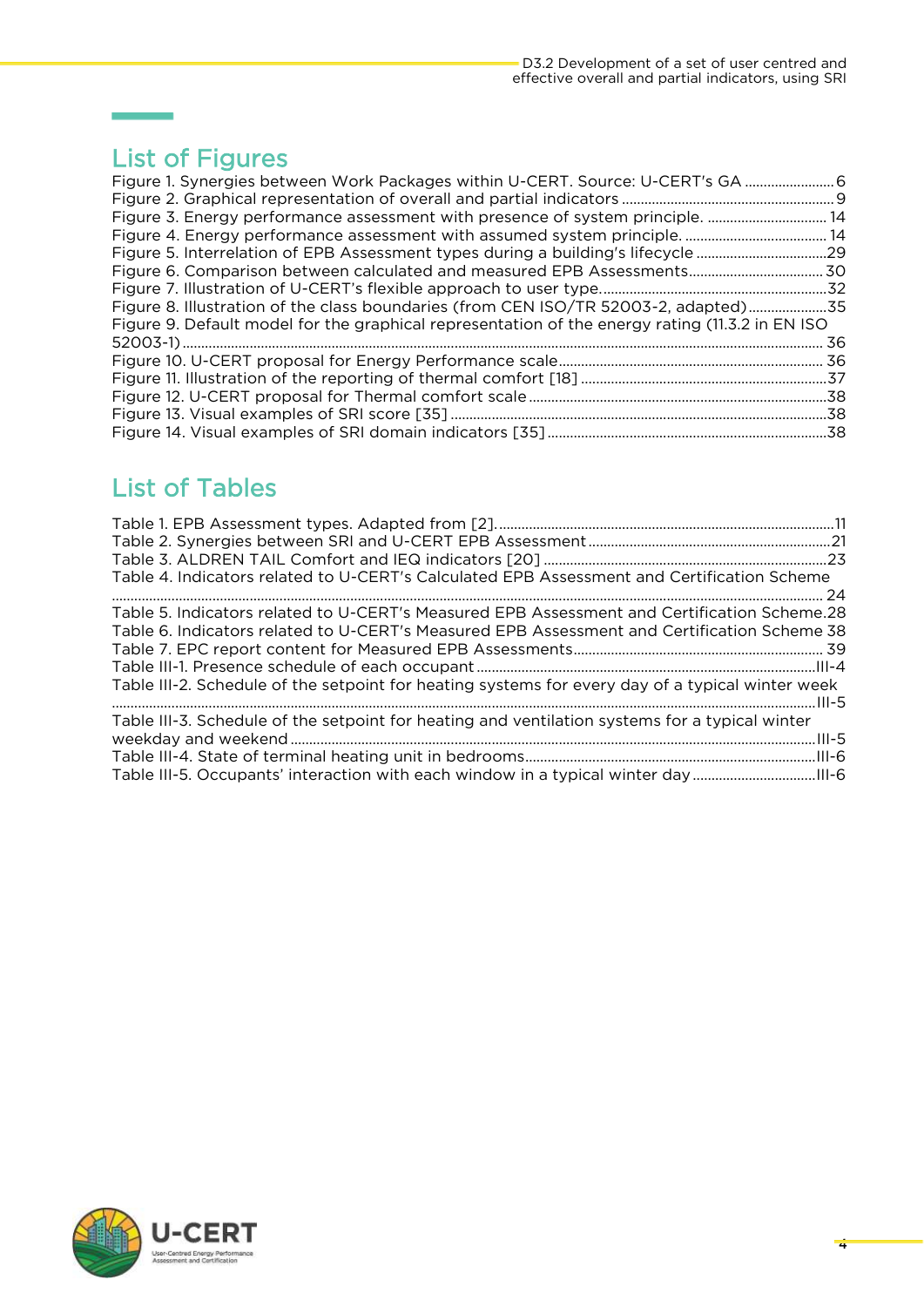## List of Figures

Figure 1. Synergies between Work Packages within U-CERT. Source: U-CERT's GA ........................ 6
Figure 2. Graphical representation of overall and partial indicators ........................................................ 9
Figure 3. Energy performance assessment with presence of system principle. ................................ 14
Figure 4. Energy performance assessment with assumed system principle. ...................................... 14
Figure 5. Interrelation of EPB Assessment types during a building's lifecycle ...................................29
Figure 6. Comparison between calculated and measured EPB Assessments.................................... 30
Figure 7. Illustration of U-CERT's flexible approach to user type..........................................................32
Figure 8. Illustration of the class boundaries (from CEN ISO/TR 52003-2, adapted).....................35
Figure 9. Default model for the graphical representation of the energy rating (11.3.2 in EN ISO 52003-1) ........................................................................................................................................................ 36
Figure 10. U-CERT proposal for Energy Performance scale...................................................................... 36
Figure 11. Illustration of the reporting of thermal comfort [18] .................................................................37
Figure 12. U-CERT proposal for Thermal comfort scale ...............................................................................38
Figure 13. Visual examples of SRI score [35] ...................................................................................................38
Figure 14. Visual examples of SRI domain indicators [35] ..........................................................................38

## List of Tables

Table 1. EPB Assessment types. Adapted from [2]..........................................................................................11
Table 2. Synergies between SRI and U-CERT EPB Assessment .................................................................21
Table 3. ALDREN TAIL Comfort and IEQ indicators [20] ..........................................................................23
Table 4. Indicators related to U-CERT's Calculated EPB Assessment and Certification Scheme ......................................................................................................................................................................... 24
Table 5. Indicators related to U-CERT's Measured EPB Assessment and Certification Scheme.28
Table 6. Indicators related to U-CERT's Measured EPB Assessment and Certification Scheme 38
Table 7. EPC report content for Measured EPB Assessments.................................................................. 39
Table III-1. Presence schedule of each occupant .........................................................................................III-4
Table III-2. Schedule of the setpoint for heating systems for every day of a typical winter week ..........................................................................................................................................................................III-5
Table III-3. Schedule of the setpoint for heating and ventilation systems for a typical winter weekday and weekend ..........................................................................................................................................III-5
Table III-4. State of terminal heating unit in bedrooms.............................................................................III-6
Table III-5. Occupants' interaction with each window in a typical winter day ................................III-6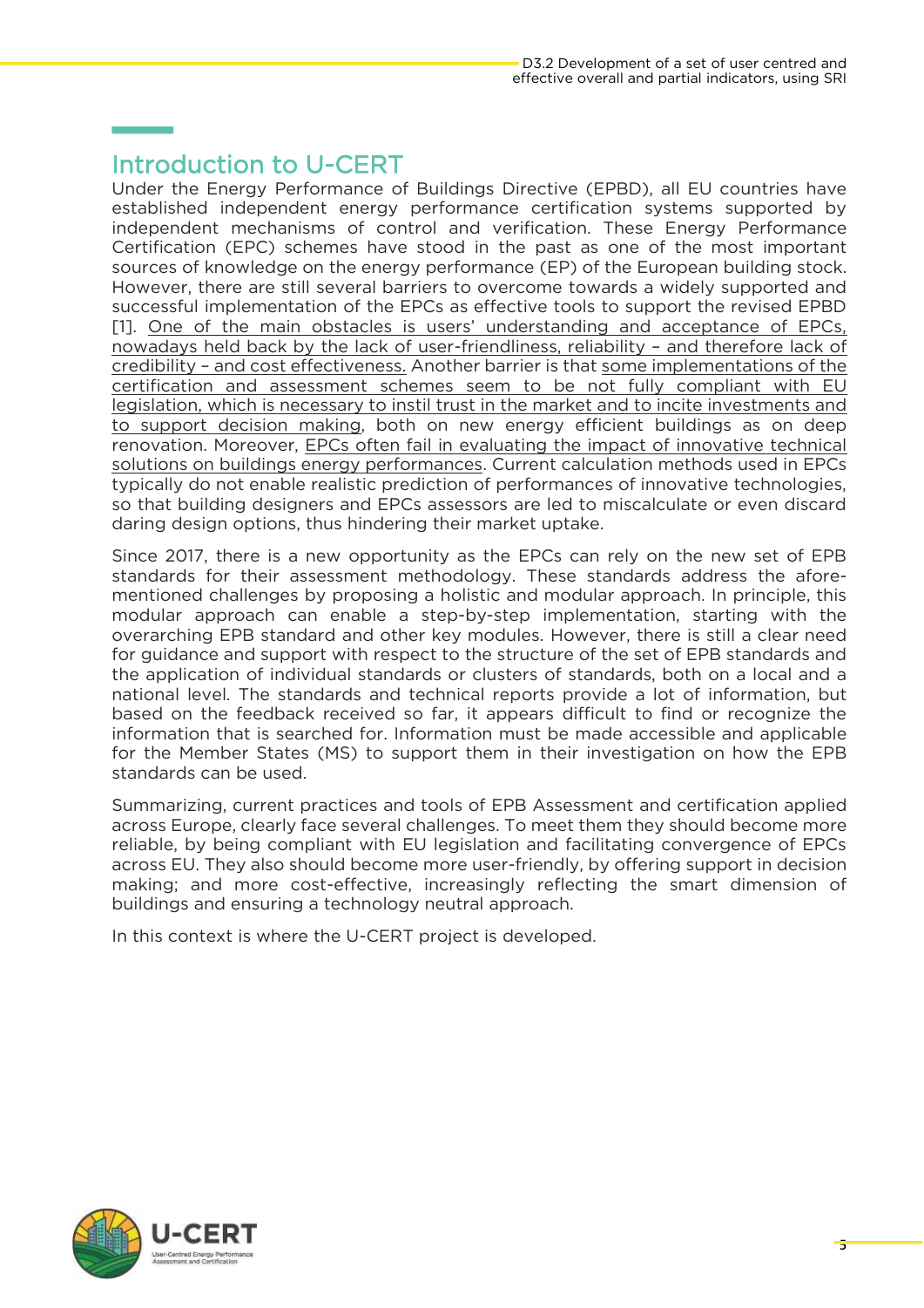## Introduction to U-CERT

Under the Energy Performance of Buildings Directive (EPBD), all EU countries have established independent energy performance certification systems supported by independent mechanisms of control and verification. These Energy Performance Certification (EPC) schemes have stood in the past as one of the most important sources of knowledge on the energy performance (EP) of the European building stock. However, there are still several barriers to overcome towards a widely supported and successful implementation of the EPCs as effective tools to support the revised EPBD [1]. <u>One of the main obstacles is users' understanding and acceptance of EPCs, nowadays held back by the lack of user-friendliness, reliability – and therefore lack of credibility – and cost effectiveness.</u> Another barrier is that <u>some implementations of the certification and assessment schemes seem to be not fully compliant with EU legislation, which is necessary to instil trust in the market and to incite investments and to support decision making</u>, both on new energy efficient buildings as on deep renovation. Moreover, <u>EPCs often fail in evaluating the impact of innovative technical solutions on buildings energy performances</u>. Current calculation methods used in EPCs typically do not enable realistic prediction of performances of innovative technologies, so that building designers and EPCs assessors are led to miscalculate or even discard daring design options, thus hindering their market uptake.

Since 2017, there is a new opportunity as the EPCs can rely on the new set of EPB standards for their assessment methodology. These standards address the afore-mentioned challenges by proposing a holistic and modular approach. In principle, this modular approach can enable a step-by-step implementation, starting with the overarching EPB standard and other key modules. However, there is still a clear need for guidance and support with respect to the structure of the set of EPB standards and the application of individual standards or clusters of standards, both on a local and a national level. The standards and technical reports provide a lot of information, but based on the feedback received so far, it appears difficult to find or recognize the information that is searched for. Information must be made accessible and applicable for the Member States (MS) to support them in their investigation on how the EPB standards can be used.

Summarizing, current practices and tools of EPB Assessment and certification applied across Europe, clearly face several challenges. To meet them they should become more reliable, by being compliant with EU legislation and facilitating convergence of EPCs across EU. They also should become more user-friendly, by offering support in decision making; and more cost-effective, increasingly reflecting the smart dimension of buildings and ensuring a technology neutral approach.

In this context is where the U-CERT project is developed.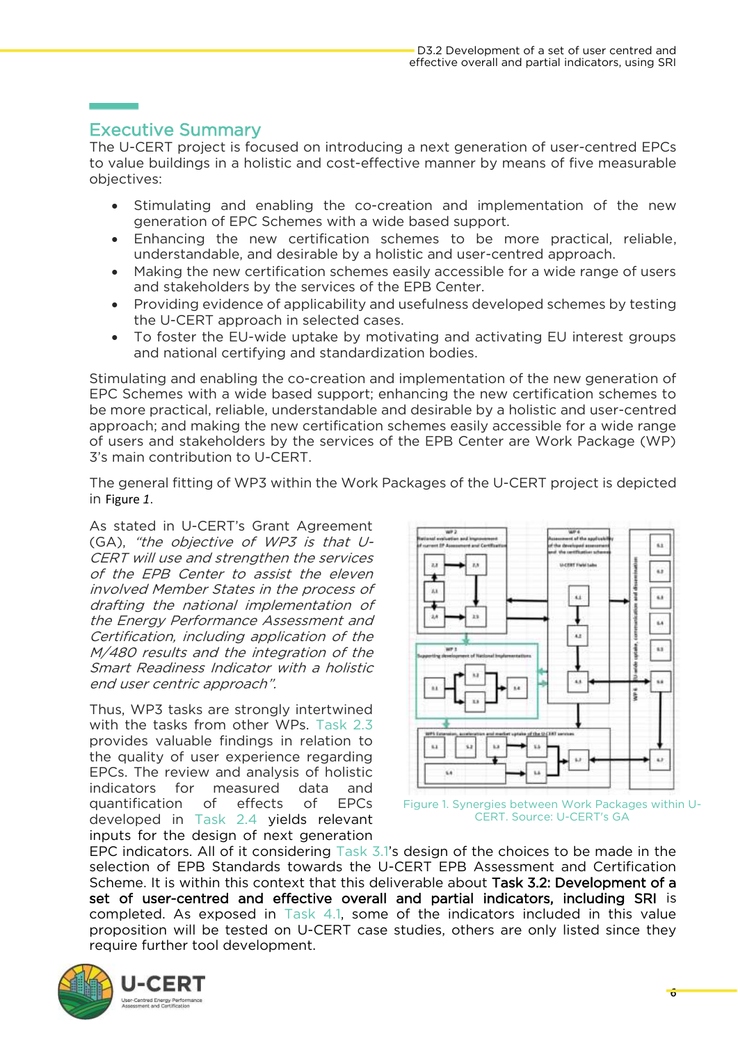## Executive Summary

The U-CERT project is focused on introducing a next generation of user-centred EPCs to value buildings in a holistic and cost-effective manner by means of five measurable objectives:

- Stimulating and enabling the co-creation and implementation of the new generation of EPC Schemes with a wide based support.
- Enhancing the new certification schemes to be more practical, reliable, understandable, and desirable by a holistic and user-centred approach.
- Making the new certification schemes easily accessible for a wide range of users and stakeholders by the services of the EPB Center.
- Providing evidence of applicability and usefulness developed schemes by testing the U-CERT approach in selected cases.
- To foster the EU-wide uptake by motivating and activating EU interest groups and national certifying and standardization bodies.

Stimulating and enabling the co-creation and implementation of the new generation of EPC Schemes with a wide based support; enhancing the new certification schemes to be more practical, reliable, understandable and desirable by a holistic and user-centred approach; and making the new certification schemes easily accessible for a wide range of users and stakeholders by the services of the EPB Center are Work Package (WP) 3's main contribution to U-CERT.

The general fitting of WP3 within the Work Packages of the U-CERT project is depicted in Figure 1.

As stated in U-CERT's Grant Agreement (GA), *"the objective of WP3 is that U-CERT will use and strengthen the services of the EPB Center to assist the eleven involved Member States in the process of drafting the national implementation of the Energy Performance Assessment and Certification, including application of the M/480 results and the integration of the Smart Readiness Indicator with a holistic end user centric approach"*.

Figure 1. Synergies between Work Packages within U-CERT. Source: U-CERT's GA

Thus, WP3 tasks are strongly intertwined with the tasks from other WPs. Task 2.3 provides valuable findings in relation to the quality of user experience regarding EPCs. The review and analysis of holistic indicators for measured data and quantification of effects of EPCs developed in Task 2.4 yields relevant inputs for the design of next generation EPC indicators. All of it considering Task 3.1's design of the choices to be made in the selection of EPB Standards towards the U-CERT EPB Assessment and Certification Scheme. It is within this context that this deliverable about **Task 3.2: Development of a set of user-centred and effective overall and partial indicators, including SRI** is completed. As exposed in Task 4.1, some of the indicators included in this value proposition will be tested on U-CERT case studies, others are only listed since they require further tool development.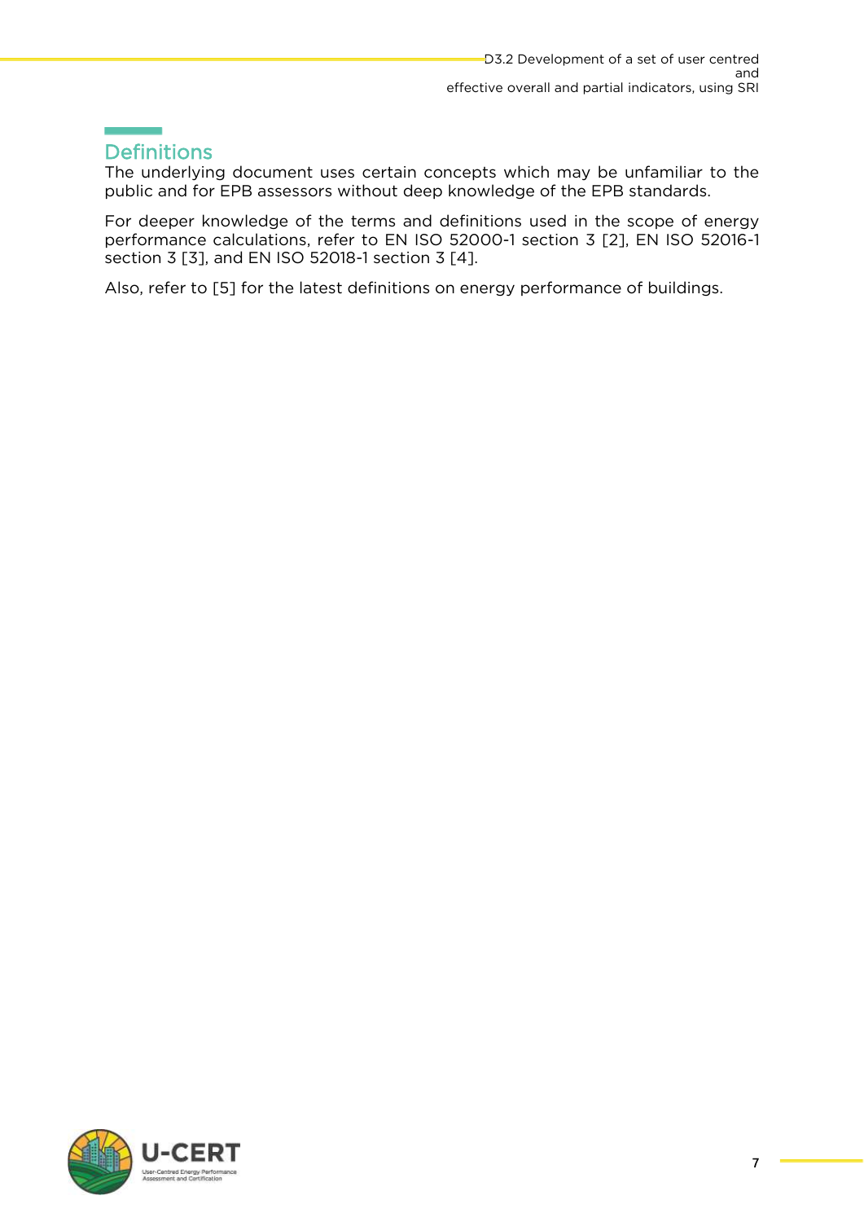# Definitions

The underlying document uses certain concepts which may be unfamiliar to the public and for EPB assessors without deep knowledge of the EPB standards.

For deeper knowledge of the terms and definitions used in the scope of energy performance calculations, refer to EN ISO 52000-1 section 3 [2], EN ISO 52016-1 section 3 [3], and EN ISO 52018-1 section 3 [4].

Also, refer to [5] for the latest definitions on energy performance of buildings.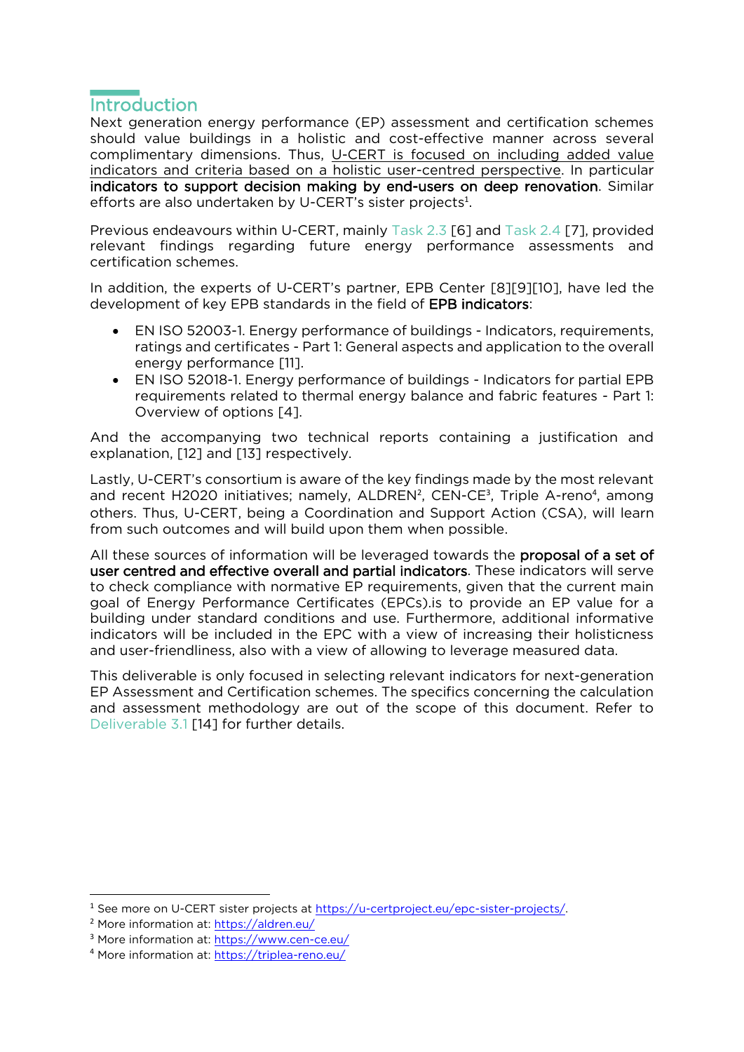# Introduction

Next generation energy performance (EP) assessment and certification schemes should value buildings in a holistic and cost-effective manner across several complimentary dimensions. Thus, U-CERT is focused on including added value indicators and criteria based on a holistic user-centred perspective. In particular **indicators to support decision making by end-users on deep renovation**. Similar efforts are also undertaken by U-CERT's sister projects[1].

Previous endeavours within U-CERT, mainly Task 2.3 [6] and Task 2.4 [7], provided relevant findings regarding future energy performance assessments and certification schemes.

In addition, the experts of U-CERT's partner, EPB Center [8][9][10], have led the development of key EPB standards in the field of **EPB indicators**:

- EN ISO 52003-1. Energy performance of buildings - Indicators, requirements, ratings and certificates - Part 1: General aspects and application to the overall energy performance [11].
- EN ISO 52018-1. Energy performance of buildings - Indicators for partial EPB requirements related to thermal energy balance and fabric features - Part 1: Overview of options [4].

And the accompanying two technical reports containing a justification and explanation, [12] and [13] respectively.

Lastly, U-CERT's consortium is aware of the key findings made by the most relevant and recent H2020 initiatives; namely, ALDREN[2], CEN-CE[3], Triple A-reno[4], among others. Thus, U-CERT, being a Coordination and Support Action (CSA), will learn from such outcomes and will build upon them when possible.

All these sources of information will be leveraged towards the **proposal of a set of user centred and effective overall and partial indicators**. These indicators will serve to check compliance with normative EP requirements, given that the current main goal of Energy Performance Certificates (EPCs).is to provide an EP value for a building under standard conditions and use. Furthermore, additional informative indicators will be included in the EPC with a view of increasing their holisticness and user-friendliness, also with a view of allowing to leverage measured data.

This deliverable is only focused in selecting relevant indicators for next-generation EP Assessment and Certification schemes. The specifics concerning the calculation and assessment methodology are out of the scope of this document. Refer to Deliverable 3.1 [14] for further details.

---

[1] See more on U-CERT sister projects at https://u-certproject.eu/epc-sister-projects/.

[2] More information at: https://aldren.eu/

[3] More information at: https://www.cen-ce.eu/

[4] More information at: https://triplea-reno.eu/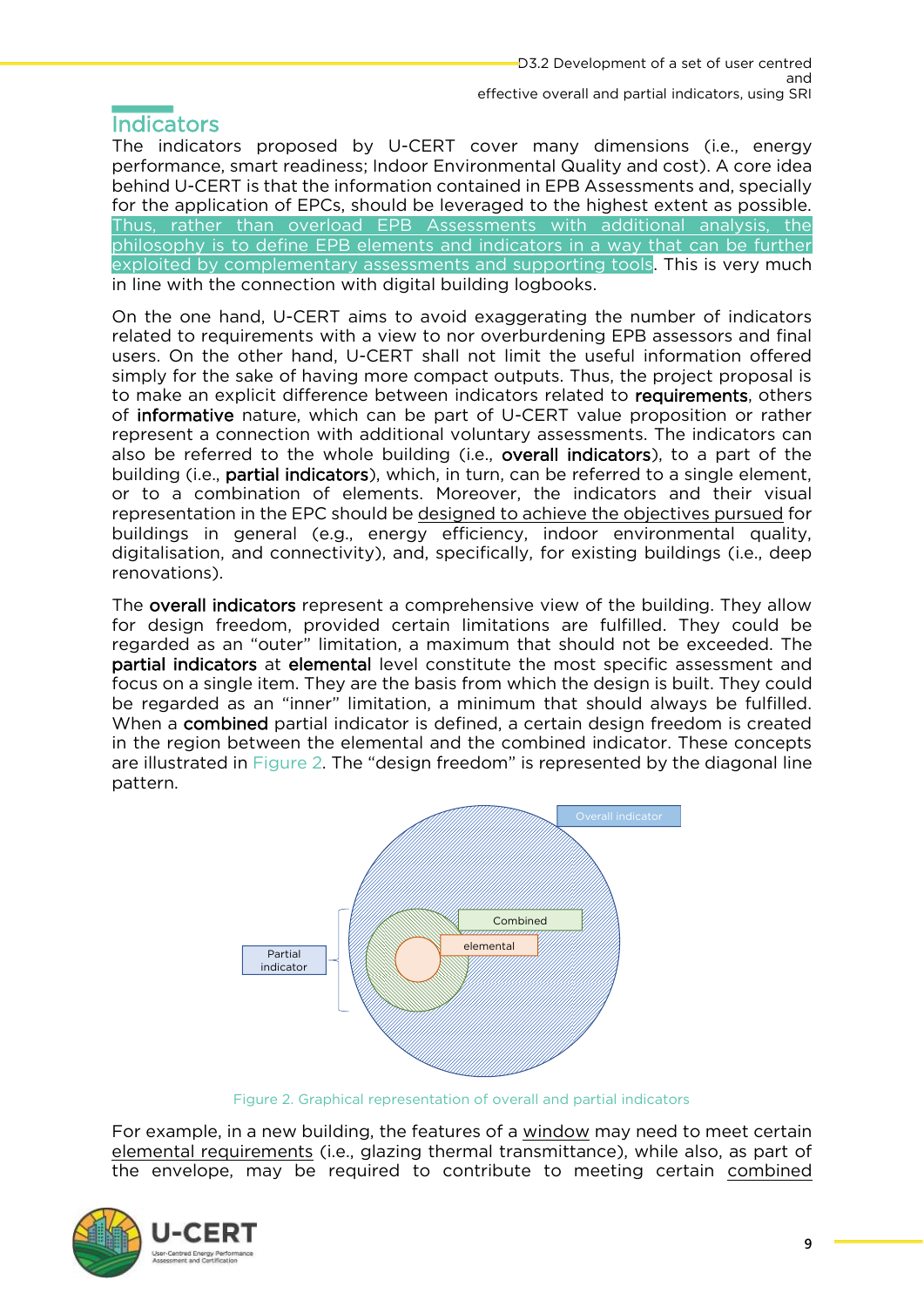## Indicators

The indicators proposed by U-CERT cover many dimensions (i.e., energy performance, smart readiness; Indoor Environmental Quality and cost). A core idea behind U-CERT is that the information contained in EPB Assessments and, specially for the application of EPCs, should be leveraged to the highest extent as possible. Thus, rather than overload EPB Assessments with additional analysis, the philosophy is to define EPB elements and indicators in a way that can be further exploited by complementary assessments and supporting tools. This is very much in line with the connection with digital building logbooks.

On the one hand, U-CERT aims to avoid exaggerating the number of indicators related to requirements with a view to nor overburdening EPB assessors and final users. On the other hand, U-CERT shall not limit the useful information offered simply for the sake of having more compact outputs. Thus, the project proposal is to make an explicit difference between indicators related to **requirements**, others of **informative** nature, which can be part of U-CERT value proposition or rather represent a connection with additional voluntary assessments. The indicators can also be referred to the whole building (i.e., **overall indicators**), to a part of the building (i.e., **partial indicators**), which, in turn, can be referred to a single element, or to a combination of elements. Moreover, the indicators and their visual representation in the EPC should be designed to achieve the objectives pursued for buildings in general (e.g., energy efficiency, indoor environmental quality, digitalisation, and connectivity), and, specifically, for existing buildings (i.e., deep renovations).

The **overall indicators** represent a comprehensive view of the building. They allow for design freedom, provided certain limitations are fulfilled. They could be regarded as an "outer" limitation, a maximum that should not be exceeded. The **partial indicators** at **elemental** level constitute the most specific assessment and focus on a single item. They are the basis from which the design is built. They could be regarded as an "inner" limitation, a minimum that should always be fulfilled. When a **combined** partial indicator is defined, a certain design freedom is created in the region between the elemental and the combined indicator. These concepts are illustrated in Figure 2. The "design freedom" is represented by the diagonal line pattern.

Overall indicator

Combined

elemental

Partial indicator

Figure 2. Graphical representation of overall and partial indicators

For example, in a new building, the features of a window may need to meet certain elemental requirements (i.e., glazing thermal transmittance), while also, as part of the envelope, may be required to contribute to meeting certain combined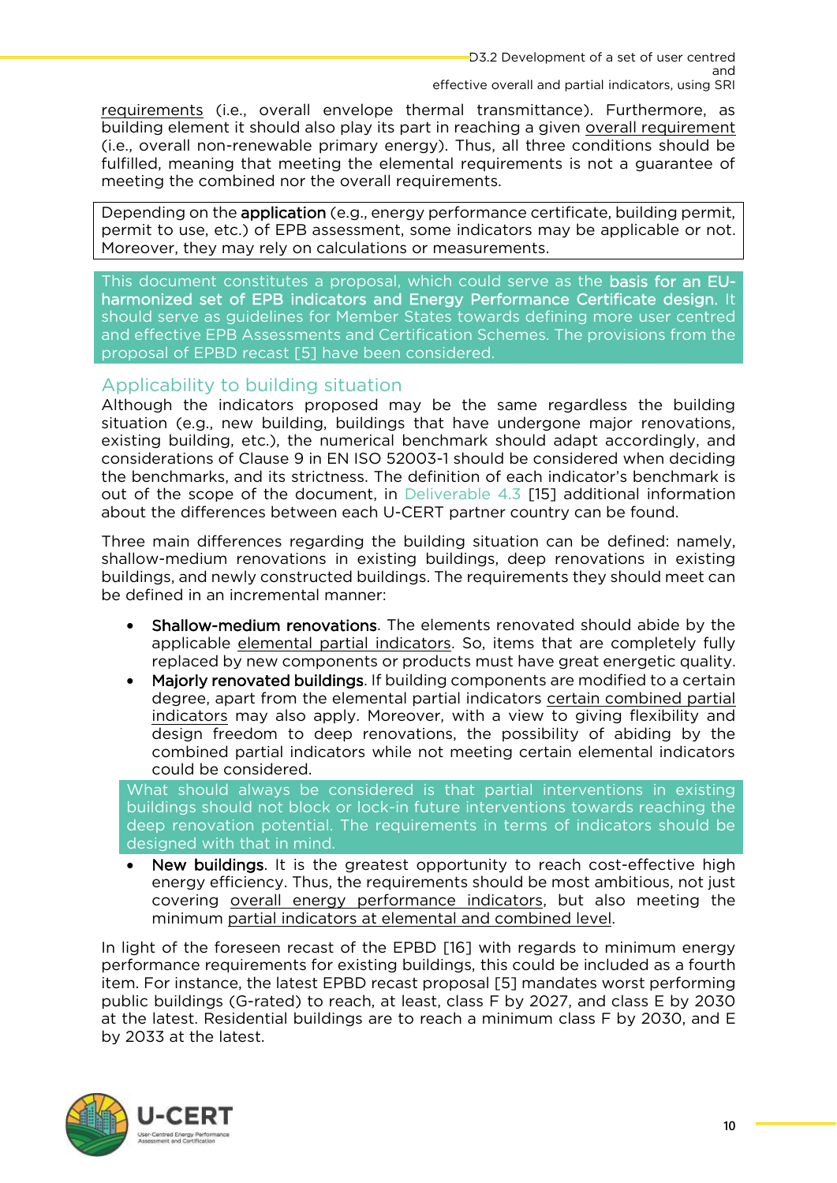requirements (i.e., overall envelope thermal transmittance). Furthermore, as building element it should also play its part in reaching a given overall requirement (i.e., overall non-renewable primary energy). Thus, all three conditions should be fulfilled, meaning that meeting the elemental requirements is not a guarantee of meeting the combined nor the overall requirements.

Depending on the **application** (e.g., energy performance certificate, building permit, permit to use, etc.) of EPB assessment, some indicators may be applicable or not. Moreover, they may rely on calculations or measurements.

This document constitutes a proposal, which could serve as the **basis for an EU-harmonized set of EPB indicators and Energy Performance Certificate design.** It should serve as guidelines for Member States towards defining more user centred and effective EPB Assessments and Certification Schemes. The provisions from the proposal of EPBD recast [5] have been considered.

## Applicability to building situation

Although the indicators proposed may be the same regardless the building situation (e.g., new building, buildings that have undergone major renovations, existing building, etc.), the numerical benchmark should adapt accordingly, and considerations of Clause 9 in EN ISO 52003-1 should be considered when deciding the benchmarks, and its strictness. The definition of each indicator's benchmark is out of the scope of the document, in Deliverable 4.3 [15] additional information about the differences between each U-CERT partner country can be found.

Three main differences regarding the building situation can be defined: namely, shallow-medium renovations in existing buildings, deep renovations in existing buildings, and newly constructed buildings. The requirements they should meet can be defined in an incremental manner:

- **Shallow-medium renovations**. The elements renovated should abide by the applicable elemental partial indicators. So, items that are completely fully replaced by new components or products must have great energetic quality.
- **Majorly renovated buildings**. If building components are modified to a certain degree, apart from the elemental partial indicators certain combined partial indicators may also apply. Moreover, with a view to giving flexibility and design freedom to deep renovations, the possibility of abiding by the combined partial indicators while not meeting certain elemental indicators could be considered.

What should always be considered is that partial interventions in existing buildings should not block or lock-in future interventions towards reaching the deep renovation potential. The requirements in terms of indicators should be designed with that in mind.

- **New buildings**. It is the greatest opportunity to reach cost-effective high energy efficiency. Thus, the requirements should be most ambitious, not just covering overall energy performance indicators, but also meeting the minimum partial indicators at elemental and combined level.

In light of the foreseen recast of the EPBD [16] with regards to minimum energy performance requirements for existing buildings, this could be included as a fourth item. For instance, the latest EPBD recast proposal [5] mandates worst performing public buildings (G-rated) to reach, at least, class F by 2027, and class E by 2030 at the latest. Residential buildings are to reach a minimum class F by 2030, and E by 2033 at the latest.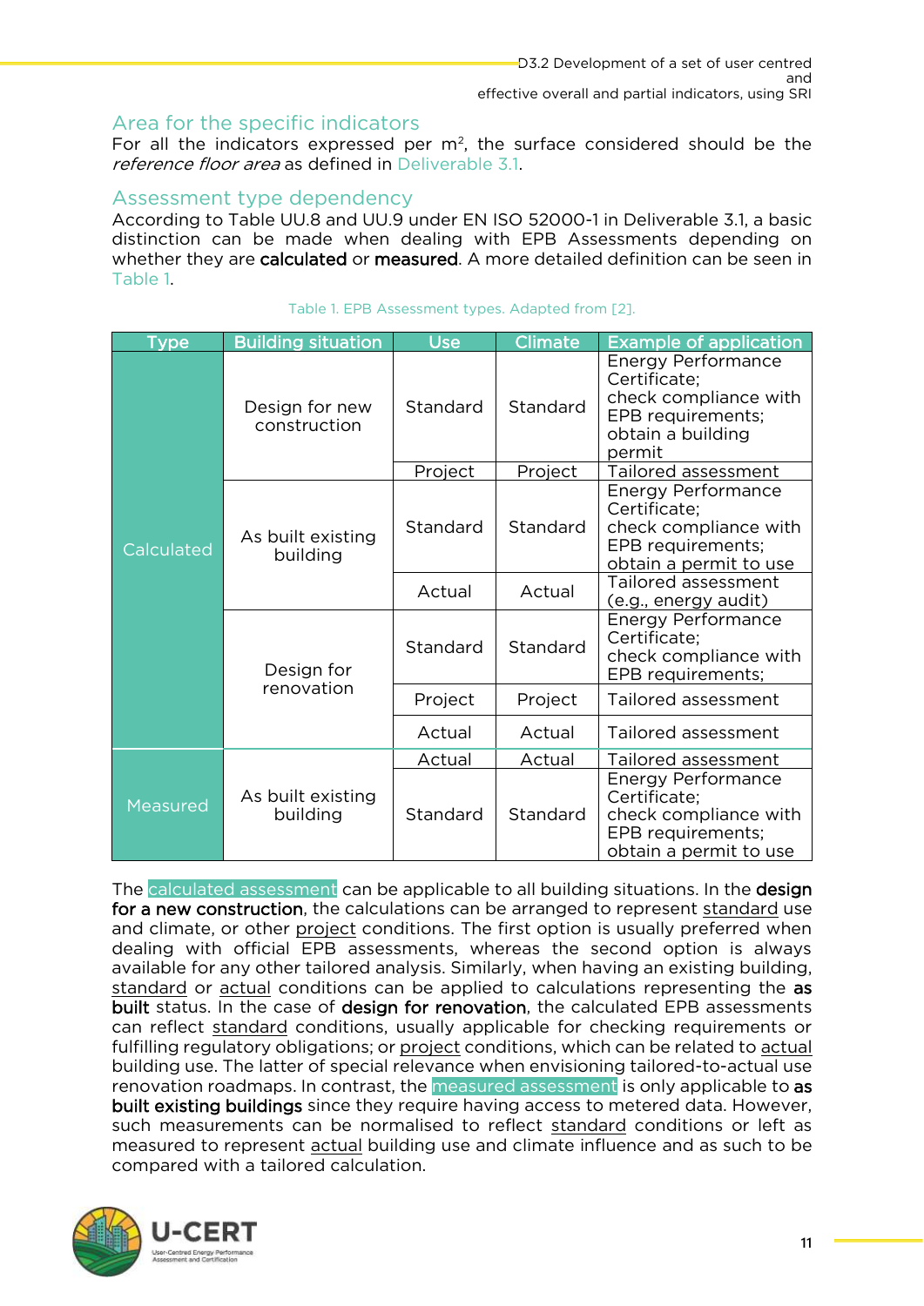## Area for the specific indicators

For all the indicators expressed per m$^2$, the surface considered should be the *reference floor area* as defined in Deliverable 3.1.

## Assessment type dependency

According to Table UU.8 and UU.9 under EN ISO 52000-1 in Deliverable 3.1, a basic distinction can be made when dealing with EPB Assessments depending on whether they are **calculated** or **measured**. A more detailed definition can be seen in Table 1.

Table 1. EPB Assessment types. Adapted from [2].

| Type | Building situation | Use | Climate | Example of application |
|---|---|---|---|---|
| Calculated | Design for new construction | Standard | Standard | Energy Performance Certificate; check compliance with EPB requirements; obtain a building permit |
| | | Project | Project | Tailored assessment |
| | As built existing building | Standard | Standard | Energy Performance Certificate; check compliance with EPB requirements; obtain a permit to use |
| | | Actual | Actual | Tailored assessment (e.g., energy audit) |
| | Design for renovation | Standard | Standard | Energy Performance Certificate; check compliance with EPB requirements; |
| | | Project | Project | Tailored assessment |
| | | Actual | Actual | Tailored assessment |
| Measured | As built existing building | Actual | Actual | Tailored assessment |
| | | Standard | Standard | Energy Performance Certificate; check compliance with EPB requirements; obtain a permit to use |

The calculated assessment can be applicable to all building situations. In the **design for a new construction**, the calculations can be arranged to represent standard use and climate, or other project conditions. The first option is usually preferred when dealing with official EPB assessments, whereas the second option is always available for any other tailored analysis. Similarly, when having an existing building, standard or actual conditions can be applied to calculations representing the **as built** status. In the case of **design for renovation**, the calculated EPB assessments can reflect standard conditions, usually applicable for checking requirements or fulfilling regulatory obligations; or project conditions, which can be related to actual building use. The latter of special relevance when envisioning tailored-to-actual use renovation roadmaps. In contrast, the measured assessment is only applicable to **as built existing buildings** since they require having access to metered data. However, such measurements can be normalised to reflect standard conditions or left as measured to represent actual building use and climate influence and as such to be compared with a tailored calculation.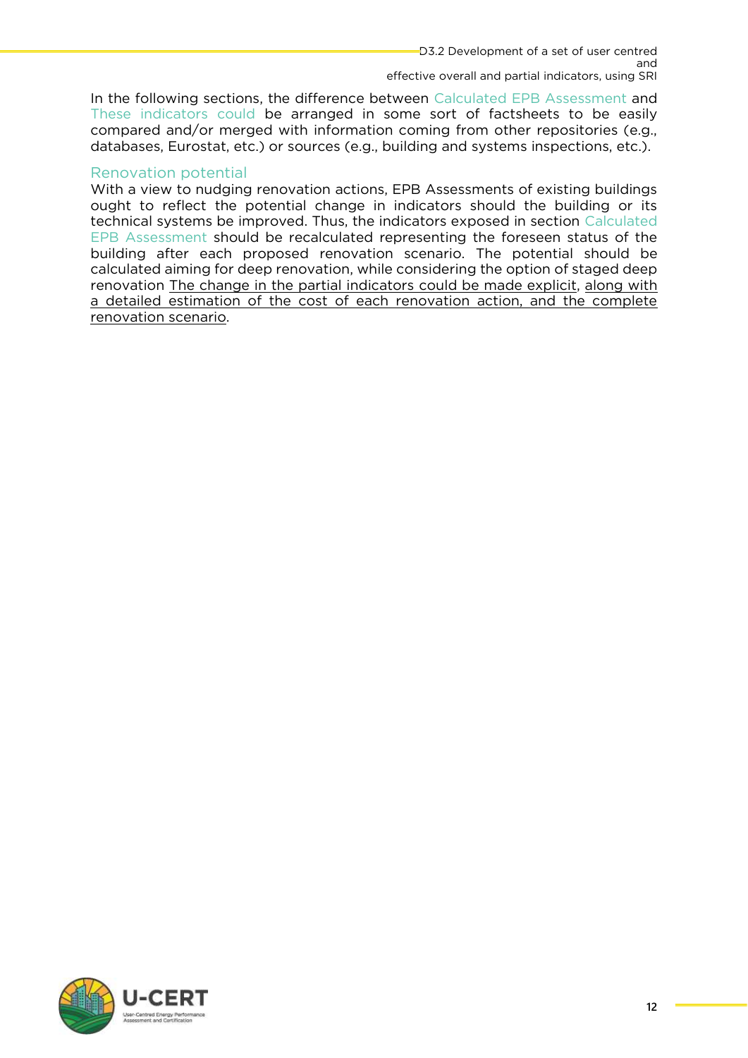In the following sections, the difference between Calculated EPB Assessment and These indicators could be arranged in some sort of factsheets to be easily compared and/or merged with information coming from other repositories (e.g., databases, Eurostat, etc.) or sources (e.g., building and systems inspections, etc.).

## Renovation potential

With a view to nudging renovation actions, EPB Assessments of existing buildings ought to reflect the potential change in indicators should the building or its technical systems be improved. Thus, the indicators exposed in section Calculated EPB Assessment should be recalculated representing the foreseen status of the building after each proposed renovation scenario. The potential should be calculated aiming for deep renovation, while considering the option of staged deep renovation The change in the partial indicators could be made explicit, along with a detailed estimation of the cost of each renovation action, and the complete renovation scenario.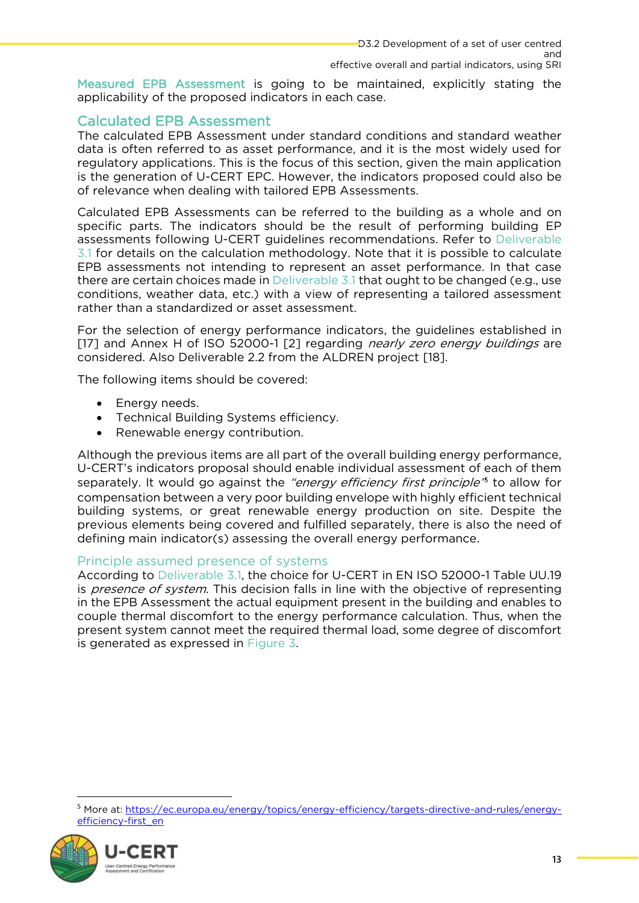Measured EPB Assessment is going to be maintained, explicitly stating the applicability of the proposed indicators in each case.

## Calculated EPB Assessment

The calculated EPB Assessment under standard conditions and standard weather data is often referred to as asset performance, and it is the most widely used for regulatory applications. This is the focus of this section, given the main application is the generation of U-CERT EPC. However, the indicators proposed could also be of relevance when dealing with tailored EPB Assessments.

Calculated EPB Assessments can be referred to the building as a whole and on specific parts. The indicators should be the result of performing building EP assessments following U-CERT guidelines recommendations. Refer to Deliverable 3.1 for details on the calculation methodology. Note that it is possible to calculate EPB assessments not intending to represent an asset performance. In that case there are certain choices made in Deliverable 3.1 that ought to be changed (e.g., use conditions, weather data, etc.) with a view of representing a tailored assessment rather than a standardized or asset assessment.

For the selection of energy performance indicators, the guidelines established in [17] and Annex H of ISO 52000-1 [2] regarding *nearly zero energy buildings* are considered. Also Deliverable 2.2 from the ALDREN project [18].

The following items should be covered:

- Energy needs.
- Technical Building Systems efficiency.
- Renewable energy contribution.

Although the previous items are all part of the overall building energy performance, U-CERT's indicators proposal should enable individual assessment of each of them separately. It would go against the *"energy efficiency first principle"*[5] to allow for compensation between a very poor building envelope with highly efficient technical building systems, or great renewable energy production on site. Despite the previous elements being covered and fulfilled separately, there is also the need of defining main indicator(s) assessing the overall energy performance.

### Principle assumed presence of systems

According to Deliverable 3.1, the choice for U-CERT in EN ISO 52000-1 Table UU.19 is *presence of system*. This decision falls in line with the objective of representing in the EPB Assessment the actual equipment present in the building and enables to couple thermal discomfort to the energy performance calculation. Thus, when the present system cannot meet the required thermal load, some degree of discomfort is generated as expressed in Figure 3.

[5] More at: https://ec.europa.eu/energy/topics/energy-efficiency/targets-directive-and-rules/energy-efficiency-first_en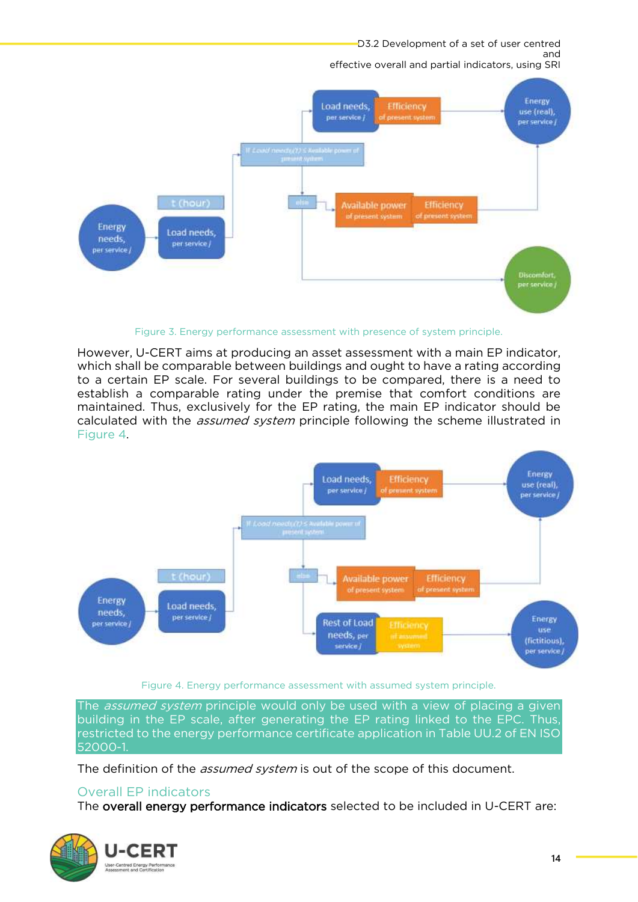Figure 3. Energy performance assessment with presence of system principle.

However, U-CERT aims at producing an asset assessment with a main EP indicator, which shall be comparable between buildings and ought to have a rating according to a certain EP scale. For several buildings to be compared, there is a need to establish a comparable rating under the premise that comfort conditions are maintained. Thus, exclusively for the EP rating, the main EP indicator should be calculated with the *assumed system* principle following the scheme illustrated in Figure 4.

Figure 4. Energy performance assessment with assumed system principle.

The *assumed system* principle would only be used with a view of placing a given building in the EP scale, after generating the EP rating linked to the EPC. Thus, restricted to the energy performance certificate application in Table UU.2 of EN ISO 52000-1.

The definition of the *assumed system* is out of the scope of this document.

## Overall EP indicators

The **overall energy performance indicators** selected to be included in U-CERT are: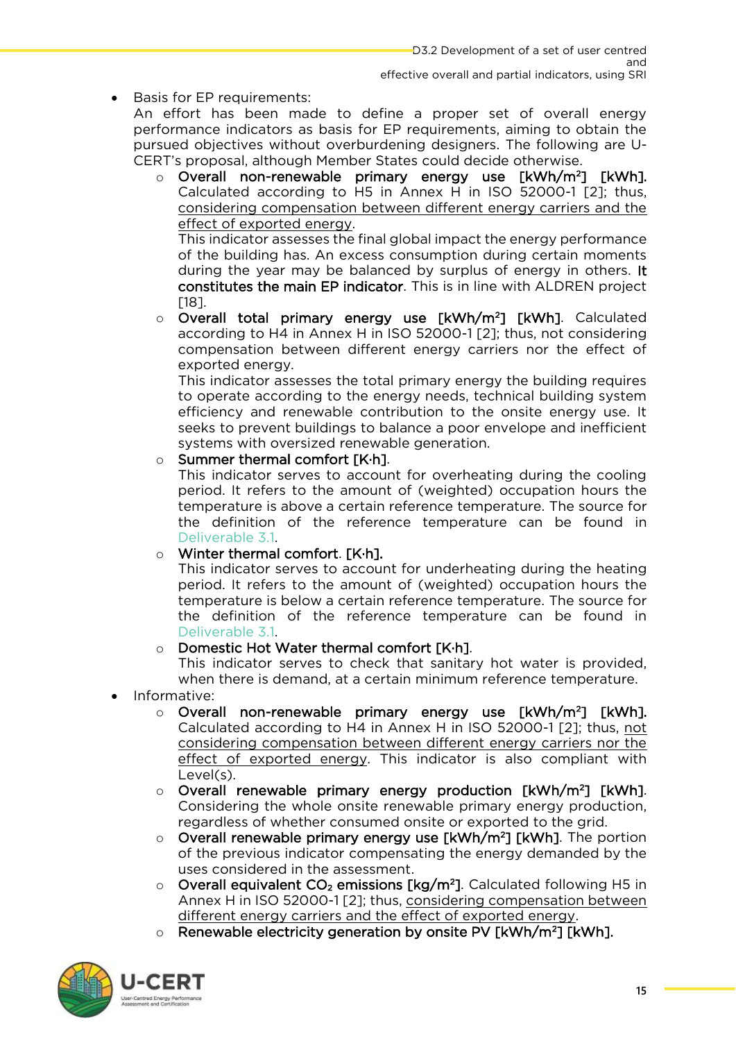- Basis for EP requirements:
  An effort has been made to define a proper set of overall energy performance indicators as basis for EP requirements, aiming to obtain the pursued objectives without overburdening designers. The following are U-CERT's proposal, although Member States could decide otherwise.
  - **Overall non-renewable primary energy use [kWh/m²] [kWh].** Calculated according to H5 in Annex H in ISO 52000-1 [2]; thus, considering compensation between different energy carriers and the effect of exported energy.
    This indicator assesses the final global impact the energy performance of the building has. An excess consumption during certain moments during the year may be balanced by surplus of energy in others. **It constitutes the main EP indicator**. This is in line with ALDREN project [18].
  - **Overall total primary energy use [kWh/m²] [kWh]**. Calculated according to H4 in Annex H in ISO 52000-1 [2]; thus, not considering compensation between different energy carriers nor the effect of exported energy.
    This indicator assesses the total primary energy the building requires to operate according to the energy needs, technical building system efficiency and renewable contribution to the onsite energy use. It seeks to prevent buildings to balance a poor envelope and inefficient systems with oversized renewable generation.
  - **Summer thermal comfort [K·h]**.
    This indicator serves to account for overheating during the cooling period. It refers to the amount of (weighted) occupation hours the temperature is above a certain reference temperature. The source for the definition of the reference temperature can be found in Deliverable 3.1.
  - **Winter thermal comfort. [K·h].**
    This indicator serves to account for underheating during the heating period. It refers to the amount of (weighted) occupation hours the temperature is below a certain reference temperature. The source for the definition of the reference temperature can be found in Deliverable 3.1.
  - **Domestic Hot Water thermal comfort [K·h]**.
    This indicator serves to check that sanitary hot water is provided, when there is demand, at a certain minimum reference temperature.
- Informative:
  - **Overall non-renewable primary energy use [kWh/m²] [kWh].** Calculated according to H4 in Annex H in ISO 52000-1 [2]; thus, not considering compensation between different energy carriers nor the effect of exported energy. This indicator is also compliant with Level(s).
  - **Overall renewable primary energy production [kWh/m²] [kWh]**. Considering the whole onsite renewable primary energy production, regardless of whether consumed onsite or exported to the grid.
  - **Overall renewable primary energy use [kWh/m²] [kWh]**. The portion of the previous indicator compensating the energy demanded by the uses considered in the assessment.
  - **Overall equivalent $CO_2$ emissions [kg/m²]**. Calculated following H5 in Annex H in ISO 52000-1 [2]; thus, considering compensation between different energy carriers and the effect of exported energy.
  - **Renewable electricity generation by onsite PV [kWh/m²] [kWh].**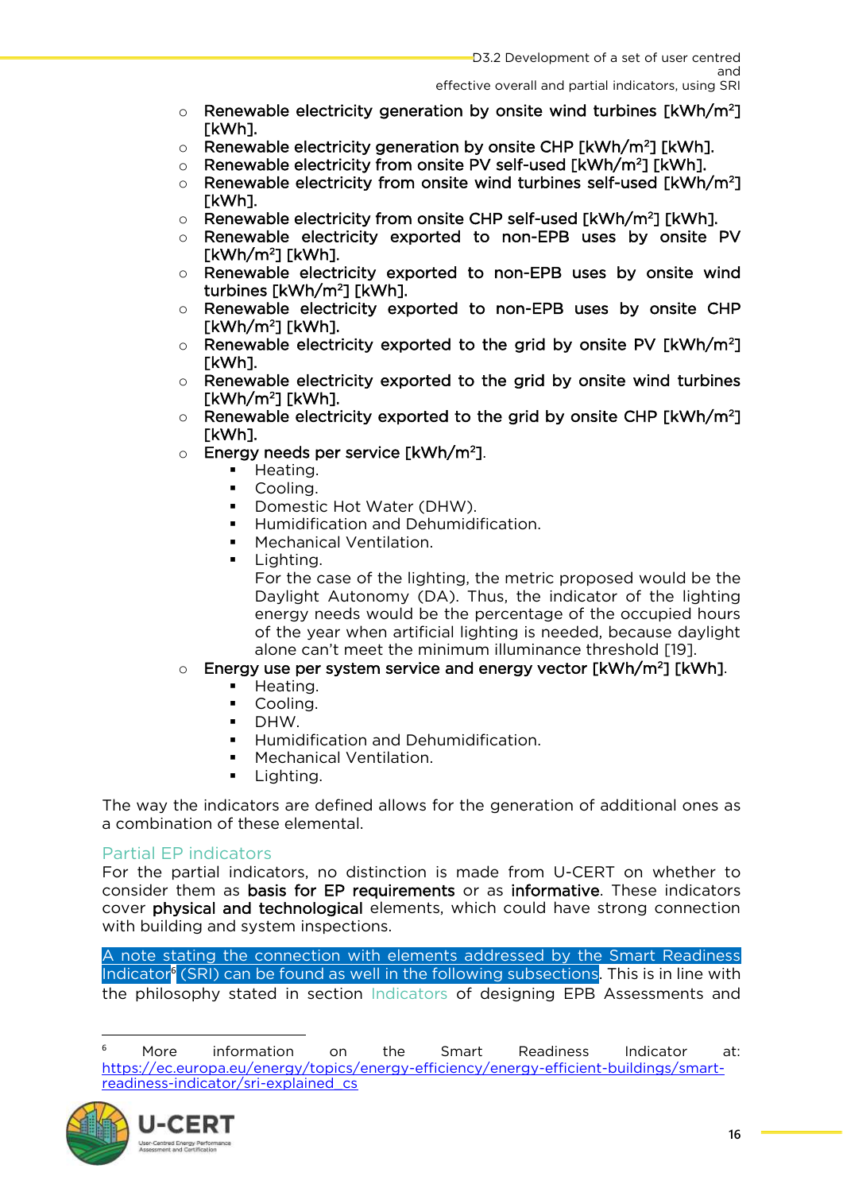- Renewable electricity generation by onsite wind turbines [kWh/m$^2$] [kWh].
- Renewable electricity generation by onsite CHP [kWh/m$^2$] [kWh].
- Renewable electricity from onsite PV self-used [kWh/m$^2$] [kWh].
- Renewable electricity from onsite wind turbines self-used [kWh/m$^2$] [kWh].
- Renewable electricity from onsite CHP self-used [kWh/m$^2$] [kWh].
- Renewable electricity exported to non-EPB uses by onsite PV [kWh/m$^2$] [kWh].
- Renewable electricity exported to non-EPB uses by onsite wind turbines [kWh/m$^2$] [kWh].
- Renewable electricity exported to non-EPB uses by onsite CHP [kWh/m$^2$] [kWh].
- Renewable electricity exported to the grid by onsite PV [kWh/m$^2$] [kWh].
- Renewable electricity exported to the grid by onsite wind turbines [kWh/m$^2$] [kWh].
- Renewable electricity exported to the grid by onsite CHP [kWh/m$^2$] [kWh].
- Energy needs per service [kWh/m$^2$].
  - Heating.
  - Cooling.
  - Domestic Hot Water (DHW).
  - Humidification and Dehumidification.
  - Mechanical Ventilation.
  - Lighting.
    For the case of the lighting, the metric proposed would be the Daylight Autonomy (DA). Thus, the indicator of the lighting energy needs would be the percentage of the occupied hours of the year when artificial lighting is needed, because daylight alone can't meet the minimum illuminance threshold [19].
- Energy use per system service and energy vector [kWh/m$^2$] [kWh].
  - Heating.
  - Cooling.
  - DHW.
  - Humidification and Dehumidification.
  - Mechanical Ventilation.
  - Lighting.

The way the indicators are defined allows for the generation of additional ones as a combination of these elemental.

### Partial EP indicators

For the partial indicators, no distinction is made from U-CERT on whether to consider them as **basis for EP requirements** or as **informative**. These indicators cover **physical and technological** elements, which could have strong connection with building and system inspections.

A note stating the connection with elements addressed by the Smart Readiness Indicator[6] (SRI) can be found as well in the following subsections. This is in line with the philosophy stated in section Indicators of designing EPB Assessments and

[6] More information on the Smart Readiness Indicator at: https://ec.europa.eu/energy/topics/energy-efficiency/energy-efficient-buildings/smart-readiness-indicator/sri-explained_cs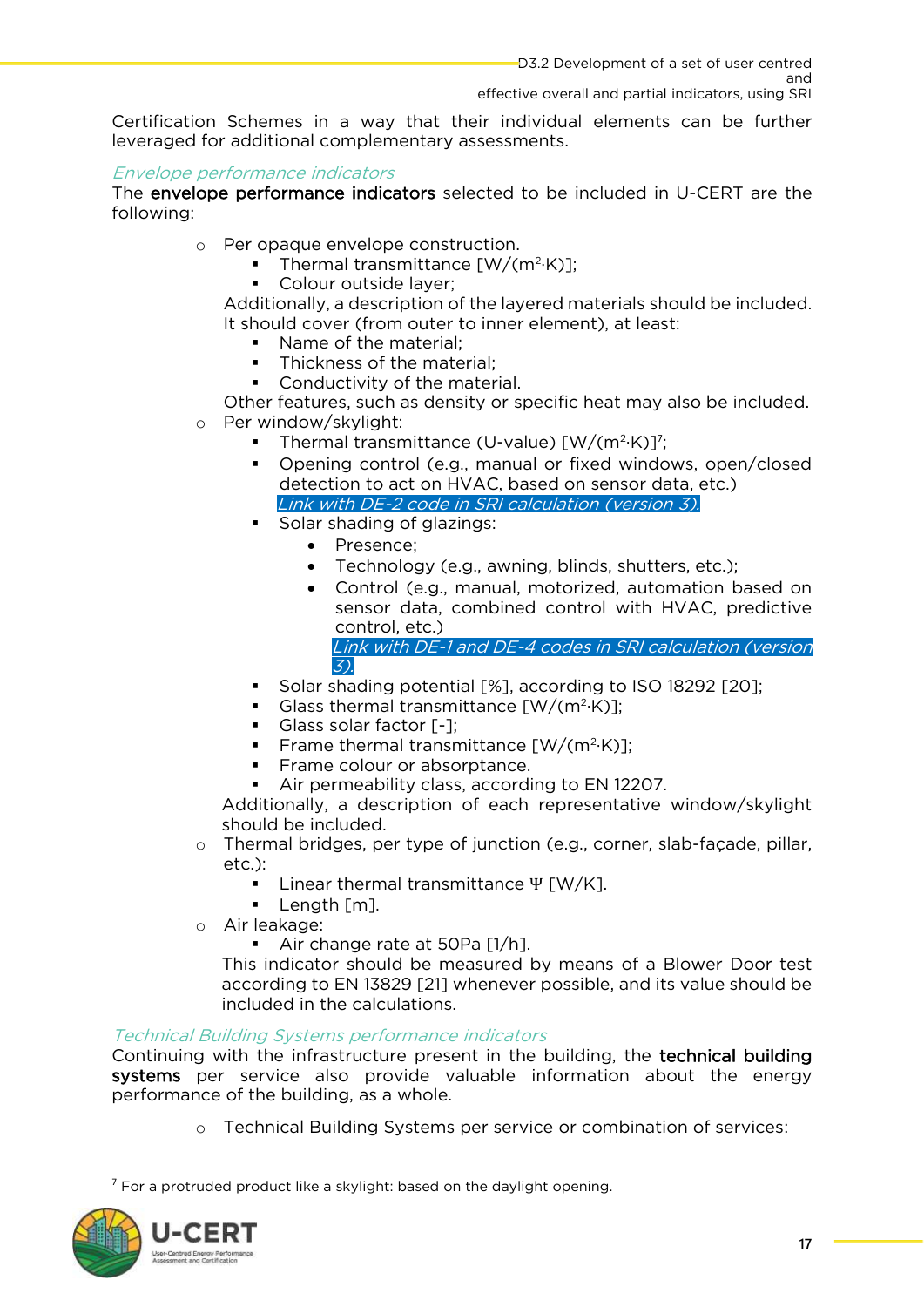Certification Schemes in a way that their individual elements can be further leveraged for additional complementary assessments.

### *Envelope performance indicators*

The **envelope performance indicators** selected to be included in U-CERT are the following:

- Per opaque envelope construction.
  - Thermal transmittance [W/(m$^2$·K)];
  - Colour outside layer;

  Additionally, a description of the layered materials should be included. It should cover (from outer to inner element), at least:
  - Name of the material;
  - Thickness of the material;
  - Conductivity of the material.

  Other features, such as density or specific heat may also be included.
- Per window/skylight:
  - Thermal transmittance (U-value) [W/(m$^2$·K)][7];
  - Opening control (e.g., manual or fixed windows, open/closed detection to act on HVAC, based on sensor data, etc.)
    *Link with DE-2 code in SRI calculation (version 3).*
  - Solar shading of glazings:
    - Presence;
    - Technology (e.g., awning, blinds, shutters, etc.);
    - Control (e.g., manual, motorized, automation based on sensor data, combined control with HVAC, predictive control, etc.)
      *Link with DE-1 and DE-4 codes in SRI calculation (version 3).*
  - Solar shading potential [%], according to ISO 18292 [20];
  - Glass thermal transmittance [W/(m$^2$·K)];
  - Glass solar factor [-];
  - Frame thermal transmittance [W/(m$^2$·K)];
  - Frame colour or absorptance.
  - Air permeability class, according to EN 12207.

  Additionally, a description of each representative window/skylight should be included.
- Thermal bridges, per type of junction (e.g., corner, slab-façade, pillar, etc.):
  - Linear thermal transmittance $\Psi$ [W/K].
  - Length [m].
- Air leakage:
  - Air change rate at 50Pa [1/h].

  This indicator should be measured by means of a Blower Door test according to EN 13829 [21] whenever possible, and its value should be included in the calculations.

### *Technical Building Systems performance indicators*

Continuing with the infrastructure present in the building, the **technical building systems** per service also provide valuable information about the energy performance of the building, as a whole.

- Technical Building Systems per service or combination of services:

---

[7] For a protruded product like a skylight: based on the daylight opening.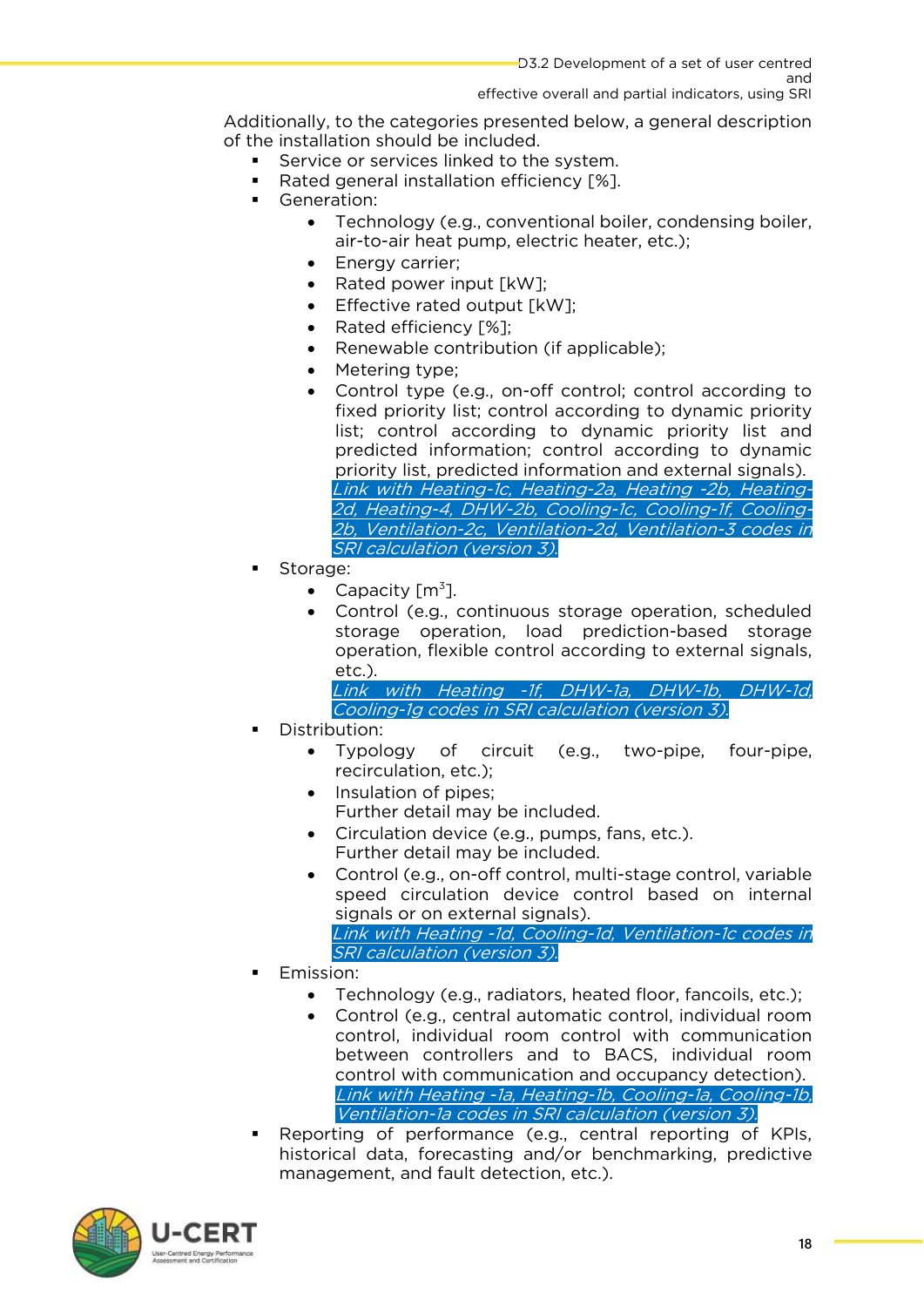Additionally, to the categories presented below, a general description of the installation should be included.

- Service or services linked to the system.
- Rated general installation efficiency [%].
- Generation:
  - Technology (e.g., conventional boiler, condensing boiler, air-to-air heat pump, electric heater, etc.);
  - Energy carrier;
  - Rated power input [kW];
  - Effective rated output [kW];
  - Rated efficiency [%];
  - Renewable contribution (if applicable);
  - Metering type;
  - Control type (e.g., on-off control; control according to fixed priority list; control according to dynamic priority list; control according to dynamic priority list and predicted information; control according to dynamic priority list, predicted information and external signals). *Link with Heating-1c, Heating-2a, Heating -2b, Heating-2d, Heating-4, DHW-2b, Cooling-1c, Cooling-1f, Cooling-2b, Ventilation-2c, Ventilation-2d, Ventilation-3 codes in SRI calculation (version 3).*
- Storage:
  - Capacity [$m^3$].
  - Control (e.g., continuous storage operation, scheduled storage operation, load prediction-based storage operation, flexible control according to external signals, etc.). *Link with Heating -1f, DHW-1a, DHW-1b, DHW-1d, Cooling-1g codes in SRI calculation (version 3).*
- Distribution:
  - Typology of circuit (e.g., two-pipe, four-pipe, recirculation, etc.);
  - Insulation of pipes;
    Further detail may be included.
  - Circulation device (e.g., pumps, fans, etc.).
    Further detail may be included.
  - Control (e.g., on-off control, multi-stage control, variable speed circulation device control based on internal signals or on external signals). *Link with Heating -1d, Cooling-1d, Ventilation-1c codes in SRI calculation (version 3).*
- Emission:
  - Technology (e.g., radiators, heated floor, fancoils, etc.);
  - Control (e.g., central automatic control, individual room control, individual room control with communication between controllers and to BACS, individual room control with communication and occupancy detection). *Link with Heating -1a, Heating-1b, Cooling-1a, Cooling-1b, Ventilation-1a codes in SRI calculation (version 3).*
- Reporting of performance (e.g., central reporting of KPIs, historical data, forecasting and/or benchmarking, predictive management, and fault detection, etc.).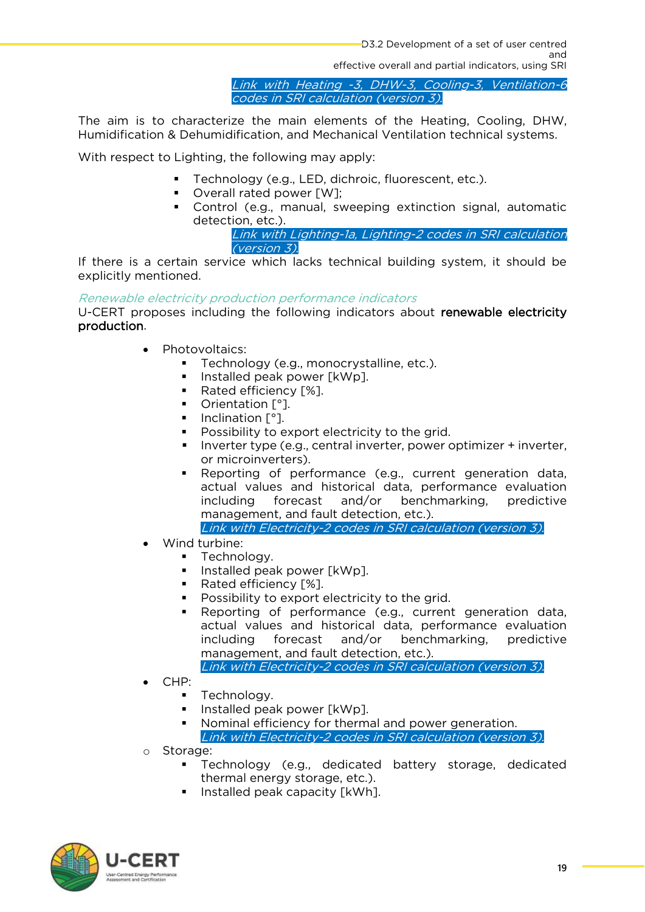*Link with Heating -3, DHW-3, Cooling-3, Ventilation-6 codes in SRI calculation (version 3).*

The aim is to characterize the main elements of the Heating, Cooling, DHW, Humidification & Dehumidification, and Mechanical Ventilation technical systems.

With respect to Lighting, the following may apply:

- Technology (e.g., LED, dichroic, fluorescent, etc.).
- Overall rated power [W];
- Control (e.g., manual, sweeping extinction signal, automatic detection, etc.).

*Link with Lighting-1a, Lighting-2 codes in SRI calculation (version 3).*

If there is a certain service which lacks technical building system, it should be explicitly mentioned.

*Renewable electricity production performance indicators*

U-CERT proposes including the following indicators about **renewable electricity production**.

- Photovoltaics:
  - Technology (e.g., monocrystalline, etc.).
  - Installed peak power [kWp].
  - Rated efficiency [%].
  - Orientation [°].
  - Inclination [°].
  - Possibility to export electricity to the grid.
  - Inverter type (e.g., central inverter, power optimizer + inverter, or microinverters).
  - Reporting of performance (e.g., current generation data, actual values and historical data, performance evaluation including forecast and/or benchmarking, predictive management, and fault detection, etc.).

  *Link with Electricity-2 codes in SRI calculation (version 3).*
- Wind turbine:
  - Technology.
  - Installed peak power [kWp].
  - Rated efficiency [%].
  - Possibility to export electricity to the grid.
  - Reporting of performance (e.g., current generation data, actual values and historical data, performance evaluation including forecast and/or benchmarking, predictive management, and fault detection, etc.).

  *Link with Electricity-2 codes in SRI calculation (version 3).*
- CHP:
  - Technology.
  - Installed peak power [kWp].
  - Nominal efficiency for thermal and power generation.

  *Link with Electricity-2 codes in SRI calculation (version 3).*
- Storage:
  - Technology (e.g., dedicated battery storage, dedicated thermal energy storage, etc.).
  - Installed peak capacity [kWh].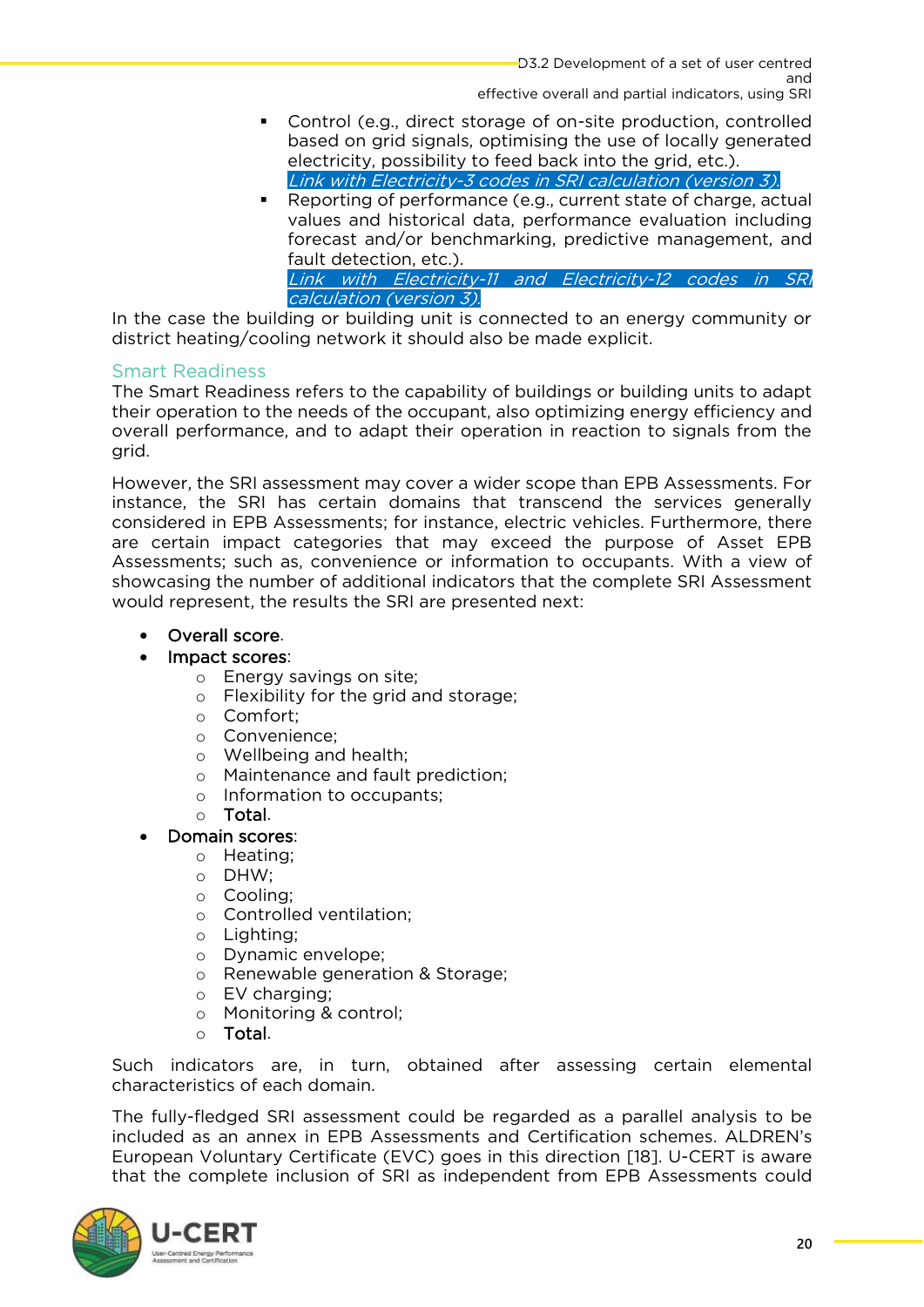- Control (e.g., direct storage of on-site production, controlled based on grid signals, optimising the use of locally generated electricity, possibility to feed back into the grid, etc.). *Link with Electricity-3 codes in SRI calculation (version 3).*
- Reporting of performance (e.g., current state of charge, actual values and historical data, performance evaluation including forecast and/or benchmarking, predictive management, and fault detection, etc.). *Link with Electricity-11 and Electricity-12 codes in SRI calculation (version 3).*

In the case the building or building unit is connected to an energy community or district heating/cooling network it should also be made explicit.

### Smart Readiness

The Smart Readiness refers to the capability of buildings or building units to adapt their operation to the needs of the occupant, also optimizing energy efficiency and overall performance, and to adapt their operation in reaction to signals from the grid.

However, the SRI assessment may cover a wider scope than EPB Assessments. For instance, the SRI has certain domains that transcend the services generally considered in EPB Assessments; for instance, electric vehicles. Furthermore, there are certain impact categories that may exceed the purpose of Asset EPB Assessments; such as, convenience or information to occupants. With a view of showcasing the number of additional indicators that the complete SRI Assessment would represent, the results the SRI are presented next:

- Overall score.
- Impact scores:
  - Energy savings on site;
  - Flexibility for the grid and storage;
  - Comfort;
  - Convenience;
  - Wellbeing and health;
  - Maintenance and fault prediction;
  - Information to occupants;
  - Total.
- Domain scores:
  - Heating;
  - DHW;
  - Cooling;
  - Controlled ventilation;
  - Lighting;
  - Dynamic envelope;
  - Renewable generation & Storage;
  - EV charging;
  - Monitoring & control;
  - Total.

Such indicators are, in turn, obtained after assessing certain elemental characteristics of each domain.

The fully-fledged SRI assessment could be regarded as a parallel analysis to be included as an annex in EPB Assessments and Certification schemes. ALDREN's European Voluntary Certificate (EVC) goes in this direction [18]. U-CERT is aware that the complete inclusion of SRI as independent from EPB Assessments could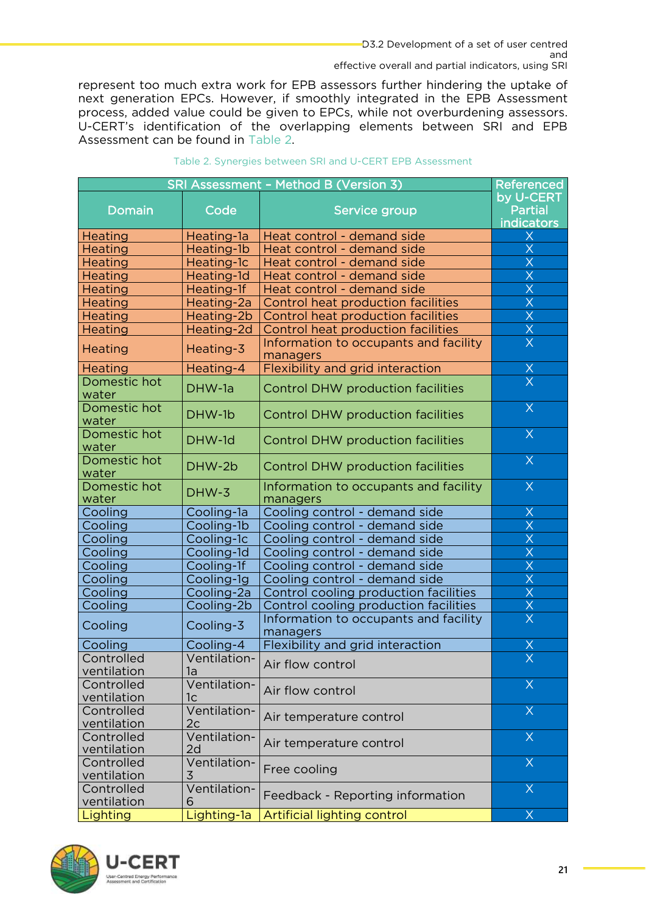represent too much extra work for EPB assessors further hindering the uptake of next generation EPCs. However, if smoothly integrated in the EPB Assessment process, added value could be given to EPCs, while not overburdening assessors. U-CERT's identification of the overlapping elements between SRI and EPB Assessment can be found in Table 2.

Table 2. Synergies between SRI and U-CERT EPB Assessment

| SRI Assessment - Method B (Version 3) | | | Referenced by U-CERT Partial indicators |
|---|---|---|---|
| Domain | Code | Service group | |
| Heating | Heating-1a | Heat control - demand side | X |
| Heating | Heating-1b | Heat control - demand side | X |
| Heating | Heating-1c | Heat control - demand side | X |
| Heating | Heating-1d | Heat control - demand side | X |
| Heating | Heating-1f | Heat control - demand side | X |
| Heating | Heating-2a | Control heat production facilities | X |
| Heating | Heating-2b | Control heat production facilities | X |
| Heating | Heating-2d | Control heat production facilities | X |
| Heating | Heating-3 | Information to occupants and facility managers | X |
| Heating | Heating-4 | Flexibility and grid interaction | X |
| Domestic hot water | DHW-1a | Control DHW production facilities | X |
| Domestic hot water | DHW-1b | Control DHW production facilities | X |
| Domestic hot water | DHW-1d | Control DHW production facilities | X |
| Domestic hot water | DHW-2b | Control DHW production facilities | X |
| Domestic hot water | DHW-3 | Information to occupants and facility managers | X |
| Cooling | Cooling-1a | Cooling control - demand side | X |
| Cooling | Cooling-1b | Cooling control - demand side | X |
| Cooling | Cooling-1c | Cooling control - demand side | X |
| Cooling | Cooling-1d | Cooling control - demand side | X |
| Cooling | Cooling-1f | Cooling control - demand side | X |
| Cooling | Cooling-1g | Cooling control - demand side | X |
| Cooling | Cooling-2a | Control cooling production facilities | X |
| Cooling | Cooling-2b | Control cooling production facilities | X |
| Cooling | Cooling-3 | Information to occupants and facility managers | X |
| Cooling | Cooling-4 | Flexibility and grid interaction | X |
| Controlled ventilation | Ventilation-1a | Air flow control | X |
| Controlled ventilation | Ventilation-1c | Air flow control | X |
| Controlled ventilation | Ventilation-2c | Air temperature control | X |
| Controlled ventilation | Ventilation-2d | Air temperature control | X |
| Controlled ventilation | Ventilation-3 | Free cooling | X |
| Controlled ventilation | Ventilation-6 | Feedback - Reporting information | X |
| Lighting | Lighting-1a | Artificial lighting control | X |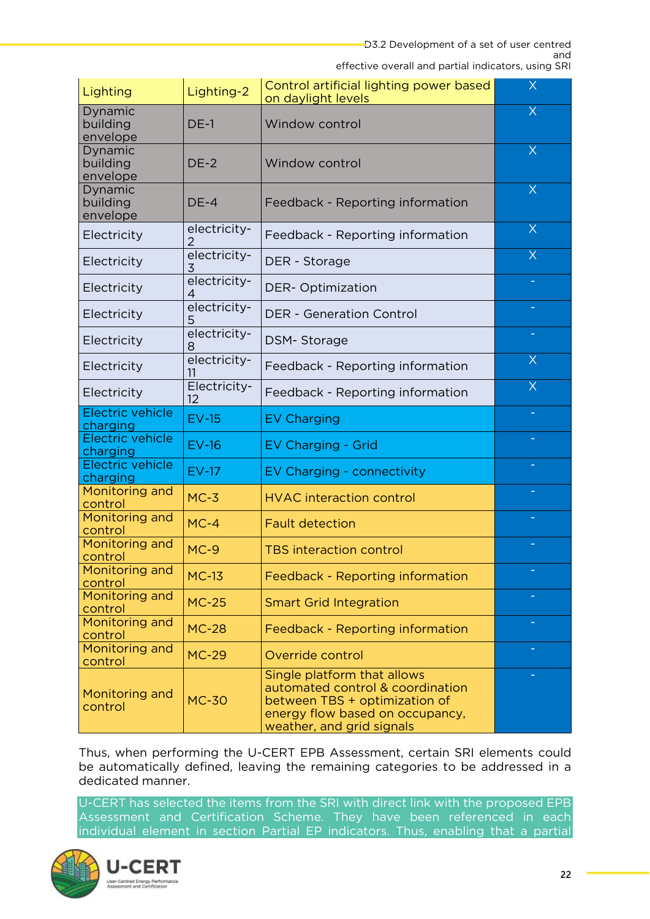| Lighting | Lighting-2 | Control artificial lighting power based on daylight levels | X |
|---|---|---|---|
| Dynamic building envelope | DE-1 | Window control | X |
| Dynamic building envelope | DE-2 | Window control | X |
| Dynamic building envelope | DE-4 | Feedback - Reporting information | X |
| Electricity | electricity-2 | Feedback - Reporting information | X |
| Electricity | electricity-3 | DER - Storage | X |
| Electricity | electricity-4 | DER- Optimization | - |
| Electricity | electricity-5 | DER - Generation Control | - |
| Electricity | electricity-8 | DSM- Storage | - |
| Electricity | electricity-11 | Feedback - Reporting information | X |
| Electricity | Electricity-12 | Feedback - Reporting information | X |
| Electric vehicle charging | EV-15 | EV Charging | - |
| Electric vehicle charging | EV-16 | EV Charging - Grid | - |
| Electric vehicle charging | EV-17 | EV Charging - connectivity | - |
| Monitoring and control | MC-3 | HVAC interaction control | - |
| Monitoring and control | MC-4 | Fault detection | - |
| Monitoring and control | MC-9 | TBS interaction control | - |
| Monitoring and control | MC-13 | Feedback - Reporting information | - |
| Monitoring and control | MC-25 | Smart Grid Integration | - |
| Monitoring and control | MC-28 | Feedback - Reporting information | - |
| Monitoring and control | MC-29 | Override control | - |
| Monitoring and control | MC-30 | Single platform that allows automated control & coordination between TBS + optimization of energy flow based on occupancy, weather, and grid signals | - |

Thus, when performing the U-CERT EPB Assessment, certain SRI elements could be automatically defined, leaving the remaining categories to be addressed in a dedicated manner.

U-CERT has selected the items from the SRI with direct link with the proposed EPB Assessment and Certification Scheme. They have been referenced in each individual element in section Partial EP indicators. Thus, enabling that a partial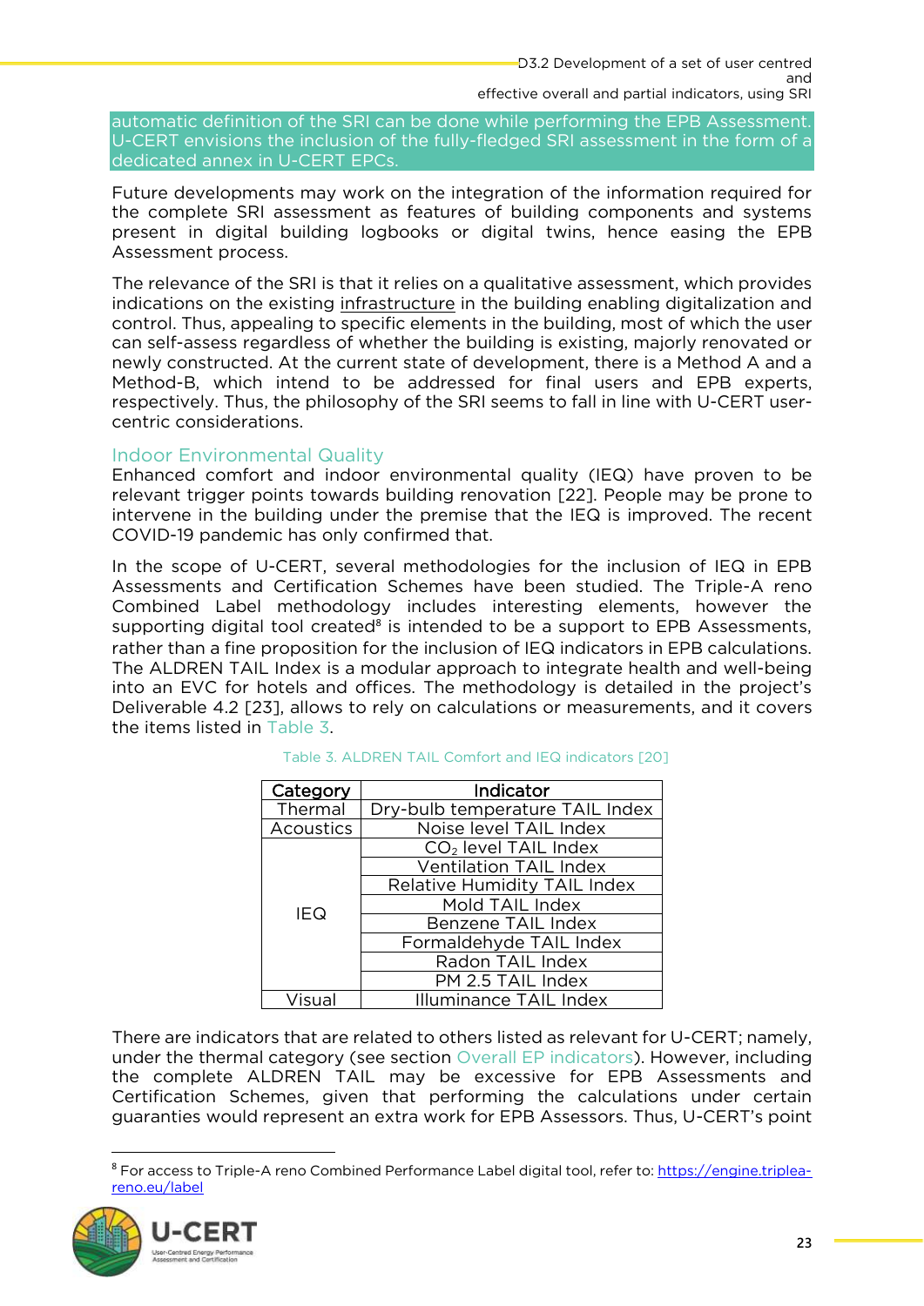automatic definition of the SRI can be done while performing the EPB Assessment. U-CERT envisions the inclusion of the fully-fledged SRI assessment in the form of a dedicated annex in U-CERT EPCs.

Future developments may work on the integration of the information required for the complete SRI assessment as features of building components and systems present in digital building logbooks or digital twins, hence easing the EPB Assessment process.

The relevance of the SRI is that it relies on a qualitative assessment, which provides indications on the existing infrastructure in the building enabling digitalization and control. Thus, appealing to specific elements in the building, most of which the user can self-assess regardless of whether the building is existing, majorly renovated or newly constructed. At the current state of development, there is a Method A and a Method-B, which intend to be addressed for final users and EPB experts, respectively. Thus, the philosophy of the SRI seems to fall in line with U-CERT user-centric considerations.

### Indoor Environmental Quality

Enhanced comfort and indoor environmental quality (IEQ) have proven to be relevant trigger points towards building renovation [22]. People may be prone to intervene in the building under the premise that the IEQ is improved. The recent COVID-19 pandemic has only confirmed that.

In the scope of U-CERT, several methodologies for the inclusion of IEQ in EPB Assessments and Certification Schemes have been studied. The Triple-A reno Combined Label methodology includes interesting elements, however the supporting digital tool created[8] is intended to be a support to EPB Assessments, rather than a fine proposition for the inclusion of IEQ indicators in EPB calculations. The ALDREN TAIL Index is a modular approach to integrate health and well-being into an EVC for hotels and offices. The methodology is detailed in the project's Deliverable 4.2 [23], allows to rely on calculations or measurements, and it covers the items listed in Table 3.

Table 3. ALDREN TAIL Comfort and IEQ indicators [20]

| Category | Indicator |
|---|---|
| Thermal | Dry-bulb temperature TAIL Index |
| Acoustics | Noise level TAIL Index |
| IEQ | $CO_2$ level TAIL Index |
| | Ventilation TAIL Index |
| | Relative Humidity TAIL Index |
| | Mold TAIL Index |
| | Benzene TAIL Index |
| | Formaldehyde TAIL Index |
| | Radon TAIL Index |
| | PM 2.5 TAIL Index |
| Visual | Illuminance TAIL Index |

There are indicators that are related to others listed as relevant for U-CERT; namely, under the thermal category (see section Overall EP indicators). However, including the complete ALDREN TAIL may be excessive for EPB Assessments and Certification Schemes, given that performing the calculations under certain guaranties would represent an extra work for EPB Assessors. Thus, U-CERT's point

[8] For access to Triple-A reno Combined Performance Label digital tool, refer to: https://engine.triplea-reno.eu/label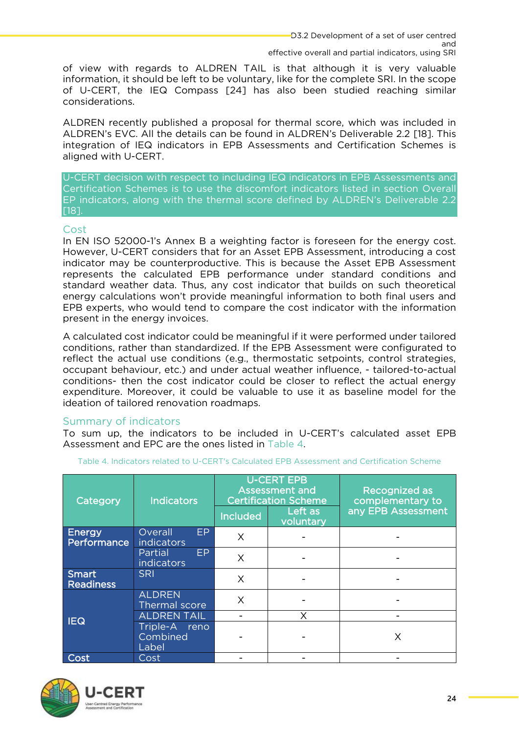of view with regards to ALDREN TAIL is that although it is very valuable information, it should be left to be voluntary, like for the complete SRI. In the scope of U-CERT, the IEQ Compass [24] has also been studied reaching similar considerations.

ALDREN recently published a proposal for thermal score, which was included in ALDREN's EVC. All the details can be found in ALDREN's Deliverable 2.2 [18]. This integration of IEQ indicators in EPB Assessments and Certification Schemes is aligned with U-CERT.

U-CERT decision with respect to including IEQ indicators in EPB Assessments and Certification Schemes is to use the discomfort indicators listed in section Overall EP indicators, along with the thermal score defined by ALDREN's Deliverable 2.2 [18].

### Cost

In EN ISO 52000-1's Annex B a weighting factor is foreseen for the energy cost. However, U-CERT considers that for an Asset EPB Assessment, introducing a cost indicator may be counterproductive. This is because the Asset EPB Assessment represents the calculated EPB performance under standard conditions and standard weather data. Thus, any cost indicator that builds on such theoretical energy calculations won't provide meaningful information to both final users and EPB experts, who would tend to compare the cost indicator with the information present in the energy invoices.

A calculated cost indicator could be meaningful if it were performed under tailored conditions, rather than standardized. If the EPB Assessment were configurated to reflect the actual use conditions (e.g., thermostatic setpoints, control strategies, occupant behaviour, etc.) and under actual weather influence, - tailored-to-actual conditions- then the cost indicator could be closer to reflect the actual energy expenditure. Moreover, it could be valuable to use it as baseline model for the ideation of tailored renovation roadmaps.

### Summary of indicators

To sum up, the indicators to be included in U-CERT's calculated asset EPB Assessment and EPC are the ones listed in Table 4.

Table 4. Indicators related to U-CERT's Calculated EPB Assessment and Certification Scheme

| Category | Indicators | U-CERT EPB Assessment and Certification Scheme | | Recognized as complementary to any EPB Assessment |
|---|---|---|---|---|
| | | Included | Left as voluntary | |
| Energy Performance | Overall EP indicators | X | - | - |
| | Partial EP indicators | X | - | - |
| Smart Readiness | SRI | X | - | - |
| IEQ | ALDREN Thermal score | X | - | - |
| | ALDREN TAIL | - | X | - |
| | Triple-A reno Combined Label | - | - | X |
| Cost | Cost | - | - | - |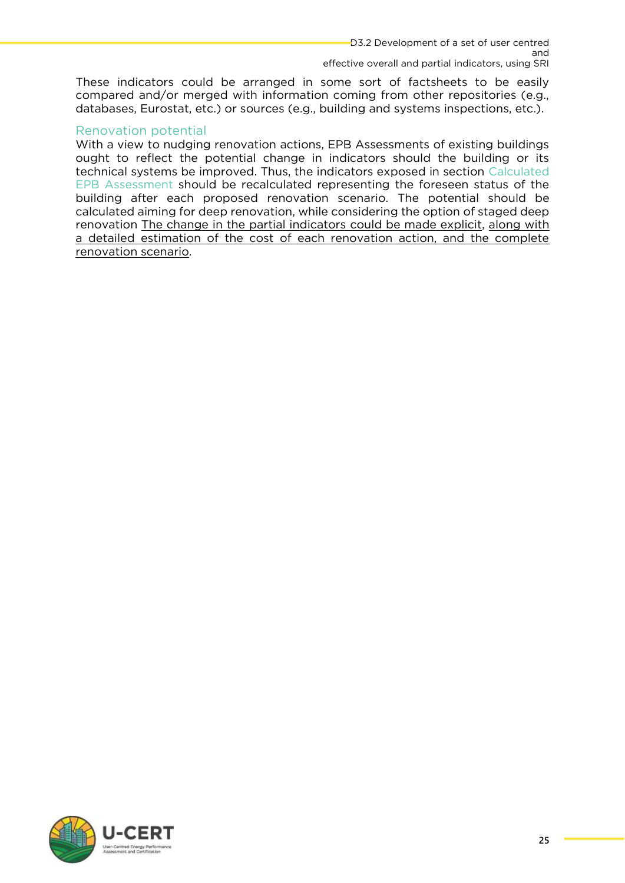These indicators could be arranged in some sort of factsheets to be easily compared and/or merged with information coming from other repositories (e.g., databases, Eurostat, etc.) or sources (e.g., building and systems inspections, etc.).

### Renovation potential

With a view to nudging renovation actions, EPB Assessments of existing buildings ought to reflect the potential change in indicators should the building or its technical systems be improved. Thus, the indicators exposed in section Calculated EPB Assessment should be recalculated representing the foreseen status of the building after each proposed renovation scenario. The potential should be calculated aiming for deep renovation, while considering the option of staged deep renovation <u>The change in the partial indicators could be made explicit</u>, <u>along with a detailed estimation of the cost of each renovation action, and the complete renovation scenario</u>.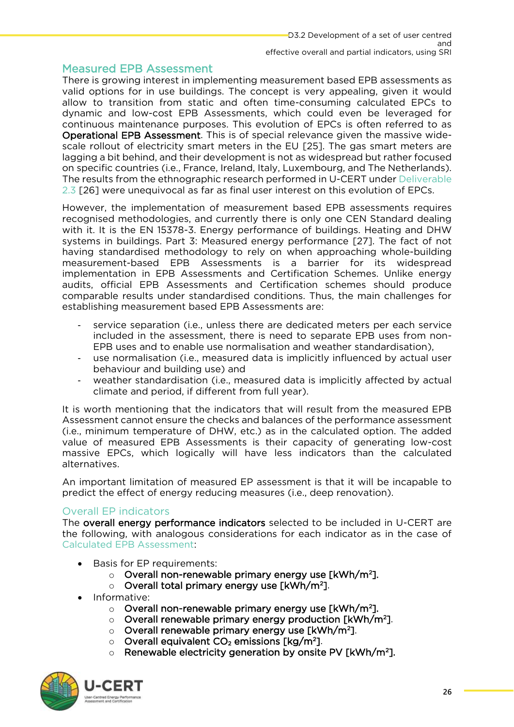## Measured EPB Assessment

There is growing interest in implementing measurement based EPB assessments as valid options for in use buildings. The concept is very appealing, given it would allow to transition from static and often time-consuming calculated EPCs to dynamic and low-cost EPB Assessments, which could even be leveraged for continuous maintenance purposes. This evolution of EPCs is often referred to as **Operational EPB Assessment**. This is of special relevance given the massive wide-scale rollout of electricity smart meters in the EU [25]. The gas smart meters are lagging a bit behind, and their development is not as widespread but rather focused on specific countries (i.e., France, Ireland, Italy, Luxembourg, and The Netherlands). The results from the ethnographic research performed in U-CERT under Deliverable 2.3 [26] were unequivocal as far as final user interest on this evolution of EPCs.

However, the implementation of measurement based EPB assessments requires recognised methodologies, and currently there is only one CEN Standard dealing with it. It is the EN 15378-3. Energy performance of buildings. Heating and DHW systems in buildings. Part 3: Measured energy performance [27]. The fact of not having standardised methodology to rely on when approaching whole-building measurement-based EPB Assessments is a barrier for its widespread implementation in EPB Assessments and Certification Schemes. Unlike energy audits, official EPB Assessments and Certification schemes should produce comparable results under standardised conditions. Thus, the main challenges for establishing measurement based EPB Assessments are:

- service separation (i.e., unless there are dedicated meters per each service included in the assessment, there is need to separate EPB uses from non-EPB uses and to enable use normalisation and weather standardisation),
- use normalisation (i.e., measured data is implicitly influenced by actual user behaviour and building use) and
- weather standardisation (i.e., measured data is implicitly affected by actual climate and period, if different from full year).

It is worth mentioning that the indicators that will result from the measured EPB Assessment cannot ensure the checks and balances of the performance assessment (i.e., minimum temperature of DHW, etc.) as in the calculated option. The added value of measured EPB Assessments is their capacity of generating low-cost massive EPCs, which logically will have less indicators than the calculated alternatives.

An important limitation of measured EP assessment is that it will be incapable to predict the effect of energy reducing measures (i.e., deep renovation).

### Overall EP indicators

The **overall energy performance indicators** selected to be included in U-CERT are the following, with analogous considerations for each indicator as in the case of Calculated EPB Assessment:

- Basis for EP requirements:
  - **Overall non-renewable primary energy use [kWh/m²].**
  - **Overall total primary energy use [kWh/m²]**.
- Informative:
  - **Overall non-renewable primary energy use [kWh/m²].**
  - **Overall renewable primary energy production [kWh/m²]**.
  - **Overall renewable primary energy use [kWh/m²]**.
  - **Overall equivalent $CO_2$ emissions [kg/m²]**.
  - **Renewable electricity generation by onsite PV [kWh/m²].**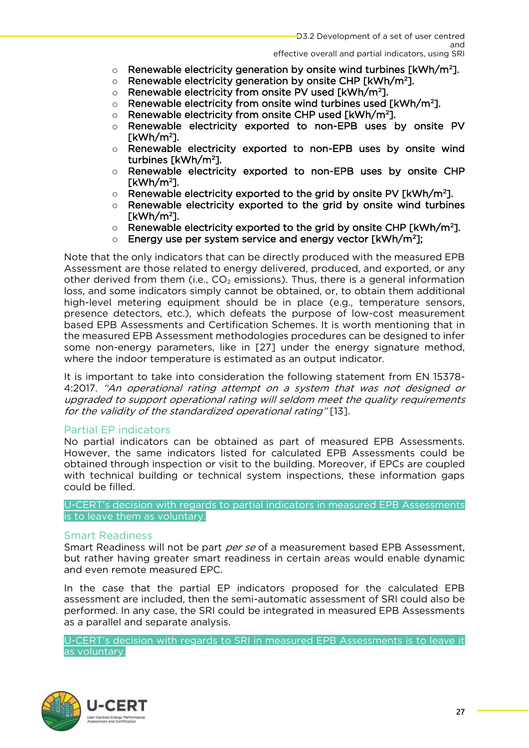- Renewable electricity generation by onsite wind turbines [kWh/m$^2$].
- Renewable electricity generation by onsite CHP [kWh/m$^2$].
- Renewable electricity from onsite PV used [kWh/m$^2$].
- Renewable electricity from onsite wind turbines used [kWh/m$^2$].
- Renewable electricity from onsite CHP used [kWh/m$^2$].
- Renewable electricity exported to non-EPB uses by onsite PV [kWh/m$^2$].
- Renewable electricity exported to non-EPB uses by onsite wind turbines [kWh/m$^2$].
- Renewable electricity exported to non-EPB uses by onsite CHP [kWh/m$^2$].
- Renewable electricity exported to the grid by onsite PV [kWh/m$^2$].
- Renewable electricity exported to the grid by onsite wind turbines [kWh/m$^2$].
- Renewable electricity exported to the grid by onsite CHP [kWh/m$^2$].
- Energy use per system service and energy vector [kWh/m$^2$];

Note that the only indicators that can be directly produced with the measured EPB Assessment are those related to energy delivered, produced, and exported, or any other derived from them (i.e., $CO_2$ emissions). Thus, there is a general information loss, and some indicators simply cannot be obtained, or, to obtain them additional high-level metering equipment should be in place (e.g., temperature sensors, presence detectors, etc.), which defeats the purpose of low-cost measurement based EPB Assessments and Certification Schemes. It is worth mentioning that in the measured EPB Assessment methodologies procedures can be designed to infer some non-energy parameters, like in [27] under the energy signature method, where the indoor temperature is estimated as an output indicator.

It is important to take into consideration the following statement from EN 15378-4:2017. *"An operational rating attempt on a system that was not designed or upgraded to support operational rating will seldom meet the quality requirements for the validity of the standardized operational rating"* [13].

### Partial EP indicators

No partial indicators can be obtained as part of measured EPB Assessments. However, the same indicators listed for calculated EPB Assessments could be obtained through inspection or visit to the building. Moreover, if EPCs are coupled with technical building or technical system inspections, these information gaps could be filled.

U-CERT's decision with regards to partial indicators in measured EPB Assessments is to leave them as voluntary.

### Smart Readiness

Smart Readiness will not be part *per se* of a measurement based EPB Assessment, but rather having greater smart readiness in certain areas would enable dynamic and even remote measured EPC.

In the case that the partial EP indicators proposed for the calculated EPB assessment are included, then the semi-automatic assessment of SRI could also be performed. In any case, the SRI could be integrated in measured EPB Assessments as a parallel and separate analysis.

U-CERT's decision with regards to SRI in measured EPB Assessments is to leave it as voluntary.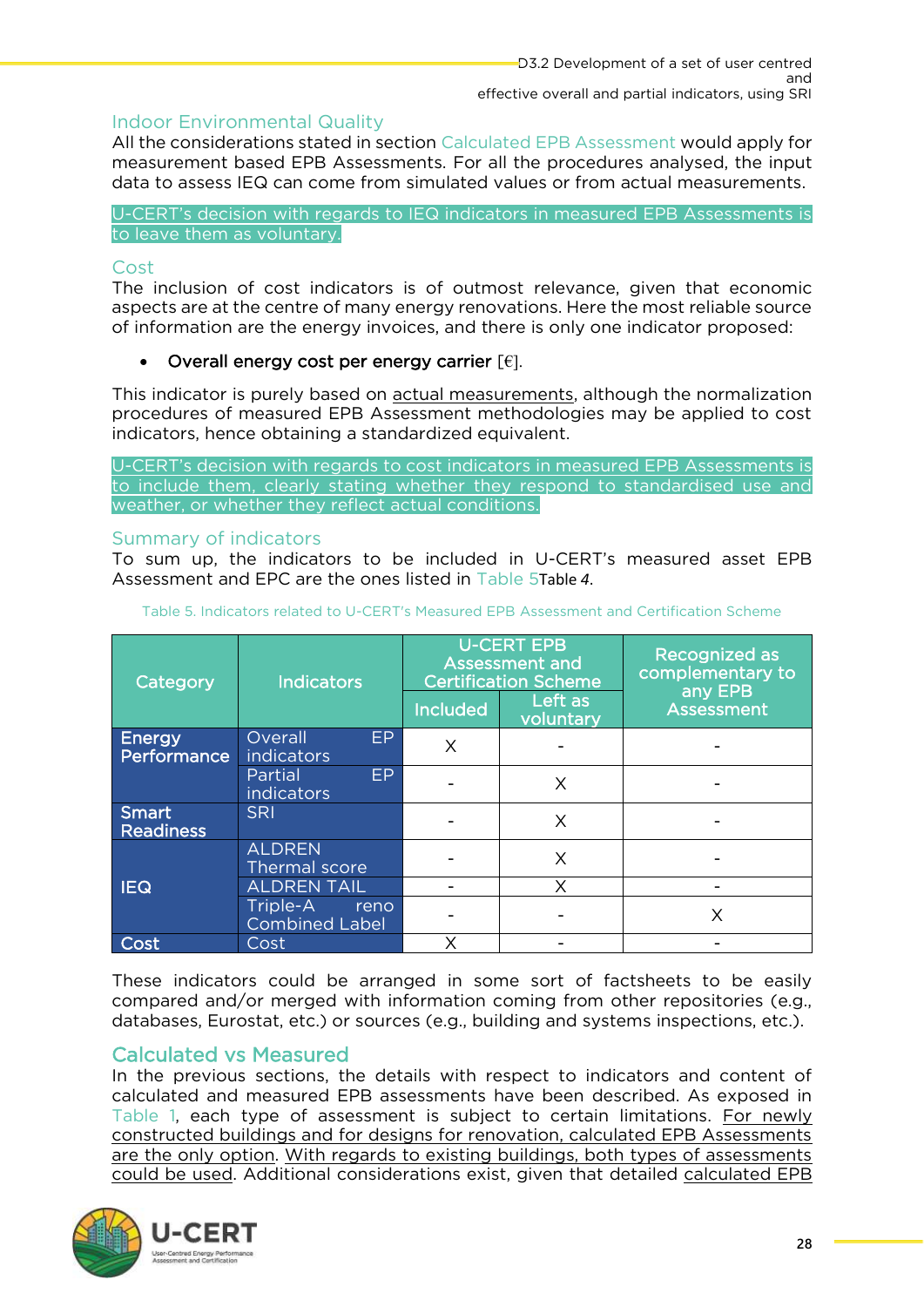### Indoor Environmental Quality

All the considerations stated in section Calculated EPB Assessment would apply for measurement based EPB Assessments. For all the procedures analysed, the input data to assess IEQ can come from simulated values or from actual measurements.

U-CERT's decision with regards to IEQ indicators in measured EPB Assessments is to leave them as voluntary.

### Cost

The inclusion of cost indicators is of outmost relevance, given that economic aspects are at the centre of many energy renovations. Here the most reliable source of information are the energy invoices, and there is only one indicator proposed:

- Overall energy cost per energy carrier [€].

This indicator is purely based on actual measurements, although the normalization procedures of measured EPB Assessment methodologies may be applied to cost indicators, hence obtaining a standardized equivalent.

U-CERT's decision with regards to cost indicators in measured EPB Assessments is to include them, clearly stating whether they respond to standardised use and weather, or whether they reflect actual conditions.

### Summary of indicators

To sum up, the indicators to be included in U-CERT's measured asset EPB Assessment and EPC are the ones listed in Table 5Table 4.

Table 5. Indicators related to U-CERT's Measured EPB Assessment and Certification Scheme

| Category | Indicators | U-CERT EPB Assessment and Certification Scheme | | Recognized as complementary to any EPB Assessment |
|---|---|---|---|---|
| | | Included | Left as voluntary | |
| Energy Performance | Overall EP indicators | X | - | - |
| | Partial EP indicators | - | X | - |
| Smart Readiness | SRI | - | X | - |
| IEQ | ALDREN Thermal score | - | X | - |
| | ALDREN TAIL | - | X | - |
| | Triple-A reno Combined Label | - | - | X |
| Cost | Cost | X | - | - |

These indicators could be arranged in some sort of factsheets to be easily compared and/or merged with information coming from other repositories (e.g., databases, Eurostat, etc.) or sources (e.g., building and systems inspections, etc.).

## Calculated vs Measured

In the previous sections, the details with respect to indicators and content of calculated and measured EPB assessments have been described. As exposed in Table 1, each type of assessment is subject to certain limitations. For newly constructed buildings and for designs for renovation, calculated EPB Assessments are the only option. With regards to existing buildings, both types of assessments could be used. Additional considerations exist, given that detailed calculated EPB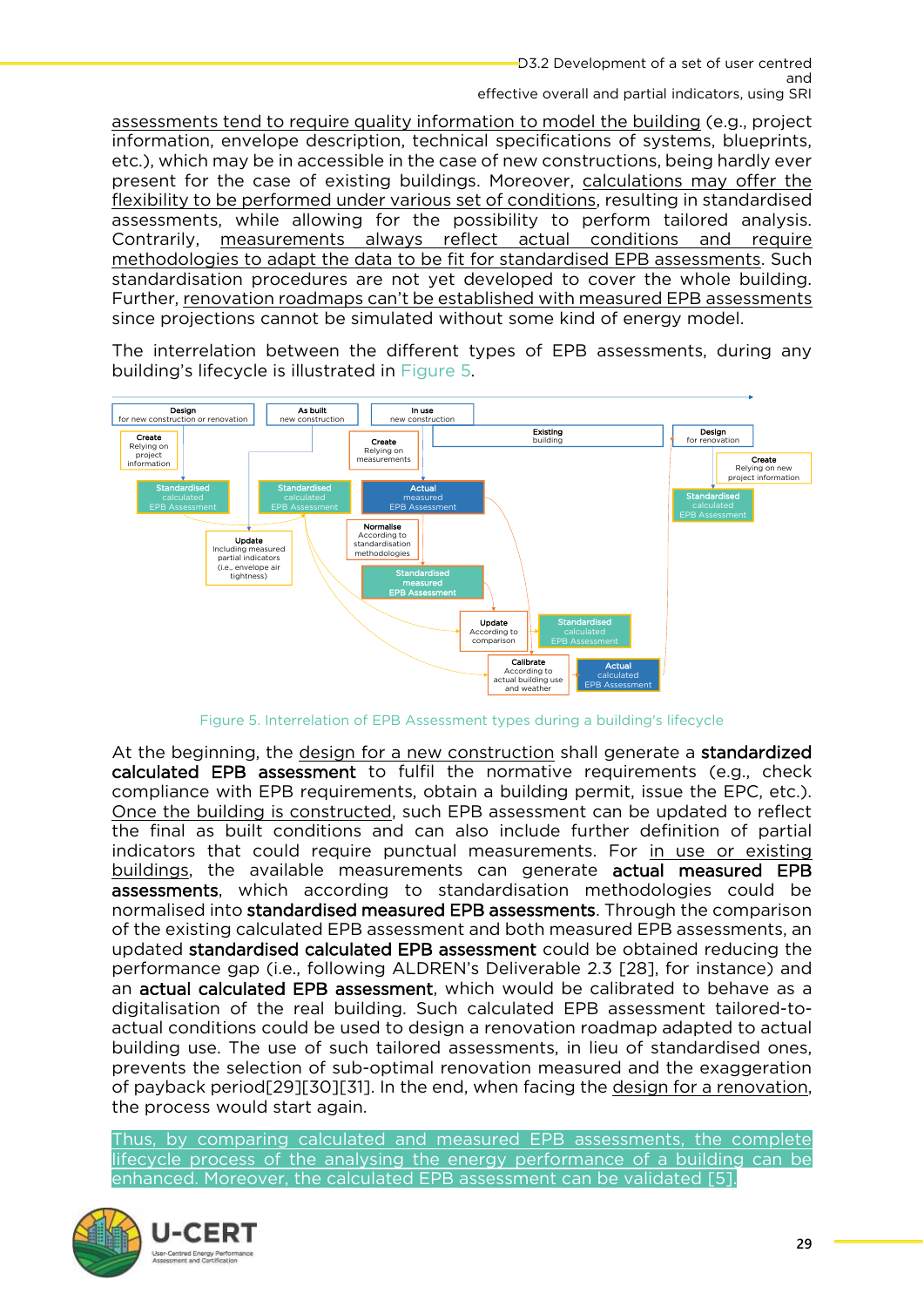assessments tend to require quality information to model the building (e.g., project information, envelope description, technical specifications of systems, blueprints, etc.), which may be in accessible in the case of new constructions, being hardly ever present for the case of existing buildings. Moreover, calculations may offer the flexibility to be performed under various set of conditions, resulting in standardised assessments, while allowing for the possibility to perform tailored analysis. Contrarily, measurements always reflect actual conditions and require methodologies to adapt the data to be fit for standardised EPB assessments. Such standardisation procedures are not yet developed to cover the whole building. Further, renovation roadmaps can't be established with measured EPB assessments since projections cannot be simulated without some kind of energy model.

The interrelation between the different types of EPB assessments, during any building's lifecycle is illustrated in Figure 5.

Figure 5. Interrelation of EPB Assessment types during a building's lifecycle

At the beginning, the design for a new construction shall generate a **standardized calculated EPB assessment** to fulfil the normative requirements (e.g., check compliance with EPB requirements, obtain a building permit, issue the EPC, etc.). Once the building is constructed, such EPB assessment can be updated to reflect the final as built conditions and can also include further definition of partial indicators that could require punctual measurements. For in use or existing buildings, the available measurements can generate **actual measured EPB assessments**, which according to standardisation methodologies could be normalised into **standardised measured EPB assessments**. Through the comparison of the existing calculated EPB assessment and both measured EPB assessments, an updated **standardised calculated EPB assessment** could be obtained reducing the performance gap (i.e., following ALDREN's Deliverable 2.3 [28], for instance) and an **actual calculated EPB assessment**, which would be calibrated to behave as a digitalisation of the real building. Such calculated EPB assessment tailored-to-actual conditions could be used to design a renovation roadmap adapted to actual building use. The use of such tailored assessments, in lieu of standardised ones, prevents the selection of sub-optimal renovation measured and the exaggeration of payback period[29][30][31]. In the end, when facing the design for a renovation, the process would start again.

Thus, by comparing calculated and measured EPB assessments, the complete lifecycle process of the analysing the energy performance of a building can be enhanced. Moreover, the calculated EPB assessment can be validated [5].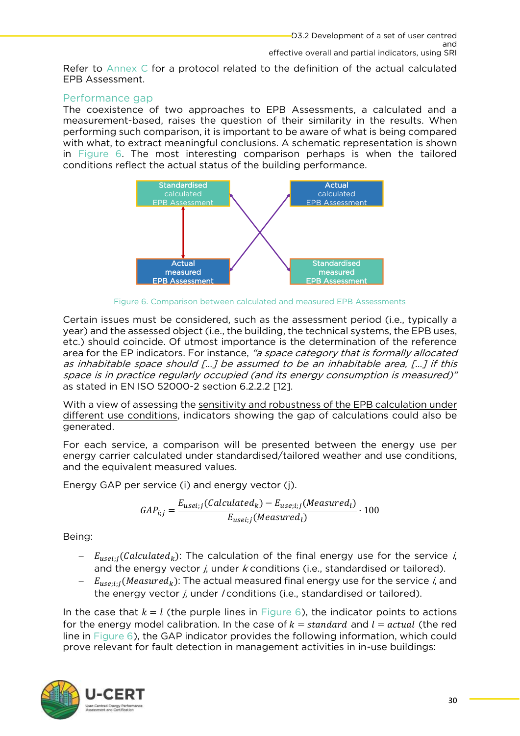Refer to Annex C for a protocol related to the definition of the actual calculated EPB Assessment.

## Performance gap

The coexistence of two approaches to EPB Assessments, a calculated and a measurement-based, raises the question of their similarity in the results. When performing such comparison, it is important to be aware of what is being compared with what, to extract meaningful conclusions. A schematic representation is shown in Figure 6. The most interesting comparison perhaps is when the tailored conditions reflect the actual status of the building performance.

Standardised calculated EPB Assessment | Actual calculated EPB Assessment | Actual measured EPB Assessment | Standardised measured EPB Assessment

Figure 6. Comparison between calculated and measured EPB Assessments

Certain issues must be considered, such as the assessment period (i.e., typically a year) and the assessed object (i.e., the building, the technical systems, the EPB uses, etc.) should coincide. Of utmost importance is the determination of the reference area for the EP indicators. For instance, *"a space category that is formally allocated as inhabitable space should [...] be assumed to be an inhabitable area, [...] if this space is in practice regularly occupied (and its energy consumption is measured)"* as stated in EN ISO 52000-2 section 6.2.2.2 [12].

With a view of assessing the <u>sensitivity and robustness of the EPB calculation under different use conditions</u>, indicators showing the gap of calculations could also be generated.

For each service, a comparison will be presented between the energy use per energy carrier calculated under standardised/tailored weather and use conditions, and the equivalent measured values.

Energy GAP per service (i) and energy vector (j).

$$GAP_{i;j} = \frac{E_{usei;j}(Calculated_k) - E_{use;i;j}(Measured_l)}{E_{usei;j}(Measured_l)} \cdot 100$$

Being:

- $E_{usei;j}(Calculated_k)$: The calculation of the final energy use for the service *i*, and the energy vector *j*, under *k* conditions (i.e., standardised or tailored).
- $E_{use;i;j}(Measured_k)$: The actual measured final energy use for the service *i*, and the energy vector *j*, under *l* conditions (i.e., standardised or tailored).

In the case that $k = l$ (the purple lines in Figure 6), the indicator points to actions for the energy model calibration. In the case of $k = standard$ and $l = actual$ (the red line in Figure 6), the GAP indicator provides the following information, which could prove relevant for fault detection in management activities in in-use buildings: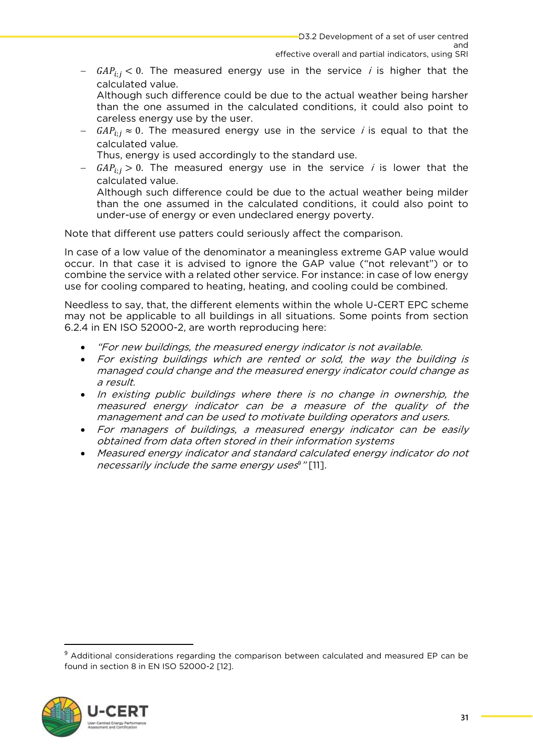- $GAP_{i;j} < 0$. The measured energy use in the service *i* is higher that the calculated value.
  Although such difference could be due to the actual weather being harsher than the one assumed in the calculated conditions, it could also point to careless energy use by the user.
- $GAP_{i;j} \approx 0$. The measured energy use in the service *i* is equal to that the calculated value.
  Thus, energy is used accordingly to the standard use.
- $GAP_{i;j} > 0$. The measured energy use in the service *i* is lower that the calculated value.
  Although such difference could be due to the actual weather being milder than the one assumed in the calculated conditions, it could also point to under-use of energy or even undeclared energy poverty.

Note that different use patters could seriously affect the comparison.

In case of a low value of the denominator a meaningless extreme GAP value would occur. In that case it is advised to ignore the GAP value ("not relevant") or to combine the service with a related other service. For instance: in case of low energy use for cooling compared to heating, heating, and cooling could be combined.

Needless to say, that, the different elements within the whole U-CERT EPC scheme may not be applicable to all buildings in all situations. Some points from section 6.2.4 in EN ISO 52000-2, are worth reproducing here:

- *"For new buildings, the measured energy indicator is not available.*
- *For existing buildings which are rented or sold, the way the building is managed could change and the measured energy indicator could change as a result.*
- *In existing public buildings where there is no change in ownership, the measured energy indicator can be a measure of the quality of the management and can be used to motivate building operators and users.*
- *For managers of buildings, a measured energy indicator can be easily obtained from data often stored in their information systems*
- *Measured energy indicator and standard calculated energy indicator do not necessarily include the same energy uses*[9]*"* [11].

[9] Additional considerations regarding the comparison between calculated and measured EP can be found in section 8 in EN ISO 52000-2 [12].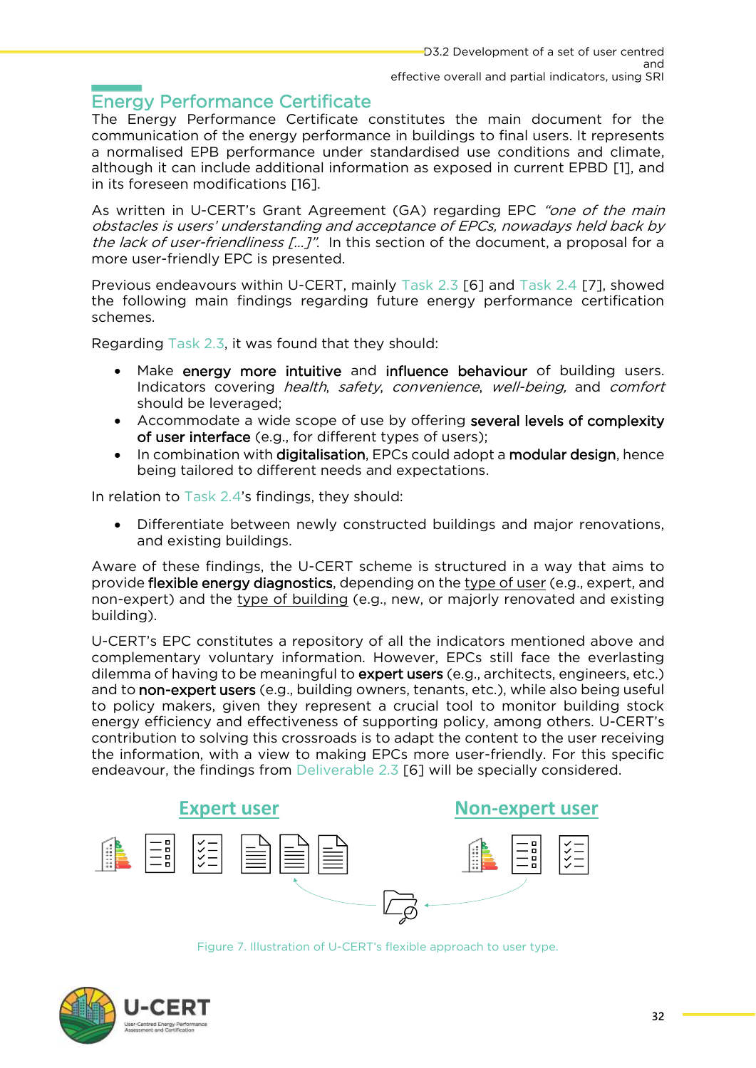## Energy Performance Certificate

The Energy Performance Certificate constitutes the main document for the communication of the energy performance in buildings to final users. It represents a normalised EPB performance under standardised use conditions and climate, although it can include additional information as exposed in current EPBD [1], and in its foreseen modifications [16].

As written in U-CERT's Grant Agreement (GA) regarding EPC *"one of the main obstacles is users' understanding and acceptance of EPCs, nowadays held back by the lack of user-friendliness […]"*. In this section of the document, a proposal for a more user-friendly EPC is presented.

Previous endeavours within U-CERT, mainly Task 2.3 [6] and Task 2.4 [7], showed the following main findings regarding future energy performance certification schemes.

Regarding Task 2.3, it was found that they should:

- Make **energy more intuitive** and **influence behaviour** of building users. Indicators covering *health*, *safety*, *convenience*, *well-being,* and *comfort* should be leveraged;
- Accommodate a wide scope of use by offering **several levels of complexity of user interface** (e.g., for different types of users);
- In combination with **digitalisation**, EPCs could adopt a **modular design**, hence being tailored to different needs and expectations.

In relation to Task 2.4's findings, they should:

- Differentiate between newly constructed buildings and major renovations, and existing buildings.

Aware of these findings, the U-CERT scheme is structured in a way that aims to provide **flexible energy diagnostics**, depending on the type of user (e.g., expert, and non-expert) and the type of building (e.g., new, or majorly renovated and existing building).

U-CERT's EPC constitutes a repository of all the indicators mentioned above and complementary voluntary information. However, EPCs still face the everlasting dilemma of having to be meaningful to **expert users** (e.g., architects, engineers, etc.) and to **non-expert users** (e.g., building owners, tenants, etc.), while also being useful to policy makers, given they represent a crucial tool to monitor building stock energy efficiency and effectiveness of supporting policy, among others. U-CERT's contribution to solving this crossroads is to adapt the content to the user receiving the information, with a view to making EPCs more user-friendly. For this specific endeavour, the findings from Deliverable 2.3 [6] will be specially considered.

Expert user — Non-expert user

Figure 7. Illustration of U-CERT's flexible approach to user type.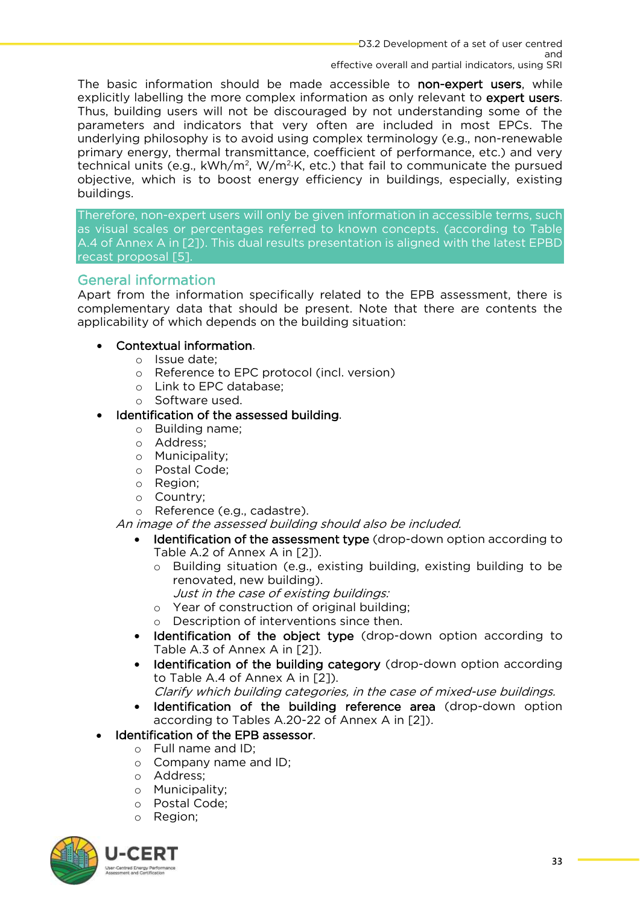The basic information should be made accessible to **non-expert users**, while explicitly labelling the more complex information as only relevant to **expert users**. Thus, building users will not be discouraged by not understanding some of the parameters and indicators that very often are included in most EPCs. The underlying philosophy is to avoid using complex terminology (e.g., non-renewable primary energy, thermal transmittance, coefficient of performance, etc.) and very technical units (e.g., $kWh/m^2$, $W/m^2 \cdot K$, etc.) that fail to communicate the pursued objective, which is to boost energy efficiency in buildings, especially, existing buildings.

Therefore, non-expert users will only be given information in accessible terms, such as visual scales or percentages referred to known concepts. (according to Table A.4 of Annex A in [2]). This dual results presentation is aligned with the latest EPBD recast proposal [5].

## General information

Apart from the information specifically related to the EPB assessment, there is complementary data that should be present. Note that there are contents the applicability of which depends on the building situation:

- **Contextual information**.
  - Issue date;
  - Reference to EPC protocol (incl. version)
  - Link to EPC database;
  - Software used.
- **Identification of the assessed building**.
  - Building name;
  - Address;
  - Municipality;
  - Postal Code;
  - Region;
  - Country;
  - Reference (e.g., cadastre).

  *An image of the assessed building should also be included.*
  - **Identification of the assessment type** (drop-down option according to Table A.2 of Annex A in [2]).
    - Building situation (e.g., existing building, existing building to be renovated, new building).

      *Just in the case of existing buildings:*
    - Year of construction of original building;
    - Description of interventions since then.
  - **Identification of the object type** (drop-down option according to Table A.3 of Annex A in [2]).
  - **Identification of the building category** (drop-down option according to Table A.4 of Annex A in [2]).

    *Clarify which building categories, in the case of mixed-use buildings.*
  - **Identification of the building reference area** (drop-down option according to Tables A.20-22 of Annex A in [2]).
- **Identification of the EPB assessor**.
  - Full name and ID;
  - Company name and ID;
  - Address;
  - Municipality;
  - Postal Code;
  - Region;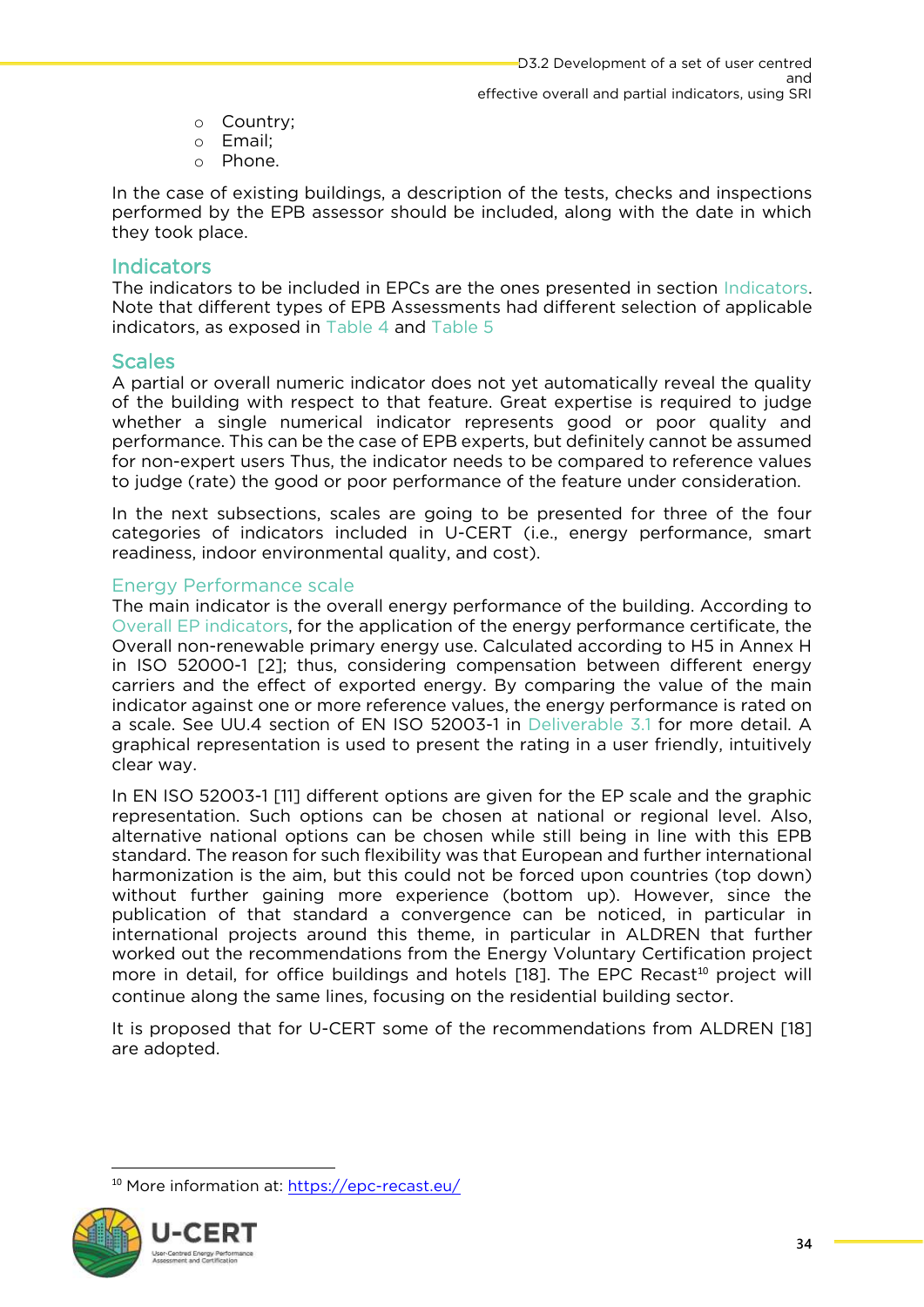- Country;
- Email;
- Phone.

In the case of existing buildings, a description of the tests, checks and inspections performed by the EPB assessor should be included, along with the date in which they took place.

## Indicators

The indicators to be included in EPCs are the ones presented in section Indicators. Note that different types of EPB Assessments had different selection of applicable indicators, as exposed in Table 4 and Table 5

## Scales

A partial or overall numeric indicator does not yet automatically reveal the quality of the building with respect to that feature. Great expertise is required to judge whether a single numerical indicator represents good or poor quality and performance. This can be the case of EPB experts, but definitely cannot be assumed for non-expert users Thus, the indicator needs to be compared to reference values to judge (rate) the good or poor performance of the feature under consideration.

In the next subsections, scales are going to be presented for three of the four categories of indicators included in U-CERT (i.e., energy performance, smart readiness, indoor environmental quality, and cost).

### Energy Performance scale

The main indicator is the overall energy performance of the building. According to Overall EP indicators, for the application of the energy performance certificate, the Overall non-renewable primary energy use. Calculated according to H5 in Annex H in ISO 52000-1 [2]; thus, considering compensation between different energy carriers and the effect of exported energy. By comparing the value of the main indicator against one or more reference values, the energy performance is rated on a scale. See UU.4 section of EN ISO 52003-1 in Deliverable 3.1 for more detail. A graphical representation is used to present the rating in a user friendly, intuitively clear way.

In EN ISO 52003-1 [11] different options are given for the EP scale and the graphic representation. Such options can be chosen at national or regional level. Also, alternative national options can be chosen while still being in line with this EPB standard. The reason for such flexibility was that European and further international harmonization is the aim, but this could not be forced upon countries (top down) without further gaining more experience (bottom up). However, since the publication of that standard a convergence can be noticed, in particular in international projects around this theme, in particular in ALDREN that further worked out the recommendations from the Energy Voluntary Certification project more in detail, for office buildings and hotels [18]. The EPC Recast[10] project will continue along the same lines, focusing on the residential building sector.

It is proposed that for U-CERT some of the recommendations from ALDREN [18] are adopted.

[10] More information at: https://epc-recast.eu/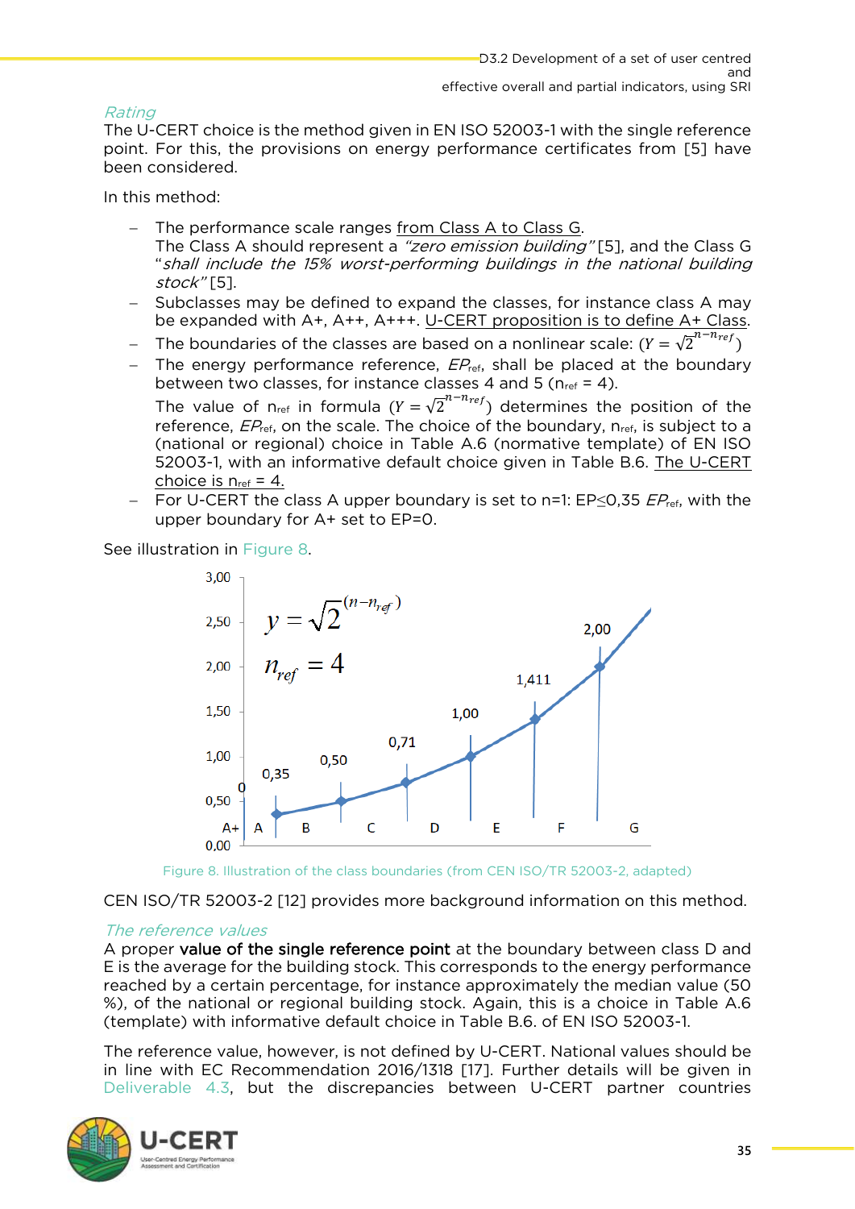*Rating*

The U-CERT choice is the method given in EN ISO 52003-1 with the single reference point. For this, the provisions on energy performance certificates from [5] have been considered.

In this method:

- The performance scale ranges from Class A to Class G.
  The Class A should represent a *"zero emission building"* [5], and the Class G "*shall include the 15% worst-performing buildings in the national building stock"* [5].
- Subclasses may be defined to expand the classes, for instance class A may be expanded with A+, A++, A+++. U-CERT proposition is to define A+ Class.
- The boundaries of the classes are based on a nonlinear scale: ($Y = \sqrt{2}^{n-n_{ref}}$)
- The energy performance reference, $EP_{ref}$, shall be placed at the boundary between two classes, for instance classes 4 and 5 ($n_{ref}$ = 4).
  The value of $n_{ref}$ in formula ($Y = \sqrt{2}^{n-n_{ref}}$) determines the position of the reference, $EP_{ref}$, on the scale. The choice of the boundary, $n_{ref}$, is subject to a (national or regional) choice in Table A.6 (normative template) of EN ISO 52003-1, with an informative default choice given in Table B.6. The U-CERT choice is $n_{ref}$ = 4.
- For U-CERT the class A upper boundary is set to n=1: EP≤0,35 $EP_{ref}$, with the upper boundary for A+ set to EP=0.

See illustration in Figure 8.

Figure 8. Illustration of the class boundaries (from CEN ISO/TR 52003-2, adapted)

CEN ISO/TR 52003-2 [12] provides more background information on this method.

*The reference values*

A proper **value of the single reference point** at the boundary between class D and E is the average for the building stock. This corresponds to the energy performance reached by a certain percentage, for instance approximately the median value (50 %), of the national or regional building stock. Again, this is a choice in Table A.6 (template) with informative default choice in Table B.6. of EN ISO 52003-1.

The reference value, however, is not defined by U-CERT. National values should be in line with EC Recommendation 2016/1318 [17]. Further details will be given in Deliverable 4.3, but the discrepancies between U-CERT partner countries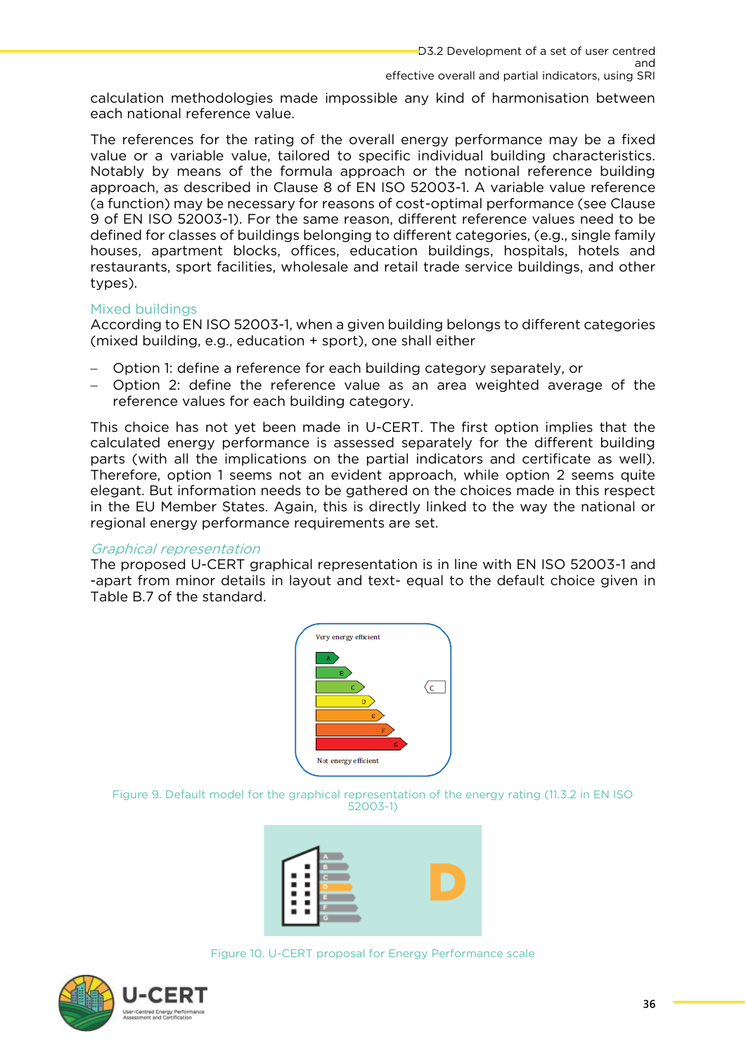calculation methodologies made impossible any kind of harmonisation between each national reference value.

The references for the rating of the overall energy performance may be a fixed value or a variable value, tailored to specific individual building characteristics. Notably by means of the formula approach or the notional reference building approach, as described in Clause 8 of EN ISO 52003-1. A variable value reference (a function) may be necessary for reasons of cost-optimal performance (see Clause 9 of EN ISO 52003-1). For the same reason, different reference values need to be defined for classes of buildings belonging to different categories, (e.g., single family houses, apartment blocks, offices, education buildings, hospitals, hotels and restaurants, sport facilities, wholesale and retail trade service buildings, and other types).

### Mixed buildings

According to EN ISO 52003-1, when a given building belongs to different categories (mixed building, e.g., education + sport), one shall either

- Option 1: define a reference for each building category separately, or
- Option 2: define the reference value as an area weighted average of the reference values for each building category.

This choice has not yet been made in U-CERT. The first option implies that the calculated energy performance is assessed separately for the different building parts (with all the implications on the partial indicators and certificate as well). Therefore, option 1 seems not an evident approach, while option 2 seems quite elegant. But information needs to be gathered on the choices made in this respect in the EU Member States. Again, this is directly linked to the way the national or regional energy performance requirements are set.

### *Graphical representation*

The proposed U-CERT graphical representation is in line with EN ISO 52003-1 and -apart from minor details in layout and text- equal to the default choice given in Table B.7 of the standard.

Figure 9. Default model for the graphical representation of the energy rating (11.3.2 in EN ISO 52003-1)

Figure 10. U-CERT proposal for Energy Performance scale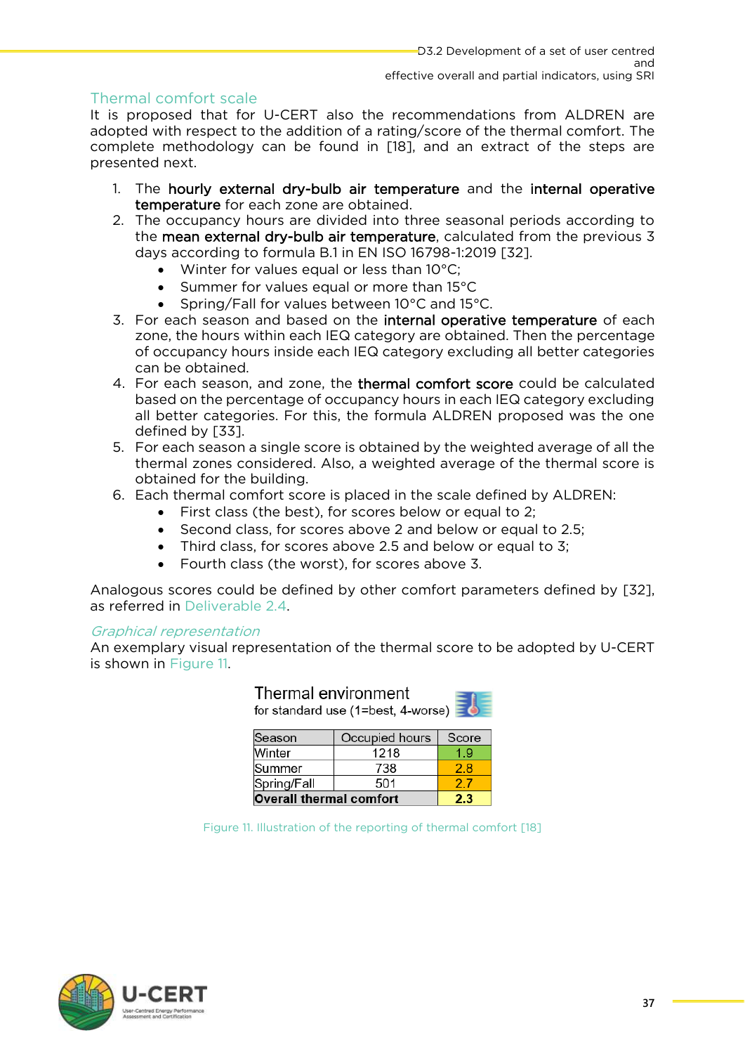## Thermal comfort scale

It is proposed that for U-CERT also the recommendations from ALDREN are adopted with respect to the addition of a rating/score of the thermal comfort. The complete methodology can be found in [18], and an extract of the steps are presented next.

1. The **hourly external dry-bulb air temperature** and the **internal operative temperature** for each zone are obtained.
2. The occupancy hours are divided into three seasonal periods according to the **mean external dry-bulb air temperature**, calculated from the previous 3 days according to formula B.1 in EN ISO 16798-1:2019 [32].
   - Winter for values equal or less than 10°C;
   - Summer for values equal or more than 15°C
   - Spring/Fall for values between 10°C and 15°C.
3. For each season and based on the **internal operative temperature** of each zone, the hours within each IEQ category are obtained. Then the percentage of occupancy hours inside each IEQ category excluding all better categories can be obtained.
4. For each season, and zone, the **thermal comfort score** could be calculated based on the percentage of occupancy hours in each IEQ category excluding all better categories. For this, the formula ALDREN proposed was the one defined by [33].
5. For each season a single score is obtained by the weighted average of all the thermal zones considered. Also, a weighted average of the thermal score is obtained for the building.
6. Each thermal comfort score is placed in the scale defined by ALDREN:
   - First class (the best), for scores below or equal to 2;
   - Second class, for scores above 2 and below or equal to 2.5;
   - Third class, for scores above 2.5 and below or equal to 3;
   - Fourth class (the worst), for scores above 3.

Analogous scores could be defined by other comfort parameters defined by [32], as referred in Deliverable 2.4.

### *Graphical representation*

An exemplary visual representation of the thermal score to be adopted by U-CERT is shown in Figure 11.

**Thermal environment**
for standard use (1=best, 4-worse)

| Season | Occupied hours | Score |
|---|---|---|
| Winter | 1218 | 1.9 |
| Summer | 738 | 2.8 |
| Spring/Fall | 501 | 2.7 |
| **Overall thermal comfort** | | **2.3** |

Figure 11. Illustration of the reporting of thermal comfort [18]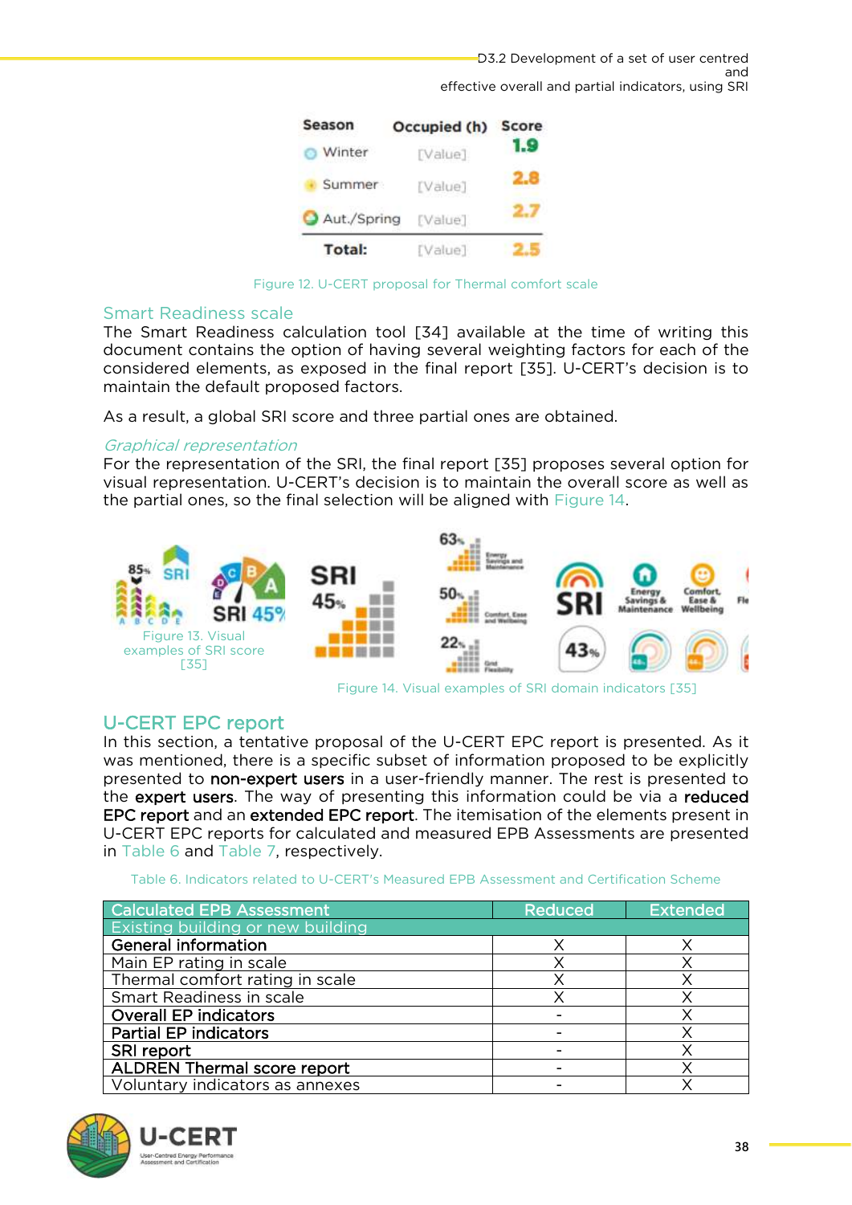| Season | Occupied (h) | Score |
|---|---|---|
| Winter | [Value] | 1.9 |
| Summer | [Value] | 2.8 |
| Aut./Spring | [Value] | 2.7 |
| Total: | [Value] | 2.5 |

Figure 12. U-CERT proposal for Thermal comfort scale

## Smart Readiness scale

The Smart Readiness calculation tool [34] available at the time of writing this document contains the option of having several weighting factors for each of the considered elements, as exposed in the final report [35]. U-CERT's decision is to maintain the default proposed factors.

As a result, a global SRI score and three partial ones are obtained.

### *Graphical representation*

For the representation of the SRI, the final report [35] proposes several option for visual representation. U-CERT's decision is to maintain the overall score as well as the partial ones, so the final selection will be aligned with Figure 14.

Figure 13. Visual examples of SRI score [35]

Figure 14. Visual examples of SRI domain indicators [35]

## U-CERT EPC report

In this section, a tentative proposal of the U-CERT EPC report is presented. As it was mentioned, there is a specific subset of information proposed to be explicitly presented to **non-expert users** in a user-friendly manner. The rest is presented to the **expert users**. The way of presenting this information could be via a **reduced EPC report** and an **extended EPC report**. The itemisation of the elements present in U-CERT EPC reports for calculated and measured EPB Assessments are presented in Table 6 and Table 7, respectively.

Table 6. Indicators related to U-CERT's Measured EPB Assessment and Certification Scheme

| Calculated EPB Assessment | Reduced | Extended |
|---|---|---|
| Existing building or new building | | |
| **General information** | X | X |
| Main EP rating in scale | X | X |
| Thermal comfort rating in scale | X | X |
| Smart Readiness in scale | X | X |
| **Overall EP indicators** | - | X |
| **Partial EP indicators** | - | X |
| **SRI report** | - | X |
| **ALDREN Thermal score report** | - | X |
| Voluntary indicators as annexes | - | X |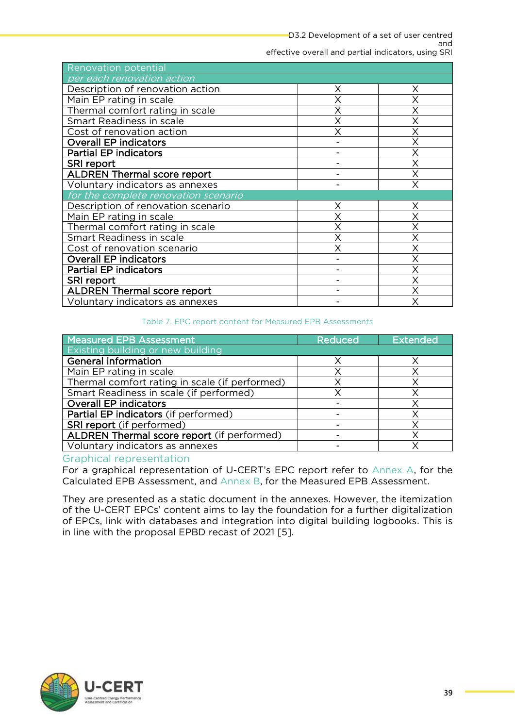| Renovation potential | | |
|---|---|---|
| *per each renovation action* | | |
| Description of renovation action | X | X |
| Main EP rating in scale | X | X |
| Thermal comfort rating in scale | X | X |
| Smart Readiness in scale | X | X |
| Cost of renovation action | X | X |
| **Overall EP indicators** | - | X |
| **Partial EP indicators** | - | X |
| **SRI report** | - | X |
| **ALDREN Thermal score report** | - | X |
| Voluntary indicators as annexes | - | X |
| *for the complete renovation scenario* | | |
| Description of renovation scenario | X | X |
| Main EP rating in scale | X | X |
| Thermal comfort rating in scale | X | X |
| Smart Readiness in scale | X | X |
| Cost of renovation scenario | X | X |
| **Overall EP indicators** | - | X |
| **Partial EP indicators** | - | X |
| **SRI report** | - | X |
| **ALDREN Thermal score report** | - | X |
| Voluntary indicators as annexes | - | X |

Table 7. EPC report content for Measured EPB Assessments

| Measured EPB Assessment | Reduced | Extended |
|---|---|---|
| Existing building or new building | | |
| **General information** | X | X |
| Main EP rating in scale | X | X |
| Thermal comfort rating in scale (if performed) | X | X |
| Smart Readiness in scale (if performed) | X | X |
| **Overall EP indicators** | - | X |
| **Partial EP indicators** (if performed) | - | X |
| **SRI report** (if performed) | - | X |
| **ALDREN Thermal score report** (if performed) | - | X |
| Voluntary indicators as annexes | - | X |

## Graphical representation

For a graphical representation of U-CERT's EPC report refer to Annex A, for the Calculated EPB Assessment, and Annex B, for the Measured EPB Assessment.

They are presented as a static document in the annexes. However, the itemization of the U-CERT EPCs' content aims to lay the foundation for a further digitalization of EPCs, link with databases and integration into digital building logbooks. This is in line with the proposal EPBD recast of 2021 [5].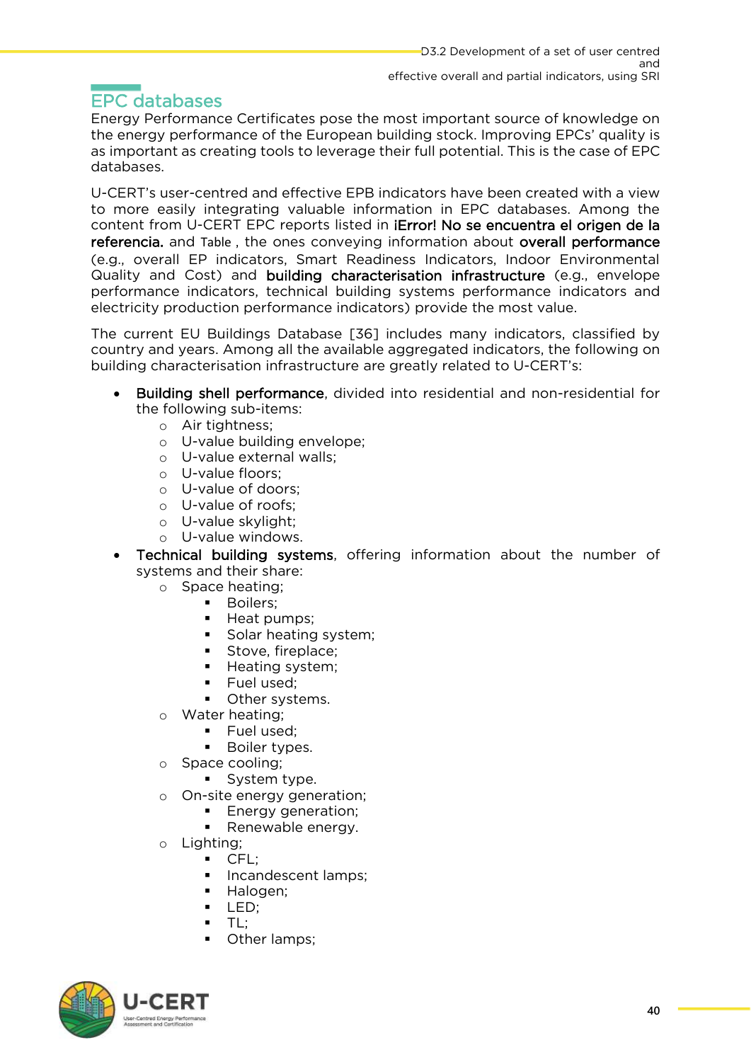## EPC databases

Energy Performance Certificates pose the most important source of knowledge on the energy performance of the European building stock. Improving EPCs' quality is as important as creating tools to leverage their full potential. This is the case of EPC databases.

U-CERT's user-centred and effective EPB indicators have been created with a view to more easily integrating valuable information in EPC databases. Among the content from U-CERT EPC reports listed in **¡Error! No se encuentra el origen de la referencia.** and Table , the ones conveying information about **overall performance** (e.g., overall EP indicators, Smart Readiness Indicators, Indoor Environmental Quality and Cost) and **building characterisation infrastructure** (e.g., envelope performance indicators, technical building systems performance indicators and electricity production performance indicators) provide the most value.

The current EU Buildings Database [36] includes many indicators, classified by country and years. Among all the available aggregated indicators, the following on building characterisation infrastructure are greatly related to U-CERT's:

- **Building shell performance**, divided into residential and non-residential for the following sub-items:
  - Air tightness;
  - U-value building envelope;
  - U-value external walls;
  - U-value floors;
  - U-value of doors;
  - U-value of roofs;
  - U-value skylight;
  - U-value windows.
- **Technical building systems**, offering information about the number of systems and their share:
  - Space heating;
    - Boilers;
    - Heat pumps;
    - Solar heating system;
    - Stove, fireplace;
    - Heating system;
    - Fuel used;
    - Other systems.
  - Water heating;
    - Fuel used;
    - Boiler types.
  - Space cooling;
    - System type.
  - On-site energy generation;
    - Energy generation;
    - Renewable energy.
  - Lighting;
    - CFL;
    - Incandescent lamps;
    - Halogen;
    - LED;
    - TL;
    - Other lamps;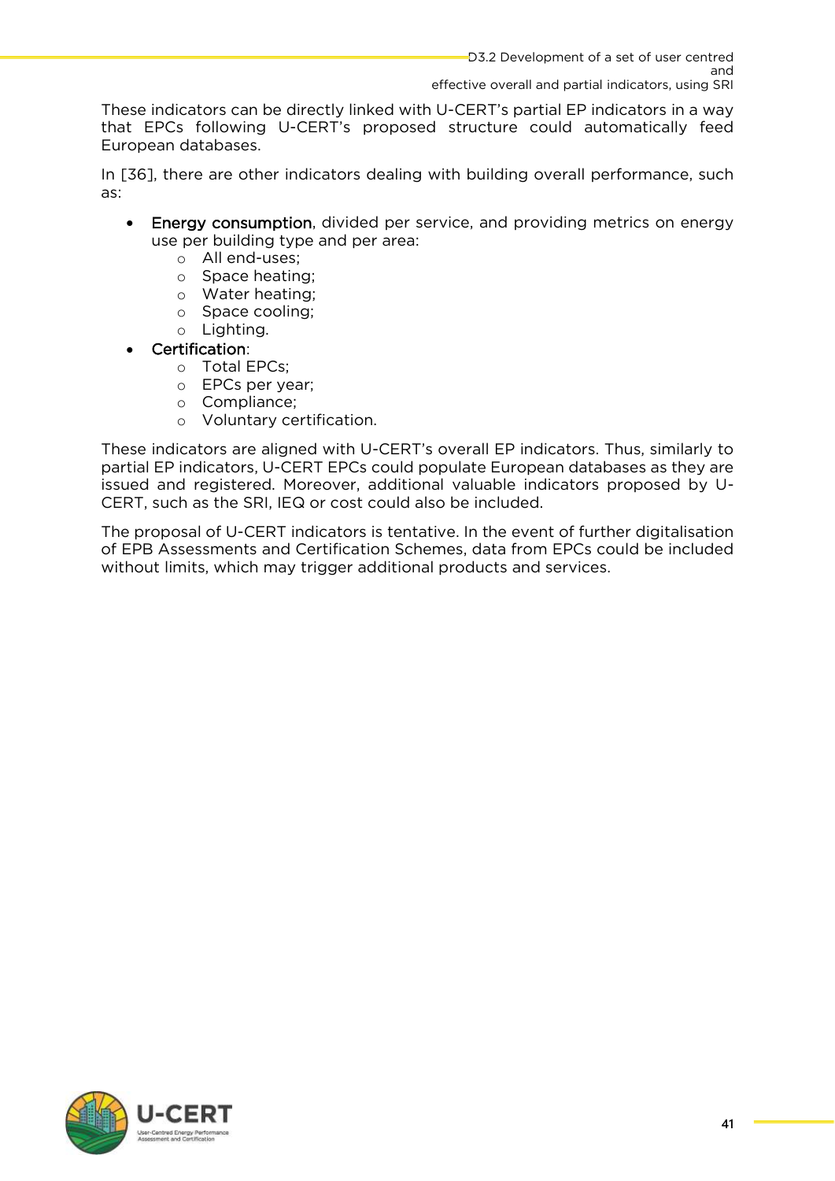These indicators can be directly linked with U-CERT's partial EP indicators in a way that EPCs following U-CERT's proposed structure could automatically feed European databases.

In [36], there are other indicators dealing with building overall performance, such as:

- Energy consumption, divided per service, and providing metrics on energy use per building type and per area:
  - All end-uses;
  - Space heating;
  - Water heating;
  - Space cooling;
  - Lighting.
- Certification:
  - Total EPCs;
  - EPCs per year;
  - Compliance;
  - Voluntary certification.

These indicators are aligned with U-CERT's overall EP indicators. Thus, similarly to partial EP indicators, U-CERT EPCs could populate European databases as they are issued and registered. Moreover, additional valuable indicators proposed by U-CERT, such as the SRI, IEQ or cost could also be included.

The proposal of U-CERT indicators is tentative. In the event of further digitalisation of EPB Assessments and Certification Schemes, data from EPCs could be included without limits, which may trigger additional products and services.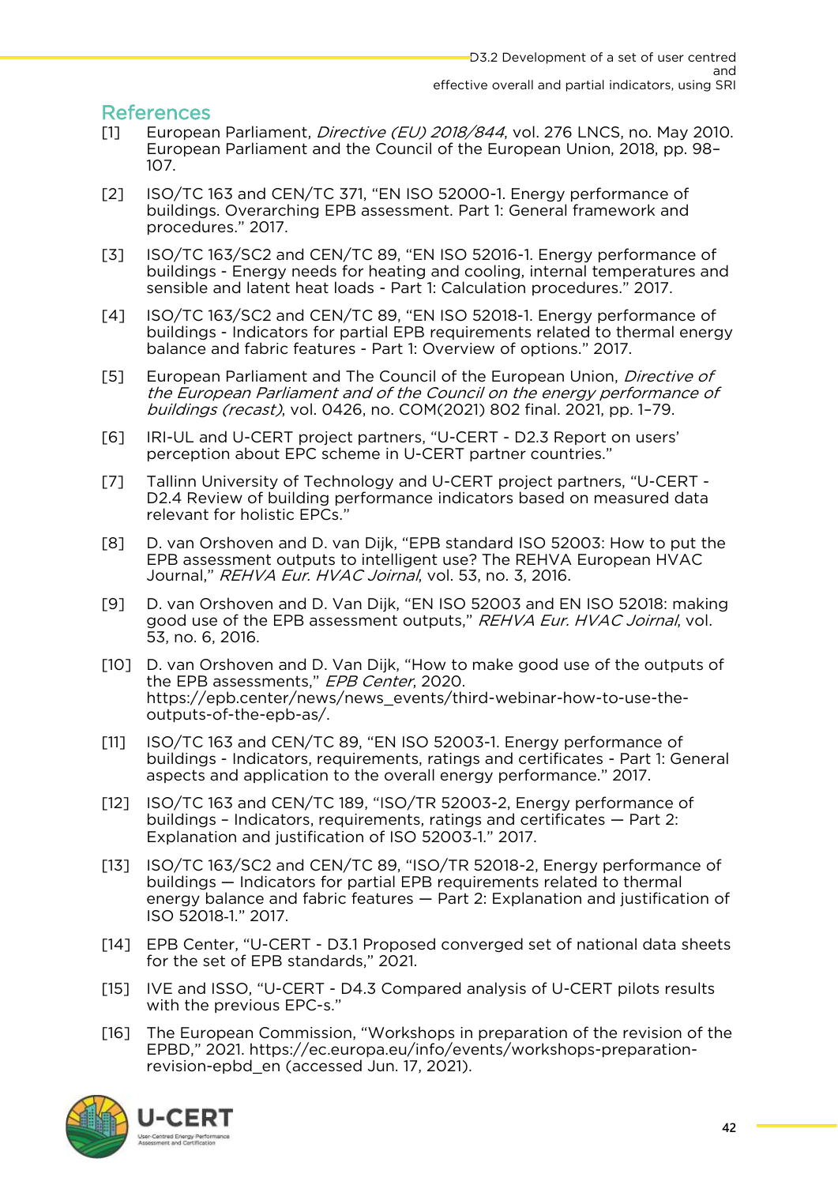## References

[1] European Parliament, *Directive (EU) 2018/844*, vol. 276 LNCS, no. May 2010. European Parliament and the Council of the European Union, 2018, pp. 98–107.

[2] ISO/TC 163 and CEN/TC 371, “EN ISO 52000-1. Energy performance of buildings. Overarching EPB assessment. Part 1: General framework and procedures.” 2017.

[3] ISO/TC 163/SC2 and CEN/TC 89, “EN ISO 52016-1. Energy performance of buildings - Energy needs for heating and cooling, internal temperatures and sensible and latent heat loads - Part 1: Calculation procedures.” 2017.

[4] ISO/TC 163/SC2 and CEN/TC 89, “EN ISO 52018-1. Energy performance of buildings - Indicators for partial EPB requirements related to thermal energy balance and fabric features - Part 1: Overview of options.” 2017.

[5] European Parliament and The Council of the European Union, *Directive of the European Parliament and of the Council on the energy performance of buildings (recast)*, vol. 0426, no. COM(2021) 802 final. 2021, pp. 1–79.

[6] IRI-UL and U-CERT project partners, “U-CERT - D2.3 Report on users’ perception about EPC scheme in U-CERT partner countries.”

[7] Tallinn University of Technology and U-CERT project partners, “U-CERT - D2.4 Review of building performance indicators based on measured data relevant for holistic EPCs.”

[8] D. van Orshoven and D. van Dijk, “EPB standard ISO 52003: How to put the EPB assessment outputs to intelligent use? The REHVA European HVAC Journal,” *REHVA Eur. HVAC Joirnal*, vol. 53, no. 3, 2016.

[9] D. van Orshoven and D. Van Dijk, “EN ISO 52003 and EN ISO 52018: making good use of the EPB assessment outputs,” *REHVA Eur. HVAC Joirnal*, vol. 53, no. 6, 2016.

[10] D. van Orshoven and D. Van Dijk, “How to make good use of the outputs of the EPB assessments,” *EPB Center*, 2020. https://epb.center/news/news_events/third-webinar-how-to-use-the-outputs-of-the-epb-as/.

[11] ISO/TC 163 and CEN/TC 89, “EN ISO 52003-1. Energy performance of buildings - Indicators, requirements, ratings and certificates - Part 1: General aspects and application to the overall energy performance.” 2017.

[12] ISO/TC 163 and CEN/TC 189, “ISO/TR 52003-2, Energy performance of buildings – Indicators, requirements, ratings and certificates — Part 2: Explanation and justification of ISO 52003-1.” 2017.

[13] ISO/TC 163/SC2 and CEN/TC 89, “ISO/TR 52018-2, Energy performance of buildings — Indicators for partial EPB requirements related to thermal energy balance and fabric features — Part 2: Explanation and justification of ISO 52018-1.” 2017.

[14] EPB Center, “U-CERT - D3.1 Proposed converged set of national data sheets for the set of EPB standards,” 2021.

[15] IVE and ISSO, “U-CERT - D4.3 Compared analysis of U-CERT pilots results with the previous EPC-s.”

[16] The European Commission, “Workshops in preparation of the revision of the EPBD,” 2021. https://ec.europa.eu/info/events/workshops-preparation-revision-epbd_en (accessed Jun. 17, 2021).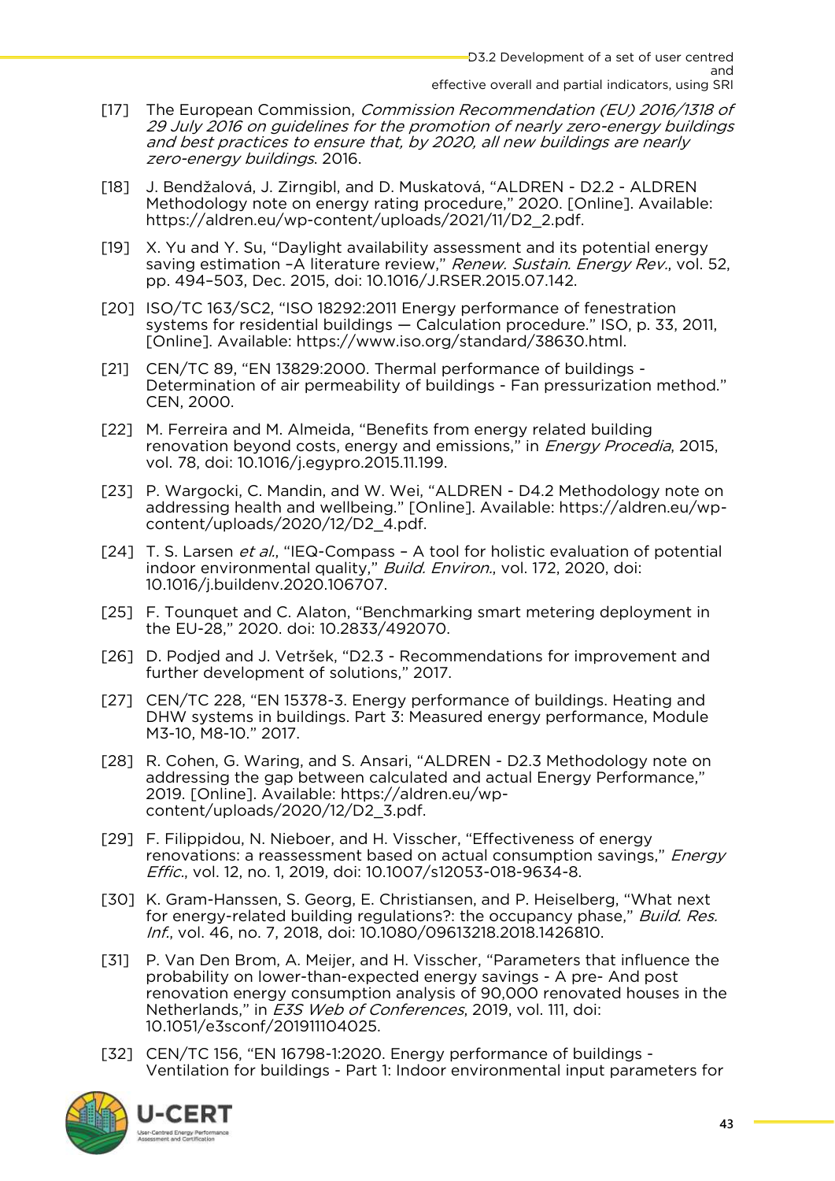[17] The European Commission, *Commission Recommendation (EU) 2016/1318 of 29 July 2016 on guidelines for the promotion of nearly zero-energy buildings and best practices to ensure that, by 2020, all new buildings are nearly zero-energy buildings*. 2016.

[18] J. Bendžalová, J. Zirngibl, and D. Muskatová, “ALDREN - D2.2 - ALDREN Methodology note on energy rating procedure,” 2020. [Online]. Available: https://aldren.eu/wp-content/uploads/2021/11/D2_2.pdf.

[19] X. Yu and Y. Su, “Daylight availability assessment and its potential energy saving estimation –A literature review,” *Renew. Sustain. Energy Rev.*, vol. 52, pp. 494–503, Dec. 2015, doi: 10.1016/J.RSER.2015.07.142.

[20] ISO/TC 163/SC2, “ISO 18292:2011 Energy performance of fenestration systems for residential buildings — Calculation procedure.” ISO, p. 33, 2011, [Online]. Available: https://www.iso.org/standard/38630.html.

[21] CEN/TC 89, “EN 13829:2000. Thermal performance of buildings - Determination of air permeability of buildings - Fan pressurization method.” CEN, 2000.

[22] M. Ferreira and M. Almeida, “Benefits from energy related building renovation beyond costs, energy and emissions,” in *Energy Procedia*, 2015, vol. 78, doi: 10.1016/j.egypro.2015.11.199.

[23] P. Wargocki, C. Mandin, and W. Wei, “ALDREN - D4.2 Methodology note on addressing health and wellbeing.” [Online]. Available: https://aldren.eu/wp-content/uploads/2020/12/D2_4.pdf.

[24] T. S. Larsen *et al.*, “IEQ-Compass – A tool for holistic evaluation of potential indoor environmental quality,” *Build. Environ.*, vol. 172, 2020, doi: 10.1016/j.buildenv.2020.106707.

[25] F. Tounquet and C. Alaton, “Benchmarking smart metering deployment in the EU-28,” 2020. doi: 10.2833/492070.

[26] D. Podjed and J. Vetršek, “D2.3 - Recommendations for improvement and further development of solutions,” 2017.

[27] CEN/TC 228, “EN 15378-3. Energy performance of buildings. Heating and DHW systems in buildings. Part 3: Measured energy performance, Module M3-10, M8-10.” 2017.

[28] R. Cohen, G. Waring, and S. Ansari, “ALDREN - D2.3 Methodology note on addressing the gap between calculated and actual Energy Performance,” 2019. [Online]. Available: https://aldren.eu/wp-content/uploads/2020/12/D2_3.pdf.

[29] F. Filippidou, N. Nieboer, and H. Visscher, “Effectiveness of energy renovations: a reassessment based on actual consumption savings,” *Energy Effic.*, vol. 12, no. 1, 2019, doi: 10.1007/s12053-018-9634-8.

[30] K. Gram-Hanssen, S. Georg, E. Christiansen, and P. Heiselberg, “What next for energy-related building regulations?: the occupancy phase,” *Build. Res. Inf.*, vol. 46, no. 7, 2018, doi: 10.1080/09613218.2018.1426810.

[31] P. Van Den Brom, A. Meijer, and H. Visscher, “Parameters that influence the probability on lower-than-expected energy savings - A pre- And post renovation energy consumption analysis of 90,000 renovated houses in the Netherlands,” in *E3S Web of Conferences*, 2019, vol. 111, doi: 10.1051/e3sconf/201911104025.

[32] CEN/TC 156, “EN 16798-1:2020. Energy performance of buildings - Ventilation for buildings - Part 1: Indoor environmental input parameters for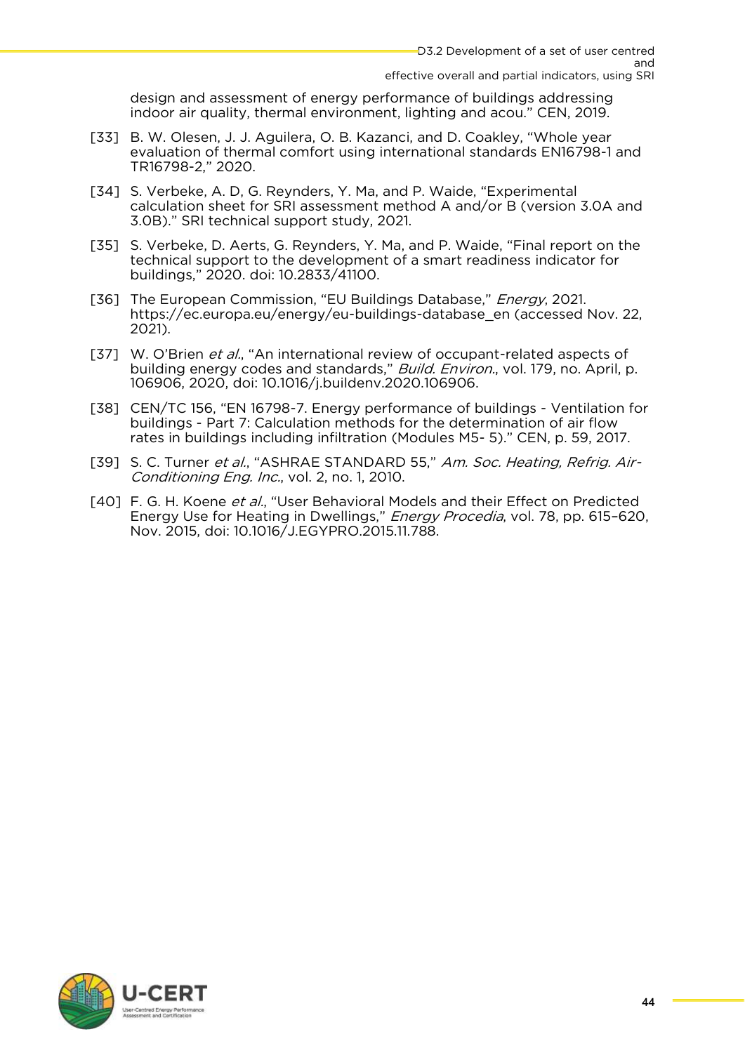design and assessment of energy performance of buildings addressing indoor air quality, thermal environment, lighting and acou." CEN, 2019.

[33] B. W. Olesen, J. J. Aguilera, O. B. Kazanci, and D. Coakley, "Whole year evaluation of thermal comfort using international standards EN16798-1 and TR16798-2," 2020.

[34] S. Verbeke, A. D, G. Reynders, Y. Ma, and P. Waide, "Experimental calculation sheet for SRI assessment method A and/or B (version 3.0A and 3.0B)." SRI technical support study, 2021.

[35] S. Verbeke, D. Aerts, G. Reynders, Y. Ma, and P. Waide, "Final report on the technical support to the development of a smart readiness indicator for buildings," 2020. doi: 10.2833/41100.

[36] The European Commission, "EU Buildings Database," *Energy*, 2021. https://ec.europa.eu/energy/eu-buildings-database_en (accessed Nov. 22, 2021).

[37] W. O'Brien *et al.*, "An international review of occupant-related aspects of building energy codes and standards," *Build. Environ.*, vol. 179, no. April, p. 106906, 2020, doi: 10.1016/j.buildenv.2020.106906.

[38] CEN/TC 156, "EN 16798-7. Energy performance of buildings - Ventilation for buildings - Part 7: Calculation methods for the determination of air flow rates in buildings including infiltration (Modules M5- 5)." CEN, p. 59, 2017.

[39] S. C. Turner *et al.*, "ASHRAE STANDARD 55," *Am. Soc. Heating, Refrig. Air-Conditioning Eng. Inc.*, vol. 2, no. 1, 2010.

[40] F. G. H. Koene *et al.*, "User Behavioral Models and their Effect on Predicted Energy Use for Heating in Dwellings," *Energy Procedia*, vol. 78, pp. 615–620, Nov. 2015, doi: 10.1016/J.EGYPRO.2015.11.788.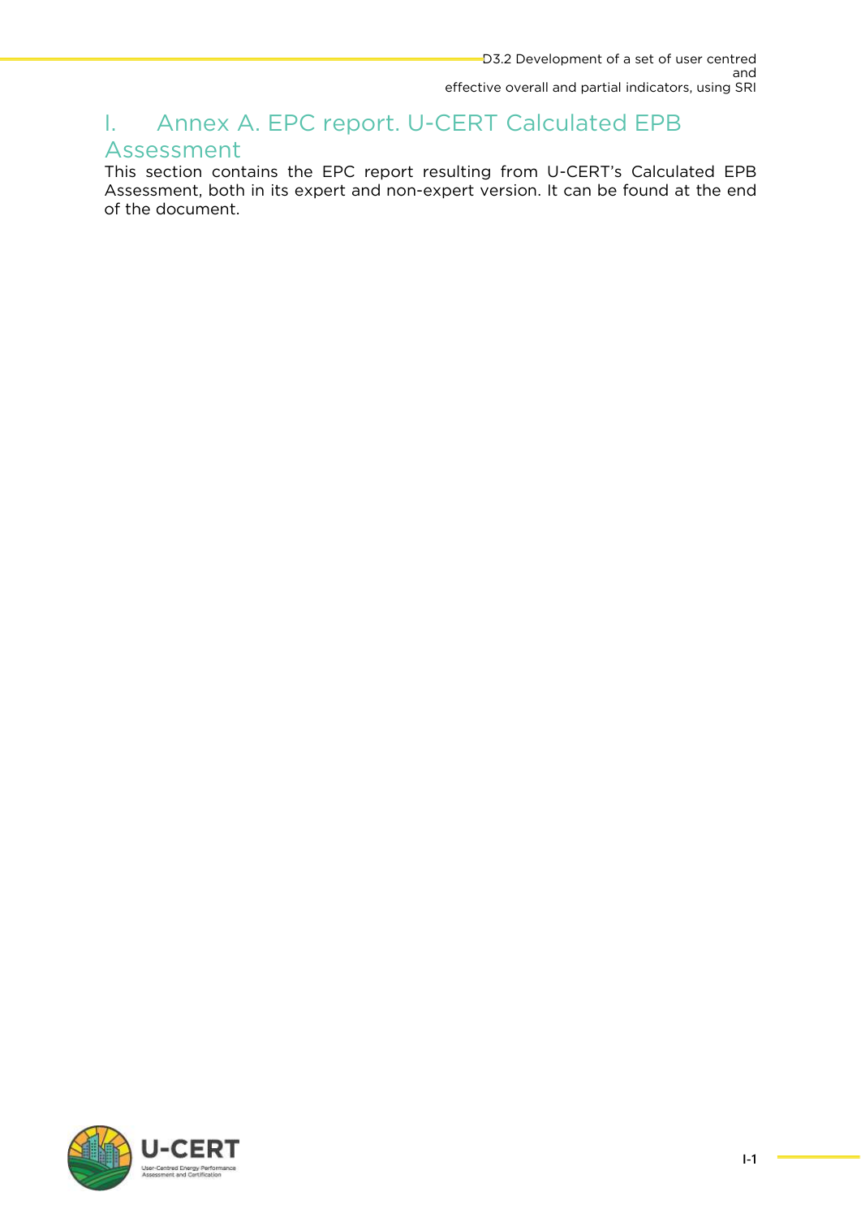# I. Annex A. EPC report. U-CERT Calculated EPB Assessment

This section contains the EPC report resulting from U-CERT's Calculated EPB Assessment, both in its expert and non-expert version. It can be found at the end of the document.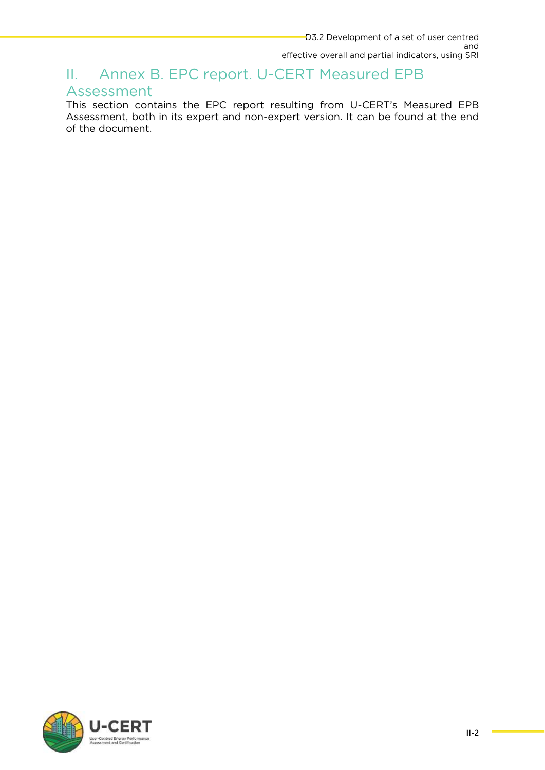# II. Annex B. EPC report. U-CERT Measured EPB Assessment

This section contains the EPC report resulting from U-CERT's Measured EPB Assessment, both in its expert and non-expert version. It can be found at the end of the document.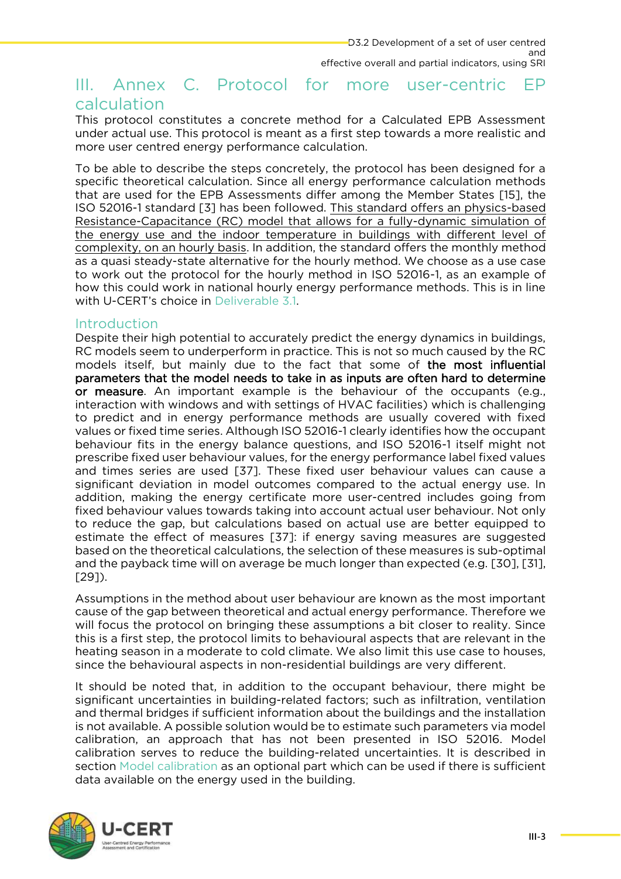# III. Annex C. Protocol for more user-centric EP calculation

This protocol constitutes a concrete method for a Calculated EPB Assessment under actual use. This protocol is meant as a first step towards a more realistic and more user centred energy performance calculation.

To be able to describe the steps concretely, the protocol has been designed for a specific theoretical calculation. Since all energy performance calculation methods that are used for the EPB Assessments differ among the Member States [15], the ISO 52016-1 standard [3] has been followed. This standard offers an physics-based Resistance-Capacitance (RC) model that allows for a fully-dynamic simulation of the energy use and the indoor temperature in buildings with different level of complexity, on an hourly basis. In addition, the standard offers the monthly method as a quasi steady-state alternative for the hourly method. We choose as a use case to work out the protocol for the hourly method in ISO 52016-1, as an example of how this could work in national hourly energy performance methods. This is in line with U-CERT's choice in Deliverable 3.1.

## Introduction

Despite their high potential to accurately predict the energy dynamics in buildings, RC models seem to underperform in practice. This is not so much caused by the RC models itself, but mainly due to the fact that some of **the most influential parameters that the model needs to take in as inputs are often hard to determine or measure**. An important example is the behaviour of the occupants (e.g., interaction with windows and with settings of HVAC facilities) which is challenging to predict and in energy performance methods are usually covered with fixed values or fixed time series. Although ISO 52016-1 clearly identifies how the occupant behaviour fits in the energy balance questions, and ISO 52016-1 itself might not prescribe fixed user behaviour values, for the energy performance label fixed values and times series are used [37]. These fixed user behaviour values can cause a significant deviation in model outcomes compared to the actual energy use. In addition, making the energy certificate more user-centred includes going from fixed behaviour values towards taking into account actual user behaviour. Not only to reduce the gap, but calculations based on actual use are better equipped to estimate the effect of measures [37]: if energy saving measures are suggested based on the theoretical calculations, the selection of these measures is sub-optimal and the payback time will on average be much longer than expected (e.g. [30], [31], [29]).

Assumptions in the method about user behaviour are known as the most important cause of the gap between theoretical and actual energy performance. Therefore we will focus the protocol on bringing these assumptions a bit closer to reality. Since this is a first step, the protocol limits to behavioural aspects that are relevant in the heating season in a moderate to cold climate. We also limit this use case to houses, since the behavioural aspects in non-residential buildings are very different.

It should be noted that, in addition to the occupant behaviour, there might be significant uncertainties in building-related factors; such as infiltration, ventilation and thermal bridges if sufficient information about the buildings and the installation is not available. A possible solution would be to estimate such parameters via model calibration, an approach that has not been presented in ISO 52016. Model calibration serves to reduce the building-related uncertainties. It is described in section Model calibration as an optional part which can be used if there is sufficient data available on the energy used in the building.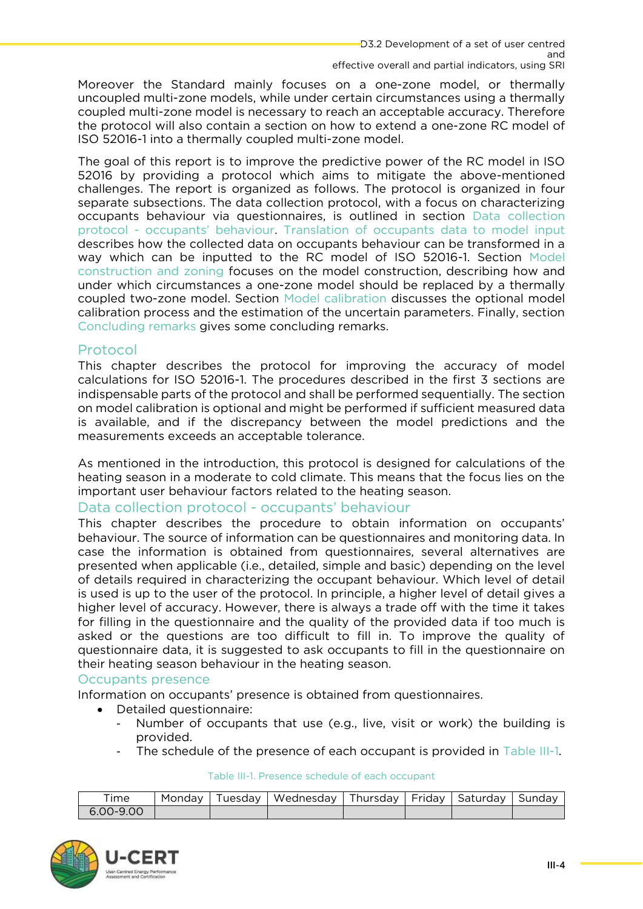Moreover the Standard mainly focuses on a one-zone model, or thermally uncoupled multi-zone models, while under certain circumstances using a thermally coupled multi-zone model is necessary to reach an acceptable accuracy. Therefore the protocol will also contain a section on how to extend a one-zone RC model of ISO 52016-1 into a thermally coupled multi-zone model.

The goal of this report is to improve the predictive power of the RC model in ISO 52016 by providing a protocol which aims to mitigate the above-mentioned challenges. The report is organized as follows. The protocol is organized in four separate subsections. The data collection protocol, with a focus on characterizing occupants behaviour via questionnaires, is outlined in section Data collection protocol - occupants' behaviour. Translation of occupants data to model input describes how the collected data on occupants behaviour can be transformed in a way which can be inputted to the RC model of ISO 52016-1. Section Model construction and zoning focuses on the model construction, describing how and under which circumstances a one-zone model should be replaced by a thermally coupled two-zone model. Section Model calibration discusses the optional model calibration process and the estimation of the uncertain parameters. Finally, section Concluding remarks gives some concluding remarks.

## Protocol

This chapter describes the protocol for improving the accuracy of model calculations for ISO 52016-1. The procedures described in the first 3 sections are indispensable parts of the protocol and shall be performed sequentially. The section on model calibration is optional and might be performed if sufficient measured data is available, and if the discrepancy between the model predictions and the measurements exceeds an acceptable tolerance.

As mentioned in the introduction, this protocol is designed for calculations of the heating season in a moderate to cold climate. This means that the focus lies on the important user behaviour factors related to the heating season.

### Data collection protocol - occupants' behaviour

This chapter describes the procedure to obtain information on occupants' behaviour. The source of information can be questionnaires and monitoring data. In case the information is obtained from questionnaires, several alternatives are presented when applicable (i.e., detailed, simple and basic) depending on the level of details required in characterizing the occupant behaviour. Which level of detail is used is up to the user of the protocol. In principle, a higher level of detail gives a higher level of accuracy. However, there is always a trade off with the time it takes for filling in the questionnaire and the quality of the provided data if too much is asked or the questions are too difficult to fill in. To improve the quality of questionnaire data, it is suggested to ask occupants to fill in the questionnaire on their heating season behaviour in the heating season.

#### Occupants presence

Information on occupants' presence is obtained from questionnaires.

- Detailed questionnaire:
  - Number of occupants that use (e.g., live, visit or work) the building is provided.
  - The schedule of the presence of each occupant is provided in Table III-1.

Table III-1. Presence schedule of each occupant

| Time | Monday | Tuesday | Wednesday | Thursday | Friday | Saturday | Sunday |
|---|---|---|---|---|---|---|---|
| 6.00-9.00 | | | | | | | |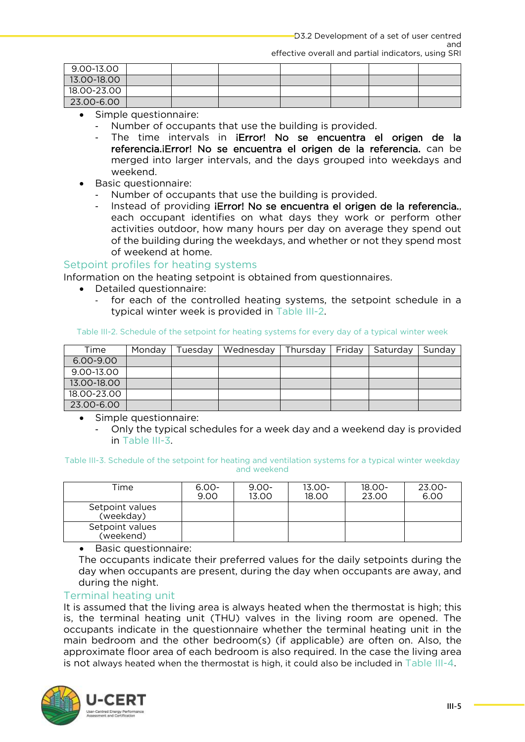| | | | | | | | |
|---|---|---|---|---|---|---|---|
| 9.00-13.00 | | | | | | | |
| 13.00-18.00 | | | | | | | |
| 18.00-23.00 | | | | | | | |
| 23.00-6.00 | | | | | | | |

- Simple questionnaire:
  - Number of occupants that use the building is provided.
  - The time intervals in **¡Error! No se encuentra el origen de la referencia.¡Error! No se encuentra el origen de la referencia.** can be merged into larger intervals, and the days grouped into weekdays and weekend.
- Basic questionnaire:
  - Number of occupants that use the building is provided.
  - Instead of providing **¡Error! No se encuentra el origen de la referencia.**, each occupant identifies on what days they work or perform other activities outdoor, how many hours per day on average they spend out of the building during the weekdays, and whether or not they spend most of weekend at home.

### Setpoint profiles for heating systems

Information on the heating setpoint is obtained from questionnaires.

- Detailed questionnaire:
  - for each of the controlled heating systems, the setpoint schedule in a typical winter week is provided in Table III-2.

Table III-2. Schedule of the setpoint for heating systems for every day of a typical winter week

| Time | Monday | Tuesday | Wednesday | Thursday | Friday | Saturday | Sunday |
|---|---|---|---|---|---|---|---|
| 6.00-9.00 | | | | | | | |
| 9.00-13.00 | | | | | | | |
| 13.00-18.00 | | | | | | | |
| 18.00-23.00 | | | | | | | |
| 23.00-6.00 | | | | | | | |

- Simple questionnaire:
  - Only the typical schedules for a week day and a weekend day is provided in Table III-3.

Table III-3. Schedule of the setpoint for heating and ventilation systems for a typical winter weekday and weekend

| Time | 6.00-9.00 | 9.00-13.00 | 13.00-18.00 | 18.00-23.00 | 23.00-6.00 |
|---|---|---|---|---|---|
| Setpoint values (weekday) | | | | | |
| Setpoint values (weekend) | | | | | |

- Basic questionnaire:

  The occupants indicate their preferred values for the daily setpoints during the day when occupants are present, during the day when occupants are away, and during the night.

### Terminal heating unit

It is assumed that the living area is always heated when the thermostat is high; this is, the terminal heating unit (THU) valves in the living room are opened. The occupants indicate in the questionnaire whether the terminal heating unit in the main bedroom and the other bedroom(s) (if applicable) are often on. Also, the approximate floor area of each bedroom is also required. In the case the living area is not always heated when the thermostat is high, it could also be included in Table III-4.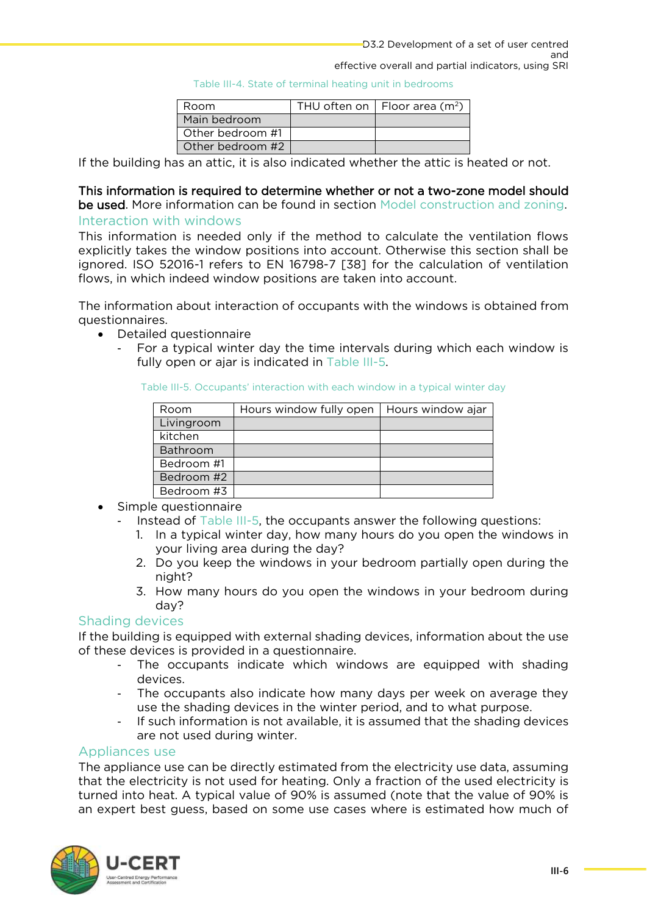Table III-4. State of terminal heating unit in bedrooms

| Room | THU often on | Floor area (m²) |
|---|---|---|
| Main bedroom | | |
| Other bedroom #1 | | |
| Other bedroom #2 | | |

If the building has an attic, it is also indicated whether the attic is heated or not.

**This information is required to determine whether or not a two-zone model should be used**. More information can be found in section Model construction and zoning.

### Interaction with windows

This information is needed only if the method to calculate the ventilation flows explicitly takes the window positions into account. Otherwise this section shall be ignored. ISO 52016-1 refers to EN 16798-7 [38] for the calculation of ventilation flows, in which indeed window positions are taken into account.

The information about interaction of occupants with the windows is obtained from questionnaires.

- Detailed questionnaire
  - For a typical winter day the time intervals during which each window is fully open or ajar is indicated in Table III-5.

Table III-5. Occupants' interaction with each window in a typical winter day

| Room | Hours window fully open | Hours window ajar |
|---|---|---|
| Livingroom | | |
| kitchen | | |
| Bathroom | | |
| Bedroom #1 | | |
| Bedroom #2 | | |
| Bedroom #3 | | |

- Simple questionnaire
  - Instead of Table III-5, the occupants answer the following questions:
    1. In a typical winter day, how many hours do you open the windows in your living area during the day?
    2. Do you keep the windows in your bedroom partially open during the night?
    3. How many hours do you open the windows in your bedroom during day?

### Shading devices

If the building is equipped with external shading devices, information about the use of these devices is provided in a questionnaire.

- The occupants indicate which windows are equipped with shading devices.
- The occupants also indicate how many days per week on average they use the shading devices in the winter period, and to what purpose.
- If such information is not available, it is assumed that the shading devices are not used during winter.

### Appliances use

The appliance use can be directly estimated from the electricity use data, assuming that the electricity is not used for heating. Only a fraction of the used electricity is turned into heat. A typical value of 90% is assumed (note that the value of 90% is an expert best guess, based on some use cases where is estimated how much of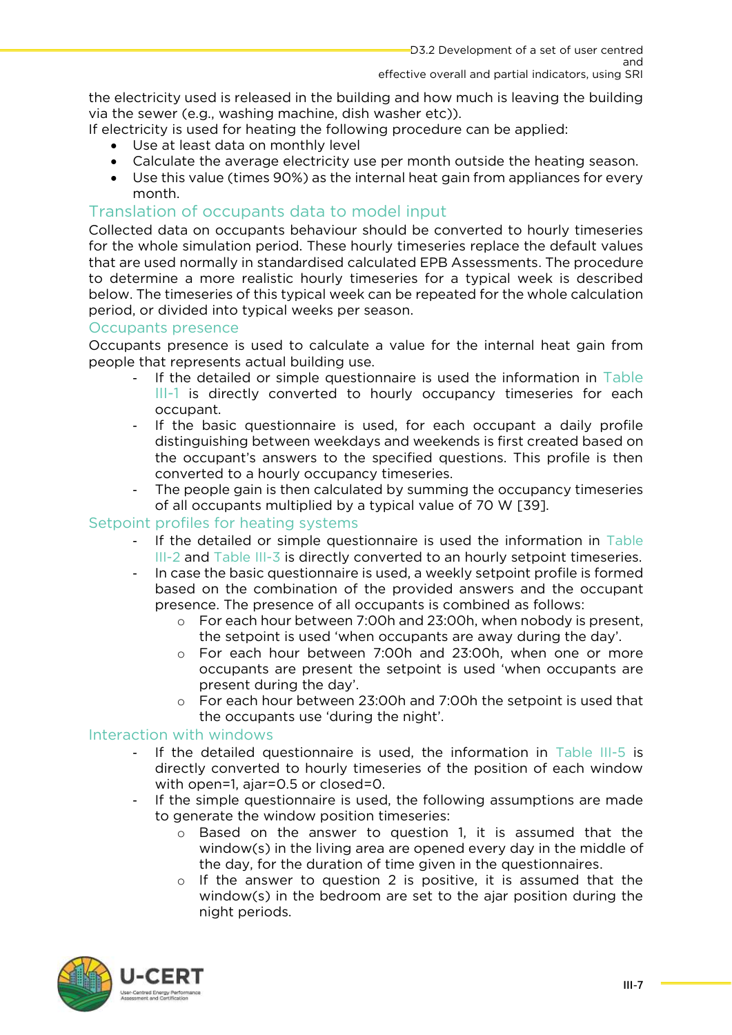the electricity used is released in the building and how much is leaving the building via the sewer (e.g., washing machine, dish washer etc)).
If electricity is used for heating the following procedure can be applied:

- Use at least data on monthly level
- Calculate the average electricity use per month outside the heating season.
- Use this value (times 90%) as the internal heat gain from appliances for every month.

## Translation of occupants data to model input

Collected data on occupants behaviour should be converted to hourly timeseries for the whole simulation period. These hourly timeseries replace the default values that are used normally in standardised calculated EPB Assessments. The procedure to determine a more realistic hourly timeseries for a typical week is described below. The timeseries of this typical week can be repeated for the whole calculation period, or divided into typical weeks per season.

### Occupants presence

Occupants presence is used to calculate a value for the internal heat gain from people that represents actual building use.

- If the detailed or simple questionnaire is used the information in Table III-1 is directly converted to hourly occupancy timeseries for each occupant.
- If the basic questionnaire is used, for each occupant a daily profile distinguishing between weekdays and weekends is first created based on the occupant's answers to the specified questions. This profile is then converted to a hourly occupancy timeseries.
- The people gain is then calculated by summing the occupancy timeseries of all occupants multiplied by a typical value of 70 W [39].

### Setpoint profiles for heating systems

- If the detailed or simple questionnaire is used the information in Table III-2 and Table III-3 is directly converted to an hourly setpoint timeseries.
- In case the basic questionnaire is used, a weekly setpoint profile is formed based on the combination of the provided answers and the occupant presence. The presence of all occupants is combined as follows:
  - For each hour between 7:00h and 23:00h, when nobody is present, the setpoint is used 'when occupants are away during the day'.
  - For each hour between 7:00h and 23:00h, when one or more occupants are present the setpoint is used 'when occupants are present during the day'.
  - For each hour between 23:00h and 7:00h the setpoint is used that the occupants use 'during the night'.

### Interaction with windows

- If the detailed questionnaire is used, the information in Table III-5 is directly converted to hourly timeseries of the position of each window with open=1, ajar=0.5 or closed=0.
- If the simple questionnaire is used, the following assumptions are made to generate the window position timeseries:
  - Based on the answer to question 1, it is assumed that the window(s) in the living area are opened every day in the middle of the day, for the duration of time given in the questionnaires.
  - If the answer to question 2 is positive, it is assumed that the window(s) in the bedroom are set to the ajar position during the night periods.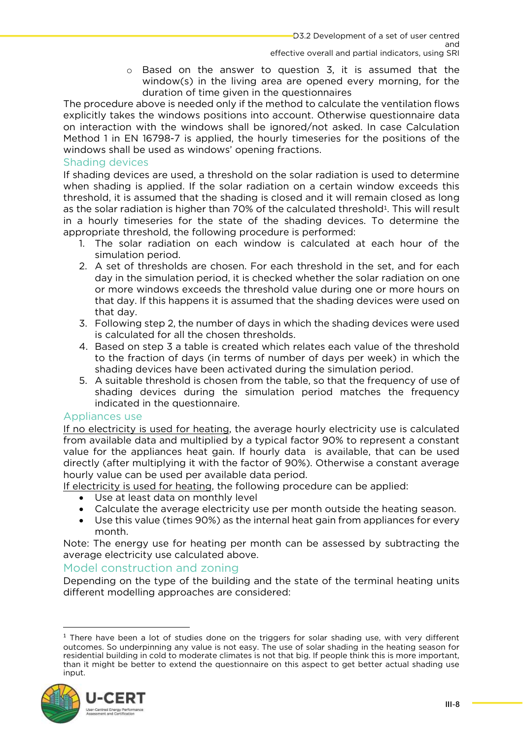- Based on the answer to question 3, it is assumed that the window(s) in the living area are opened every morning, for the duration of time given in the questionnaires

The procedure above is needed only if the method to calculate the ventilation flows explicitly takes the windows positions into account. Otherwise questionnaire data on interaction with the windows shall be ignored/not asked. In case Calculation Method 1 in EN 16798-7 is applied, the hourly timeseries for the positions of the windows shall be used as windows' opening fractions.

### Shading devices

If shading devices are used, a threshold on the solar radiation is used to determine when shading is applied. If the solar radiation on a certain window exceeds this threshold, it is assumed that the shading is closed and it will remain closed as long as the solar radiation is higher than 70% of the calculated threshold[1]. This will result in a hourly timeseries for the state of the shading devices. To determine the appropriate threshold, the following procedure is performed:

1. The solar radiation on each window is calculated at each hour of the simulation period.
2. A set of thresholds are chosen. For each threshold in the set, and for each day in the simulation period, it is checked whether the solar radiation on one or more windows exceeds the threshold value during one or more hours on that day. If this happens it is assumed that the shading devices were used on that day.
3. Following step 2, the number of days in which the shading devices were used is calculated for all the chosen thresholds.
4. Based on step 3 a table is created which relates each value of the threshold to the fraction of days (in terms of number of days per week) in which the shading devices have been activated during the simulation period.
5. A suitable threshold is chosen from the table, so that the frequency of use of shading devices during the simulation period matches the frequency indicated in the questionnaire.

### Appliances use

If no electricity is used for heating, the average hourly electricity use is calculated from available data and multiplied by a typical factor 90% to represent a constant value for the appliances heat gain. If hourly data is available, that can be used directly (after multiplying it with the factor of 90%). Otherwise a constant average hourly value can be used per available data period.

If electricity is used for heating, the following procedure can be applied:

- Use at least data on monthly level
- Calculate the average electricity use per month outside the heating season.
- Use this value (times 90%) as the internal heat gain from appliances for every month.

Note: The energy use for heating per month can be assessed by subtracting the average electricity use calculated above.

### Model construction and zoning

Depending on the type of the building and the state of the terminal heating units different modelling approaches are considered:

---

[1] There have been a lot of studies done on the triggers for solar shading use, with very different outcomes. So underpinning any value is not easy. The use of solar shading in the heating season for residential building in cold to moderate climates is not that big. If people think this is more important, than it might be better to extend the questionnaire on this aspect to get better actual shading use input.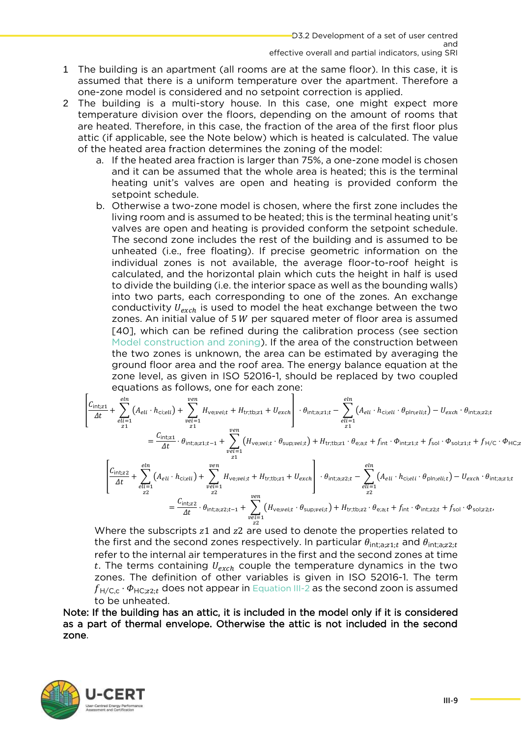1. The building is an apartment (all rooms are at the same floor). In this case, it is assumed that there is a uniform temperature over the apartment. Therefore a one-zone model is considered and no setpoint correction is applied.
2. The building is a multi-story house. In this case, one might expect more temperature division over the floors, depending on the amount of rooms that are heated. Therefore, in this case, the fraction of the area of the first floor plus attic (if applicable, see the Note below) which is heated is calculated. The value of the heated area fraction determines the zoning of the model:
   a. If the heated area fraction is larger than 75%, a one-zone model is chosen and it can be assumed that the whole area is heated; this is the terminal heating unit's valves are open and heating is provided conform the setpoint schedule.
   b. Otherwise a two-zone model is chosen, where the first zone includes the living room and is assumed to be heated; this is the terminal heating unit's valves are open and heating is provided conform the setpoint schedule. The second zone includes the rest of the building and is assumed to be unheated (i.e., free floating). If precise geometric information on the individual zones is not available, the average floor-to-roof height is calculated, and the horizontal plain which cuts the height in half is used to divide the building (i.e. the interior space as well as the bounding walls) into two parts, each corresponding to one of the zones. An exchange conductivity $U_{exch}$ is used to model the heat exchange between the two zones. An initial value of $5\,W$ per squared meter of floor area is assumed [40], which can be refined during the calibration process (see section Model construction and zoning). If the area of the construction between the two zones is unknown, the area can be estimated by averaging the ground floor area and the roof area. The energy balance equation at the zone level, as given in ISO 52016-1, should be replaced by two coupled equations as follows, one for each zone:

$$\left[\frac{C_{\text{int};z1}}{\Delta t} + \sum_{\substack{eli=1\\z1}}^{eln}\left(A_{eli}\cdot h_{\text{ci};eli}\right) + \sum_{\substack{vei=1\\z1}}^{ven} H_{\text{ve};vei;t} + H_{\text{tr;tb};z1} + U_{exch}\right]\cdot \theta_{\text{int;a};z1;t} - \sum_{\substack{eli=1\\z1}}^{eln}\left(A_{eli}\cdot h_{\text{ci};eli}\cdot \theta_{\text{pln};eli;t}\right) - U_{exch}\cdot \theta_{\text{int;a};z2;t}$$
$$= \frac{C_{\text{int};z1}}{\Delta t}\cdot \theta_{\text{int;a};z1;t-1} + \sum_{\substack{vei=1\\z1}}^{ven}\left(H_{\text{ve};vei;t}\cdot \theta_{\text{sup};vei;t}\right) + H_{\text{tr;tb};z1}\cdot \theta_{\text{e;a};t} + f_{\text{int}}\cdot \Phi_{\text{int};z1;t} + f_{\text{sol}}\cdot \Phi_{\text{sol};z1;t} + f_{\text{H/C}}\cdot \Phi_{\text{HC};z}$$

$$\left[\frac{C_{\text{int};z2}}{\Delta t} + \sum_{\substack{eli=1\\z2}}^{eln}\left(A_{eli}\cdot h_{\text{ci};eli}\right) + \sum_{\substack{vei=1\\z2}}^{ven} H_{\text{ve};vei;t} + H_{\text{tr;tb};z1} + U_{exch}\right]\cdot \theta_{\text{int;a};z2;t} - \sum_{\substack{eli=1\\z2}}^{eln}\left(A_{eli}\cdot h_{\text{ci};eli}\cdot \theta_{\text{pln};eli;t}\right) - U_{exch}\cdot \theta_{\text{int;a};z1;t}$$
$$= \frac{C_{\text{int};z2}}{\Delta t}\cdot \theta_{\text{int;a};z2;t-1} + \sum_{\substack{vei=1\\z2}}^{ven}\left(H_{\text{ve};vei;t}\cdot \theta_{\text{sup};vei;t}\right) + H_{\text{tr;tb};z2}\cdot \theta_{\text{e;a};t} + f_{\text{int}}\cdot \Phi_{\text{int};z2;t} + f_{\text{sol}}\cdot \Phi_{\text{sol};z2;t},$$

   Where the subscripts $z1$ and $z2$ are used to denote the properties related to the first and the second zones respectively. In particular $\theta_{\text{int;a};z1;t}$ and $\theta_{\text{int;a};z2;t}$ refer to the internal air temperatures in the first and the second zones at time $t$. The terms containing $U_{exch}$ couple the temperature dynamics in the two zones. The definition of other variables is given in ISO 52016-1. The term $f_{\text{H/C,c}}\cdot \Phi_{\text{HC};z2;t}$ does not appear in Equation III-2 as the second zoon is assumed to be unheated.

**Note: If the building has an attic, it is included in the model only if it is considered as a part of thermal envelope. Otherwise the attic is not included in the second zone.**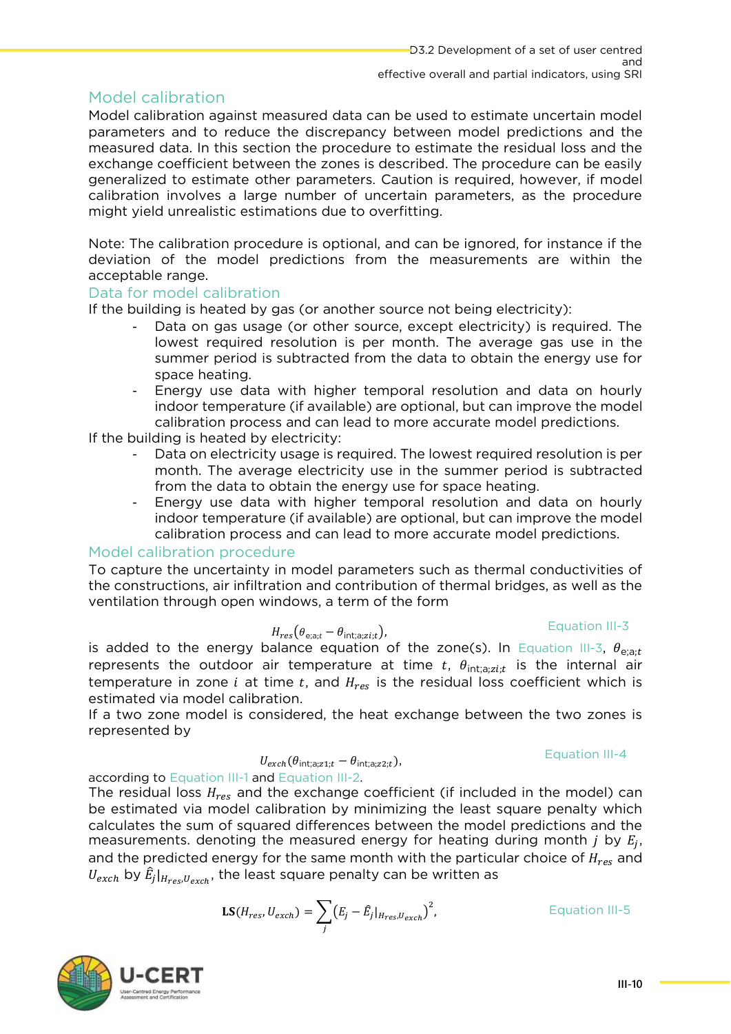## Model calibration

Model calibration against measured data can be used to estimate uncertain model parameters and to reduce the discrepancy between model predictions and the measured data. In this section the procedure to estimate the residual loss and the exchange coefficient between the zones is described. The procedure can be easily generalized to estimate other parameters. Caution is required, however, if model calibration involves a large number of uncertain parameters, as the procedure might yield unrealistic estimations due to overfitting.

Note: The calibration procedure is optional, and can be ignored, for instance if the deviation of the model predictions from the measurements are within the acceptable range.

### Data for model calibration

If the building is heated by gas (or another source not being electricity):

- Data on gas usage (or other source, except electricity) is required. The lowest required resolution is per month. The average gas use in the summer period is subtracted from the data to obtain the energy use for space heating.
- Energy use data with higher temporal resolution and data on hourly indoor temperature (if available) are optional, but can improve the model calibration process and can lead to more accurate model predictions.

If the building is heated by electricity:

- Data on electricity usage is required. The lowest required resolution is per month. The average electricity use in the summer period is subtracted from the data to obtain the energy use for space heating.
- Energy use data with higher temporal resolution and data on hourly indoor temperature (if available) are optional, but can improve the model calibration process and can lead to more accurate model predictions.

### Model calibration procedure

To capture the uncertainty in model parameters such as thermal conductivities of the constructions, air infiltration and contribution of thermal bridges, as well as the ventilation through open windows, a term of the form

$$H_{res}\left(\theta_{\mathrm{e;a};t} - \theta_{\mathrm{int;a};zi;t}\right), \qquad \text{Equation III-3}$$

is added to the energy balance equation of the zone(s). In Equation III-3, $\theta_{\mathrm{e;a};t}$ represents the outdoor air temperature at time $t$, $\theta_{\mathrm{int;a};zi;t}$ is the internal air temperature in zone $i$ at time $t$, and $H_{res}$ is the residual loss coefficient which is estimated via model calibration.

If a two zone model is considered, the heat exchange between the two zones is represented by

$$U_{exch}\left(\theta_{\mathrm{int;a};z1;t} - \theta_{\mathrm{int;a};z2;t}\right), \qquad \text{Equation III-4}$$

according to Equation III-1 and Equation III-2.

The residual loss $H_{res}$ and the exchange coefficient (if included in the model) can be estimated via model calibration by minimizing the least square penalty which calculates the sum of squared differences between the model predictions and the measurements. denoting the measured energy for heating during month $j$ by $E_j$, and the predicted energy for the same month with the particular choice of $H_{res}$ and $U_{exch}$ by $\hat{E}_j|_{H_{res},U_{exch}}$, the least square penalty can be written as

$$\mathbf{LS}(H_{res}, U_{exch}) = \sum_j \left(E_j - \hat{E}_j|_{H_{res},U_{exch}}\right)^2, \qquad \text{Equation III-5}$$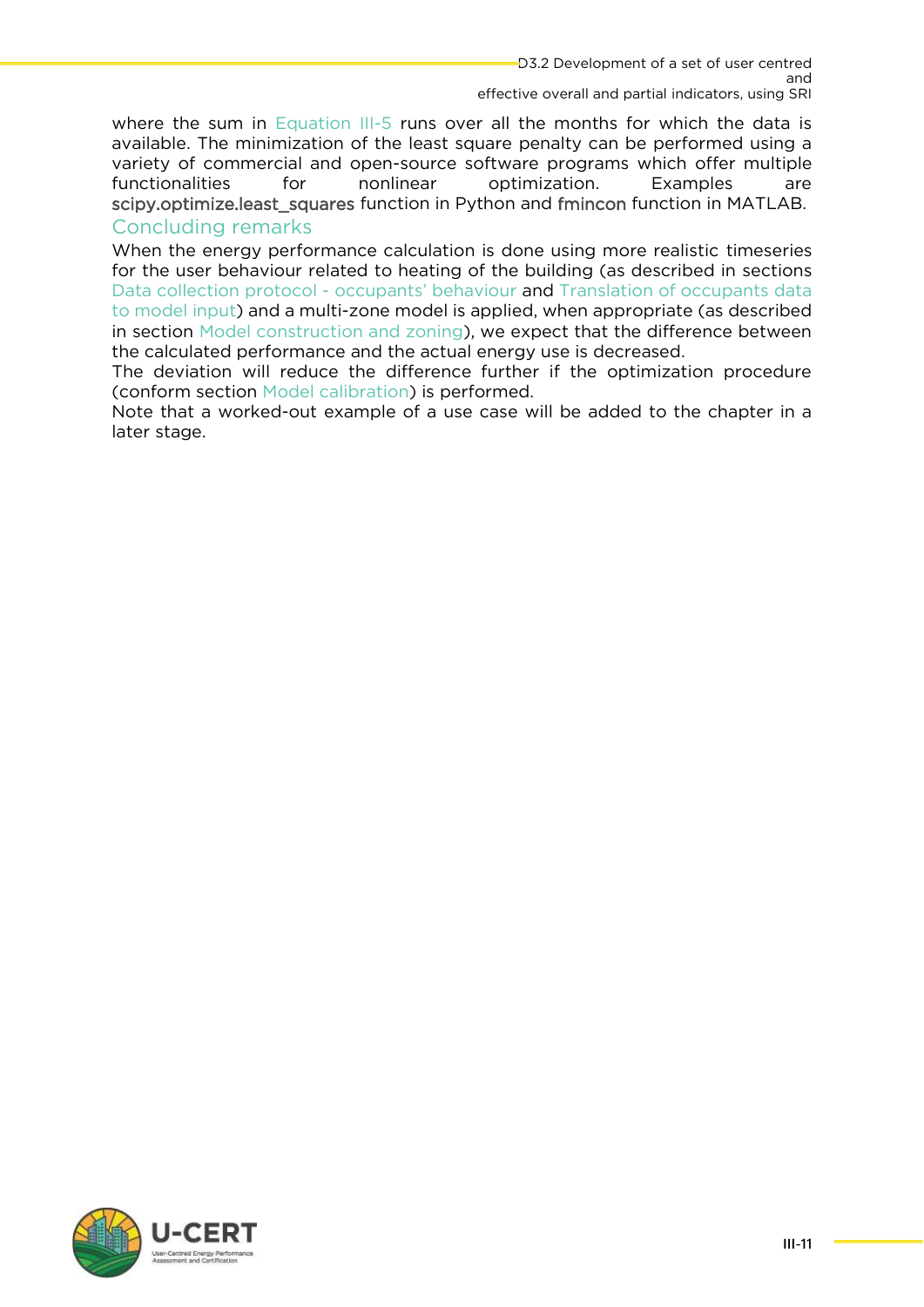where the sum in Equation III-5 runs over all the months for which the data is available. The minimization of the least square penalty can be performed using a variety of commercial and open-source software programs which offer multiple functionalities for nonlinear optimization. Examples are scipy.optimize.least_squares function in Python and fmincon function in MATLAB.

## Concluding remarks

When the energy performance calculation is done using more realistic timeseries for the user behaviour related to heating of the building (as described in sections Data collection protocol - occupants' behaviour and Translation of occupants data to model input) and a multi-zone model is applied, when appropriate (as described in section Model construction and zoning), we expect that the difference between the calculated performance and the actual energy use is decreased.

The deviation will reduce the difference further if the optimization procedure (conform section Model calibration) is performed.

Note that a worked-out example of a use case will be added to the chapter in a later stage.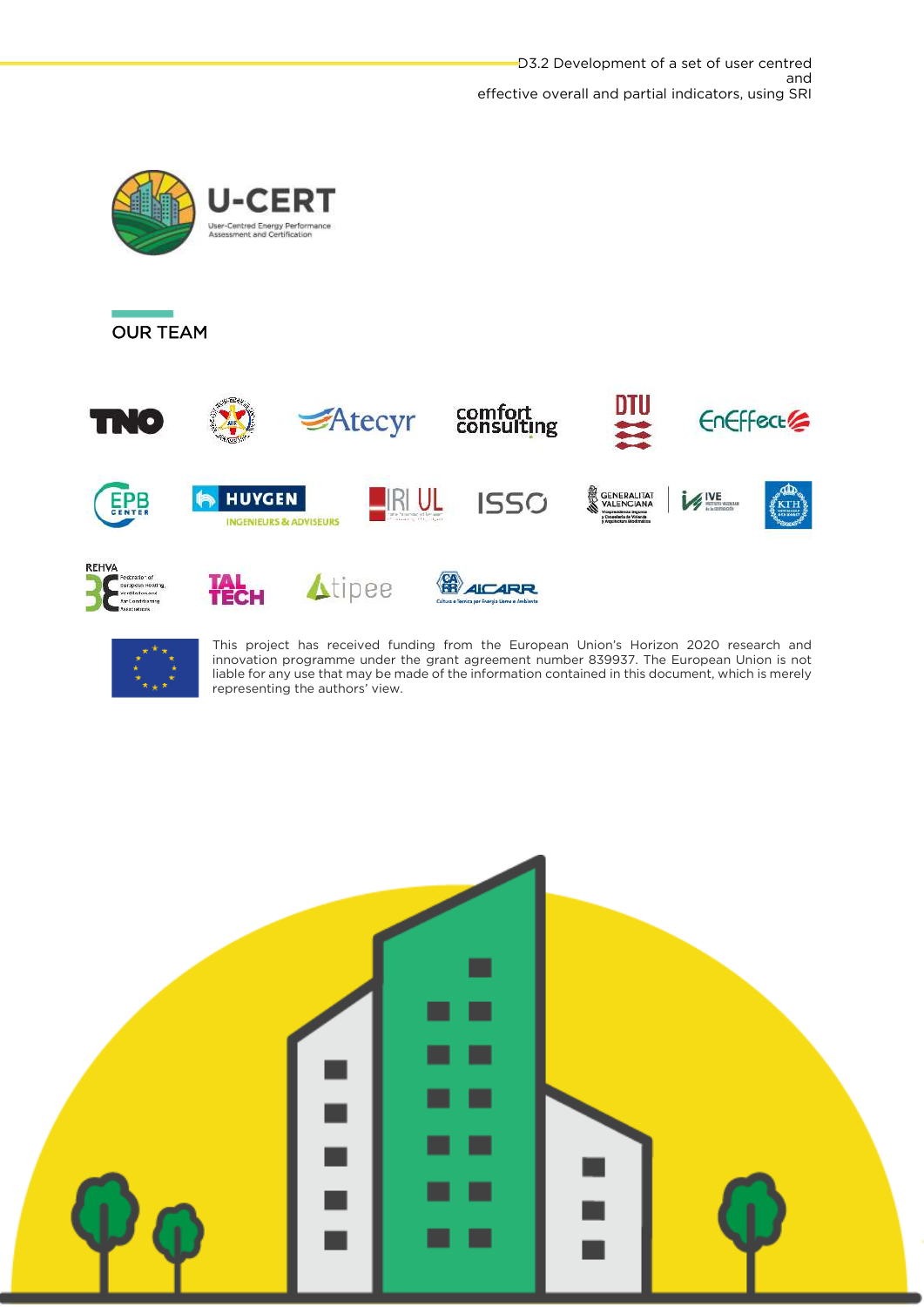U-CERT

User-Centred Energy Performance Assessment and Certification

## OUR TEAM

This project has received funding from the European Union's Horizon 2020 research and innovation programme under the grant agreement number 839937. The European Union is not liable for any use that may be made of the information contained in this document, which is merely representing the authors' view.